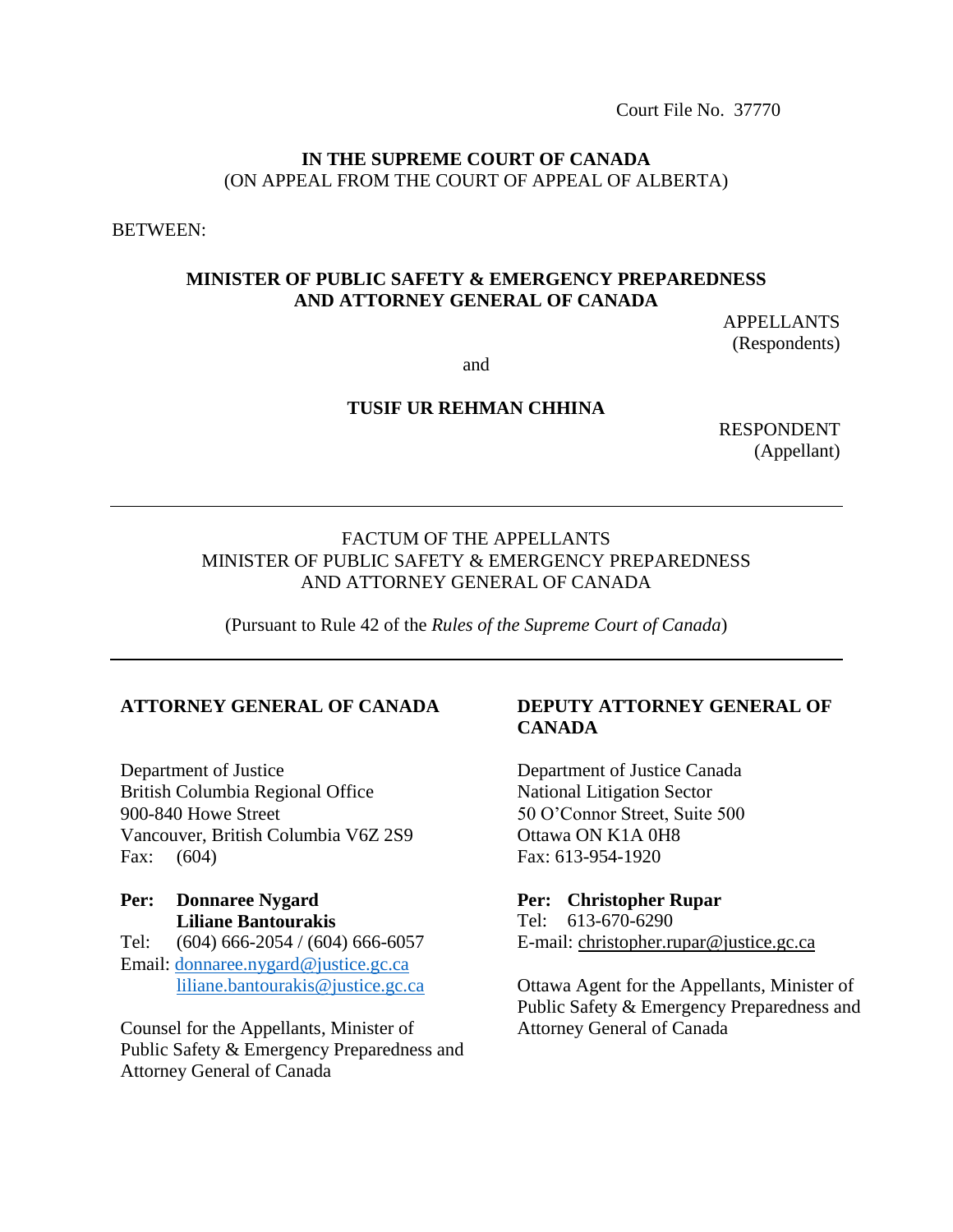Court File No. 37770

**IN THE SUPREME COURT OF CANADA**
(ON APPEAL FROM THE COURT OF APPEAL OF ALBERTA)

BETWEEN:

**MINISTER OF PUBLIC SAFETY & EMERGENCY PREPAREDNESS AND ATTORNEY GENERAL OF CANADA**

APPELLANTS
(Respondents)

and

**TUSIF UR REHMAN CHHINA**

RESPONDENT
(Appellant)

---

FACTUM OF THE APPELLANTS
MINISTER OF PUBLIC SAFETY & EMERGENCY PREPAREDNESS AND ATTORNEY GENERAL OF CANADA

(Pursuant to Rule 42 of the *Rules of the Supreme Court of Canada*)

---

**ATTORNEY GENERAL OF CANADA**

Department of Justice
British Columbia Regional Office
900-840 Howe Street
Vancouver, British Columbia V6Z 2S9
Fax: (604)

**Per: Donnaree Nygard**
**Liliane Bantourakis**
Tel: (604) 666-2054 / (604) 666-6057
Email: donnaree.nygard@justice.gc.ca
liliane.bantourakis@justice.gc.ca

Counsel for the Appellants, Minister of Public Safety & Emergency Preparedness and Attorney General of Canada

**DEPUTY ATTORNEY GENERAL OF CANADA**

Department of Justice Canada
National Litigation Sector
50 O'Connor Street, Suite 500
Ottawa ON K1A 0H8
Fax: 613-954-1920

**Per: Christopher Rupar**
Tel: 613-670-6290
E-mail: christopher.rupar@justice.gc.ca

Ottawa Agent for the Appellants, Minister of Public Safety & Emergency Preparedness and Attorney General of Canada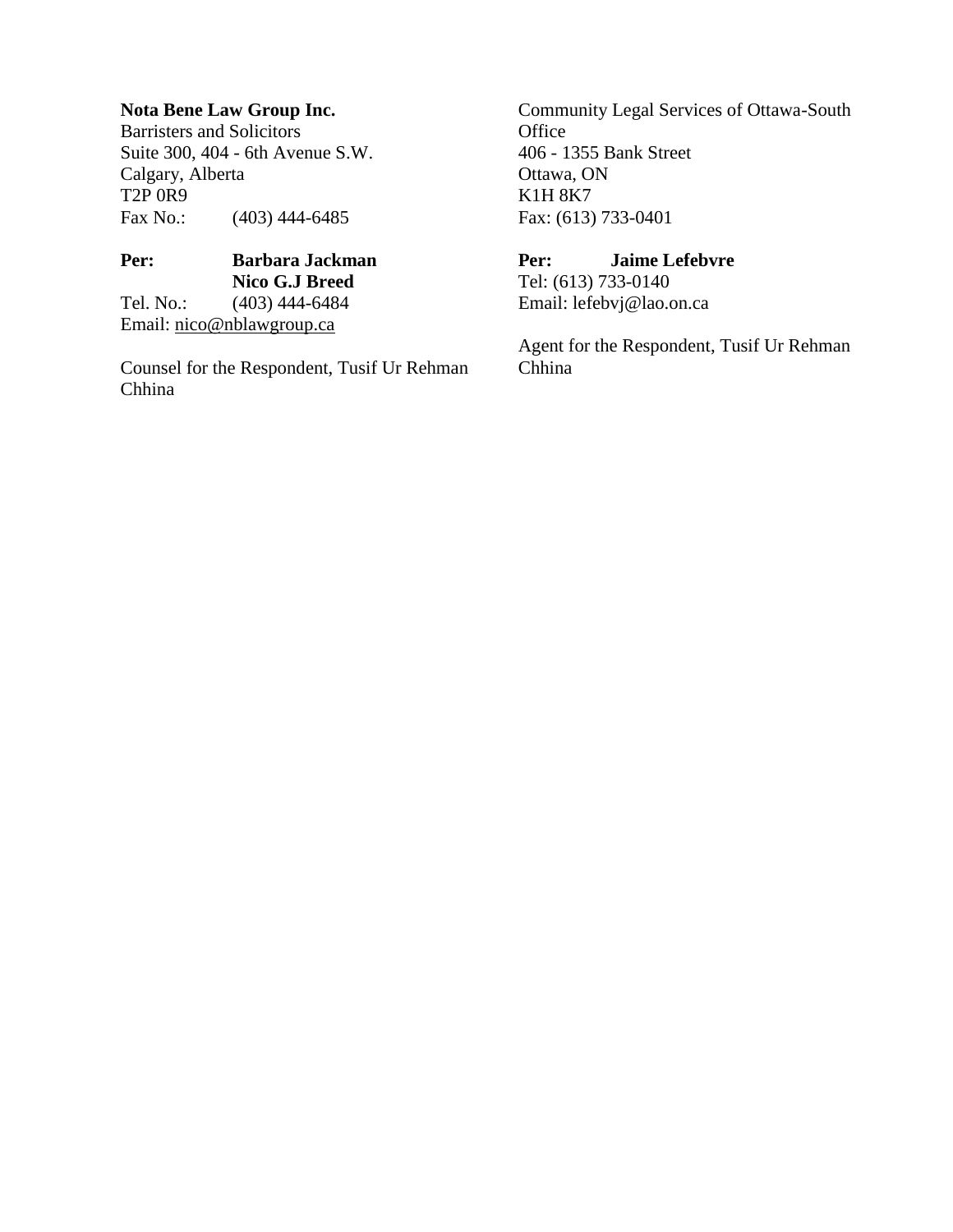**Nota Bene Law Group Inc.**
Barristers and Solicitors
Suite 300, 404 - 6th Avenue S.W.
Calgary, Alberta
T2P 0R9
Fax No.: (403) 444-6485

**Per: Barbara Jackman**
**Nico G.J Breed**
Tel. No.: (403) 444-6484
Email: nico@nblawgroup.ca

Counsel for the Respondent, Tusif Ur Rehman Chhina

Community Legal Services of Ottawa-South Office
406 - 1355 Bank Street
Ottawa, ON
K1H 8K7
Fax: (613) 733-0401

**Per: Jaime Lefebvre**
Tel: (613) 733-0140
Email: lefebvj@lao.on.ca

Agent for the Respondent, Tusif Ur Rehman Chhina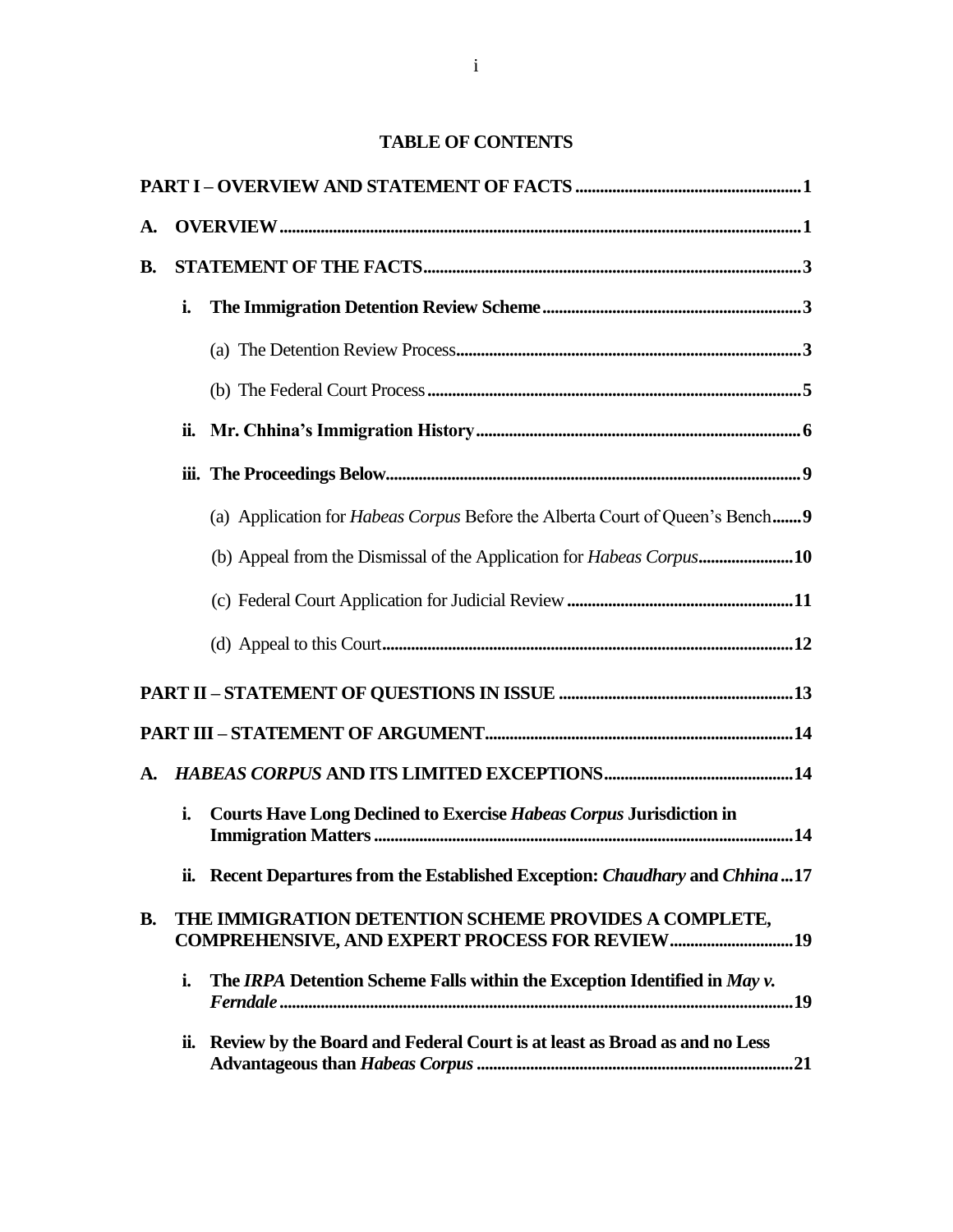# TABLE OF CONTENTS

**PART I – OVERVIEW AND STATEMENT OF FACTS** ..... **1**

**A. OVERVIEW** ..... **1**

**B. STATEMENT OF THE FACTS** ..... **3**

- **i. The Immigration Detention Review Scheme** ..... **3**
  - (a) The Detention Review Process ..... **3**
  - (b) The Federal Court Process ..... **5**
- **ii. Mr. Chhina's Immigration History** ..... **6**
- **iii. The Proceedings Below** ..... **9**
  - (a) Application for *Habeas Corpus* Before the Alberta Court of Queen's Bench ..... **9**
  - (b) Appeal from the Dismissal of the Application for *Habeas Corpus* ..... **10**
  - (c) Federal Court Application for Judicial Review ..... **11**
  - (d) Appeal to this Court ..... **12**

**PART II – STATEMENT OF QUESTIONS IN ISSUE** ..... **13**

**PART III – STATEMENT OF ARGUMENT** ..... **14**

**A. *HABEAS CORPUS* AND ITS LIMITED EXCEPTIONS** ..... **14**

- **i. Courts Have Long Declined to Exercise *Habeas Corpus* Jurisdiction in Immigration Matters** ..... **14**
- **ii. Recent Departures from the Established Exception: *Chaudhary* and *Chhina*** ..... **17**

**B. THE IMMIGRATION DETENTION SCHEME PROVIDES A COMPLETE, COMPREHENSIVE, AND EXPERT PROCESS FOR REVIEW** ..... **19**

- **i. The *IRPA* Detention Scheme Falls within the Exception Identified in *May v. Ferndale*** ..... **19**
- **ii. Review by the Board and Federal Court is at least as Broad as and no Less Advantageous than *Habeas Corpus*** ..... **21**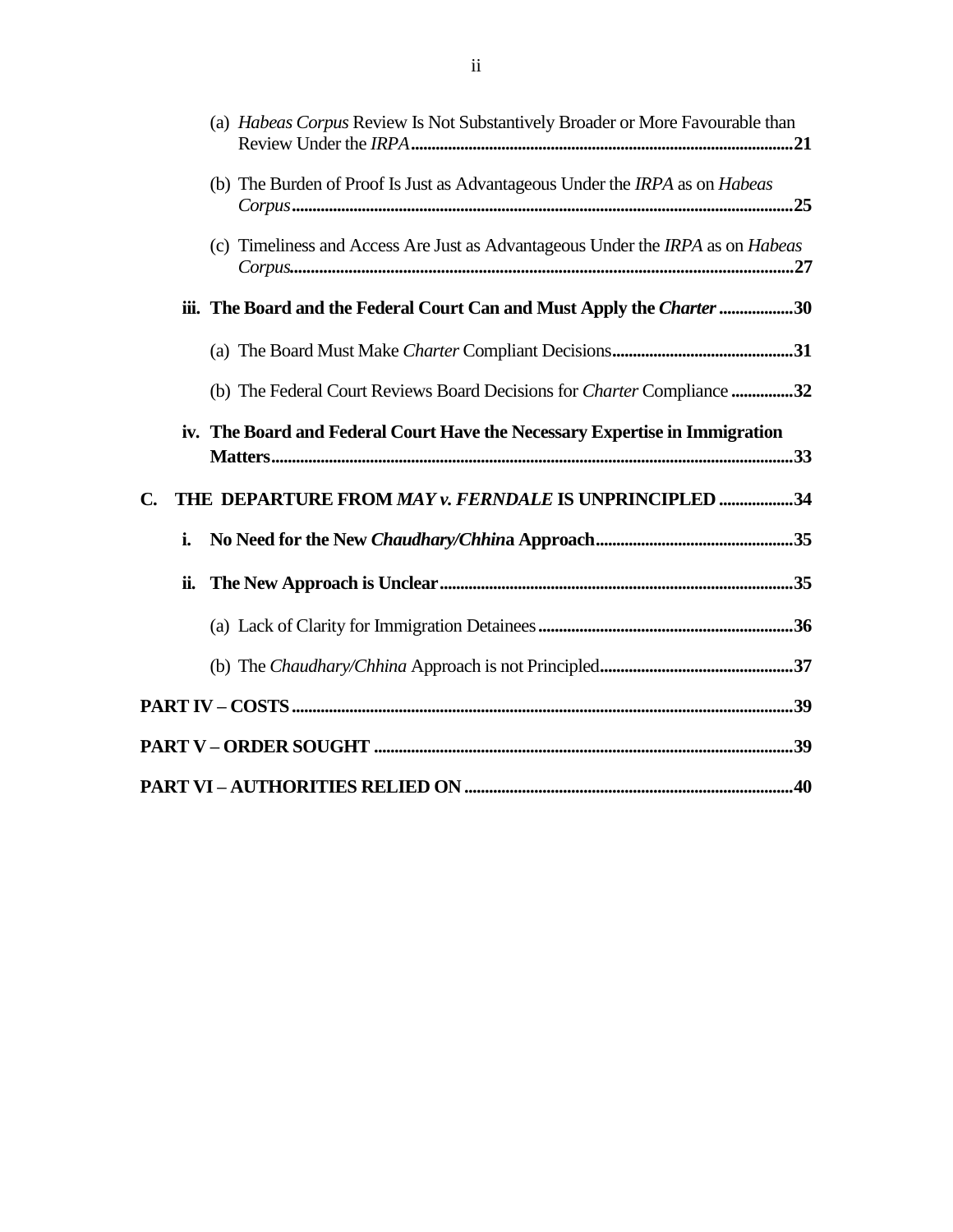(a) *Habeas Corpus* Review Is Not Substantively Broader or More Favourable than Review Under the *IRPA*.......................................................................................**21**

(b) The Burden of Proof Is Just as Advantageous Under the *IRPA* as on *Habeas Corpus*..........................................................................................................**25**

(c) Timeliness and Access Are Just as Advantageous Under the *IRPA* as on *Habeas Corpus*..........................................................................................................**27**

**iii. The Board and the Federal Court Can and Must Apply the *Charter* ..................30**

(a) The Board Must Make *Charter* Compliant Decisions.............................................**31**

(b) The Federal Court Reviews Board Decisions for *Charter* Compliance ...............**32**

**iv. The Board and Federal Court Have the Necessary Expertise in Immigration Matters..............................................................................................................33**

**C. THE DEPARTURE FROM *MAY v. FERNDALE* IS UNPRINCIPLED ..................34**

**i. No Need for the New *Chaudhary/Chhin*a Approach................................................35**

**ii. The New Approach is Unclear.....................................................................................35**

(a) Lack of Clarity for Immigration Detainees..............................................................**36**

(b) The *Chaudhary/Chhina* Approach is not Principled...............................................**37**

**PART IV – COSTS.........................................................................................................39**

**PART V – ORDER SOUGHT ......................................................................................39**

**PART VI – AUTHORITIES RELIED ON ................................................................40**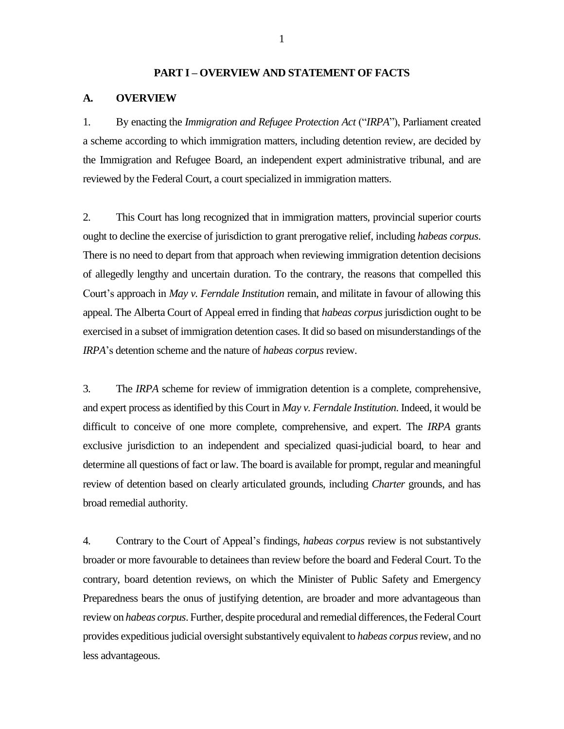## PART I – OVERVIEW AND STATEMENT OF FACTS

### A. OVERVIEW

1. By enacting the *Immigration and Refugee Protection Act* ("*IRPA*"), Parliament created a scheme according to which immigration matters, including detention review, are decided by the Immigration and Refugee Board, an independent expert administrative tribunal, and are reviewed by the Federal Court, a court specialized in immigration matters.

2. This Court has long recognized that in immigration matters, provincial superior courts ought to decline the exercise of jurisdiction to grant prerogative relief, including *habeas corpus*. There is no need to depart from that approach when reviewing immigration detention decisions of allegedly lengthy and uncertain duration. To the contrary, the reasons that compelled this Court's approach in *May v. Ferndale Institution* remain, and militate in favour of allowing this appeal. The Alberta Court of Appeal erred in finding that *habeas corpus* jurisdiction ought to be exercised in a subset of immigration detention cases. It did so based on misunderstandings of the *IRPA*'s detention scheme and the nature of *habeas corpus* review.

3. The *IRPA* scheme for review of immigration detention is a complete, comprehensive, and expert process as identified by this Court in *May v. Ferndale Institution*. Indeed, it would be difficult to conceive of one more complete, comprehensive, and expert. The *IRPA* grants exclusive jurisdiction to an independent and specialized quasi-judicial board, to hear and determine all questions of fact or law. The board is available for prompt, regular and meaningful review of detention based on clearly articulated grounds, including *Charter* grounds, and has broad remedial authority.

4. Contrary to the Court of Appeal's findings, *habeas corpus* review is not substantively broader or more favourable to detainees than review before the board and Federal Court. To the contrary, board detention reviews, on which the Minister of Public Safety and Emergency Preparedness bears the onus of justifying detention, are broader and more advantageous than review on *habeas corpus*. Further, despite procedural and remedial differences, the Federal Court provides expeditious judicial oversight substantively equivalent to *habeas corpus* review, and no less advantageous.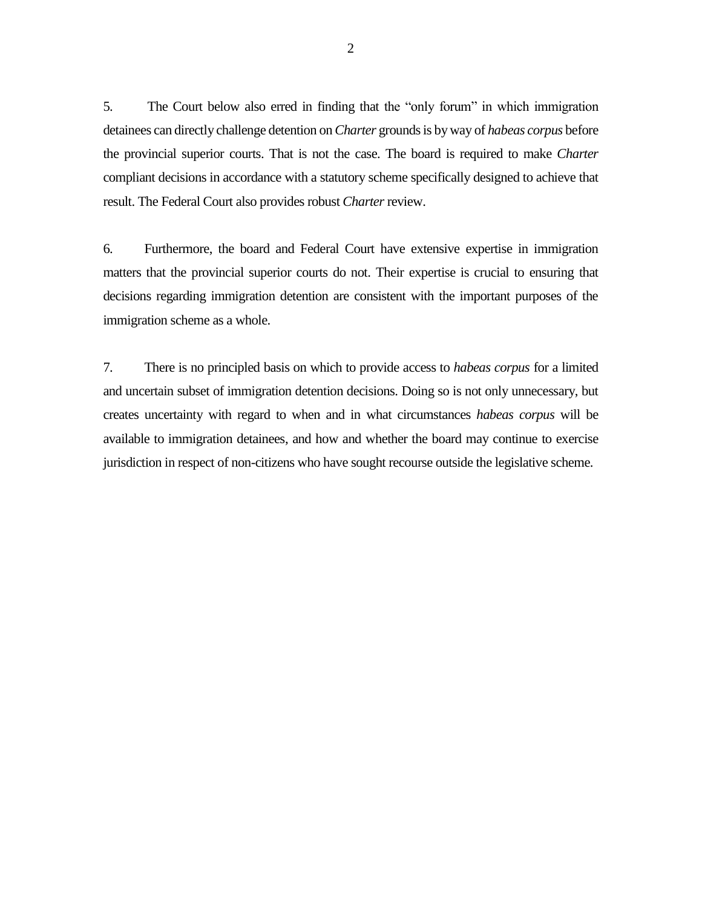5. The Court below also erred in finding that the "only forum" in which immigration detainees can directly challenge detention on *Charter* grounds is by way of *habeas corpus* before the provincial superior courts. That is not the case. The board is required to make *Charter* compliant decisions in accordance with a statutory scheme specifically designed to achieve that result. The Federal Court also provides robust *Charter* review.

6. Furthermore, the board and Federal Court have extensive expertise in immigration matters that the provincial superior courts do not. Their expertise is crucial to ensuring that decisions regarding immigration detention are consistent with the important purposes of the immigration scheme as a whole.

7. There is no principled basis on which to provide access to *habeas corpus* for a limited and uncertain subset of immigration detention decisions. Doing so is not only unnecessary, but creates uncertainty with regard to when and in what circumstances *habeas corpus* will be available to immigration detainees, and how and whether the board may continue to exercise jurisdiction in respect of non-citizens who have sought recourse outside the legislative scheme.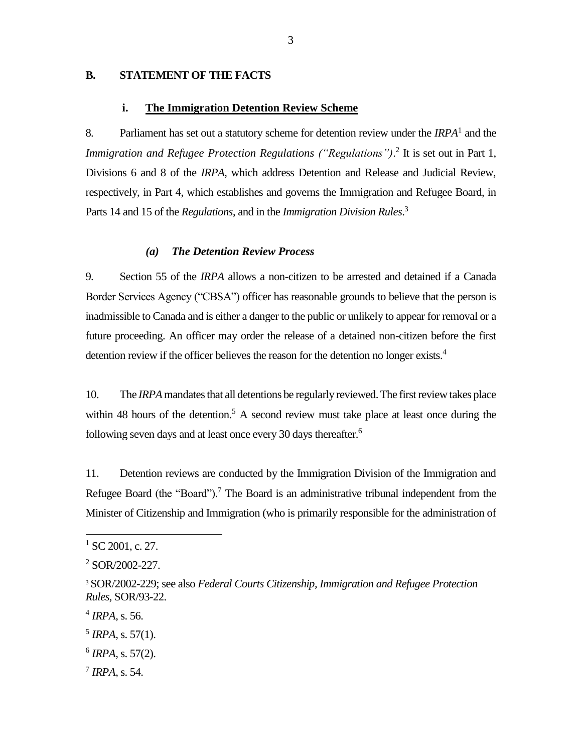## B. STATEMENT OF THE FACTS

### i. The Immigration Detention Review Scheme

8. Parliament has set out a statutory scheme for detention review under the *IRPA*[1] and the *Immigration and Refugee Protection Regulations ("Regulations")*.[2] It is set out in Part 1, Divisions 6 and 8 of the *IRPA*, which address Detention and Release and Judicial Review, respectively, in Part 4, which establishes and governs the Immigration and Refugee Board, in Parts 14 and 15 of the *Regulations*, and in the *Immigration Division Rules*.[3]

#### *(a) The Detention Review Process*

9. Section 55 of the *IRPA* allows a non-citizen to be arrested and detained if a Canada Border Services Agency ("CBSA") officer has reasonable grounds to believe that the person is inadmissible to Canada and is either a danger to the public or unlikely to appear for removal or a future proceeding. An officer may order the release of a detained non-citizen before the first detention review if the officer believes the reason for the detention no longer exists.[4]

10. The *IRPA* mandates that all detentions be regularly reviewed. The first review takes place within 48 hours of the detention.[5] A second review must take place at least once during the following seven days and at least once every 30 days thereafter.[6]

11. Detention reviews are conducted by the Immigration Division of the Immigration and Refugee Board (the "Board").[7] The Board is an administrative tribunal independent from the Minister of Citizenship and Immigration (who is primarily responsible for the administration of

---

[1] SC 2001, c. 27.

[2] SOR/2002-227.

[3] SOR/2002-229; see also *Federal Courts Citizenship, Immigration and Refugee Protection Rules*, SOR/93-22.

[4] *IRPA*, s. 56.

[5] *IRPA*, s. 57(1).

[6] *IRPA*, s. 57(2).

[7] *IRPA*, s. 54.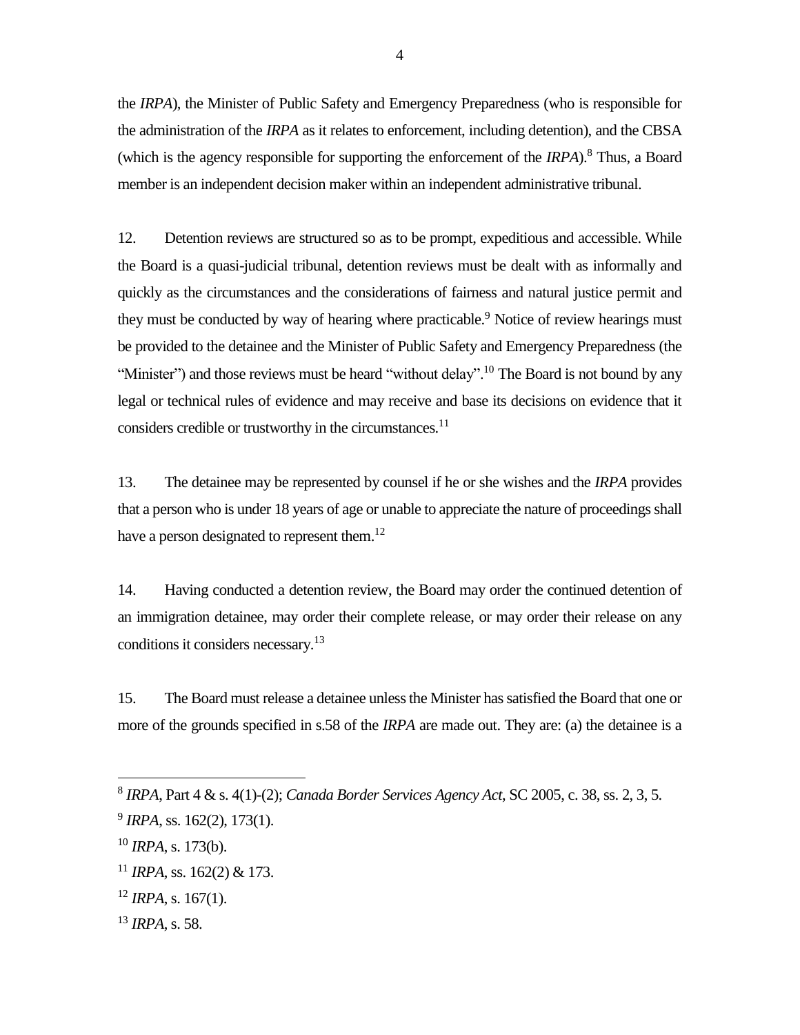the *IRPA*), the Minister of Public Safety and Emergency Preparedness (who is responsible for the administration of the *IRPA* as it relates to enforcement, including detention), and the CBSA (which is the agency responsible for supporting the enforcement of the *IRPA*).[8] Thus, a Board member is an independent decision maker within an independent administrative tribunal.

12. Detention reviews are structured so as to be prompt, expeditious and accessible. While the Board is a quasi-judicial tribunal, detention reviews must be dealt with as informally and quickly as the circumstances and the considerations of fairness and natural justice permit and they must be conducted by way of hearing where practicable.[9] Notice of review hearings must be provided to the detainee and the Minister of Public Safety and Emergency Preparedness (the "Minister") and those reviews must be heard "without delay".[10] The Board is not bound by any legal or technical rules of evidence and may receive and base its decisions on evidence that it considers credible or trustworthy in the circumstances.[11]

13. The detainee may be represented by counsel if he or she wishes and the *IRPA* provides that a person who is under 18 years of age or unable to appreciate the nature of proceedings shall have a person designated to represent them.[12]

14. Having conducted a detention review, the Board may order the continued detention of an immigration detainee, may order their complete release, or may order their release on any conditions it considers necessary.[13]

15. The Board must release a detainee unless the Minister has satisfied the Board that one or more of the grounds specified in s.58 of the *IRPA* are made out. They are: (a) the detainee is a

---

[8] *IRPA*, Part 4 & s. 4(1)-(2); *Canada Border Services Agency Act*, SC 2005, c. 38, ss. 2, 3, 5.

[9] *IRPA*, ss. 162(2), 173(1).

[10] *IRPA*, s. 173(b).

[11] *IRPA*, ss. 162(2) & 173.

[12] *IRPA*, s. 167(1).

[13] *IRPA*, s. 58.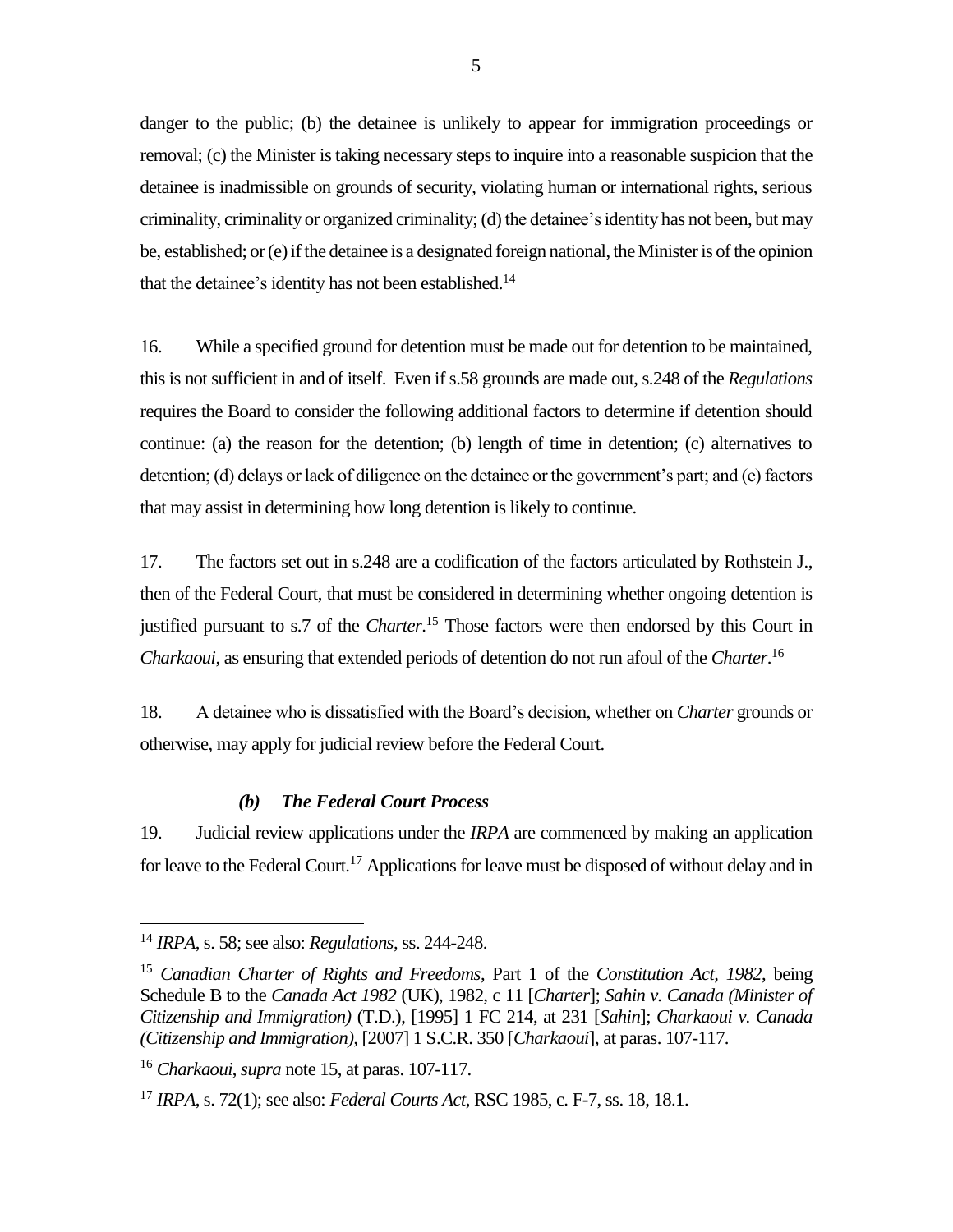danger to the public; (b) the detainee is unlikely to appear for immigration proceedings or removal; (c) the Minister is taking necessary steps to inquire into a reasonable suspicion that the detainee is inadmissible on grounds of security, violating human or international rights, serious criminality, criminality or organized criminality; (d) the detainee's identity has not been, but may be, established; or (e) if the detainee is a designated foreign national, the Minister is of the opinion that the detainee's identity has not been established.[14]

16. While a specified ground for detention must be made out for detention to be maintained, this is not sufficient in and of itself. Even if s.58 grounds are made out, s.248 of the *Regulations* requires the Board to consider the following additional factors to determine if detention should continue: (a) the reason for the detention; (b) length of time in detention; (c) alternatives to detention; (d) delays or lack of diligence on the detainee or the government's part; and (e) factors that may assist in determining how long detention is likely to continue.

17. The factors set out in s.248 are a codification of the factors articulated by Rothstein J., then of the Federal Court, that must be considered in determining whether ongoing detention is justified pursuant to s.7 of the *Charter*.[15] Those factors were then endorsed by this Court in *Charkaoui*, as ensuring that extended periods of detention do not run afoul of the *Charter*.[16]

18. A detainee who is dissatisfied with the Board's decision, whether on *Charter* grounds or otherwise, may apply for judicial review before the Federal Court.

### ***(b) The Federal Court Process***

19. Judicial review applications under the *IRPA* are commenced by making an application for leave to the Federal Court.[17] Applications for leave must be disposed of without delay and in

---

[14] *IRPA*, s. 58; see also: *Regulations*, ss. 244-248.

[15] *Canadian Charter of Rights and Freedoms*, Part 1 of the *Constitution Act, 1982*, being Schedule B to the *Canada Act 1982* (UK), 1982, c 11 [*Charter*]; *Sahin v. Canada (Minister of Citizenship and Immigration)* (T.D.), [1995] 1 FC 214, at 231 [*Sahin*]; *Charkaoui v. Canada (Citizenship and Immigration)*, [2007] 1 S.C.R. 350 [*Charkaoui*], at paras. 107-117.

[16] *Charkaoui*, *supra* note 15, at paras. 107-117.

[17] *IRPA*, s. 72(1); see also: *Federal Courts Act*, RSC 1985, c. F-7, ss. 18, 18.1.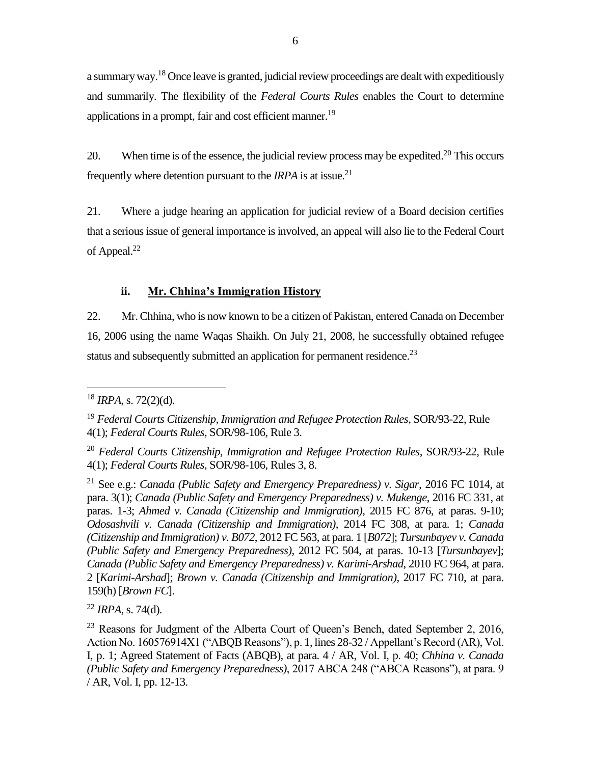a summary way.[18] Once leave is granted, judicial review proceedings are dealt with expeditiously and summarily. The flexibility of the *Federal Courts Rules* enables the Court to determine applications in a prompt, fair and cost efficient manner.[19]

20. When time is of the essence, the judicial review process may be expedited.[20] This occurs frequently where detention pursuant to the *IRPA* is at issue.[21]

21. Where a judge hearing an application for judicial review of a Board decision certifies that a serious issue of general importance is involved, an appeal will also lie to the Federal Court of Appeal.[22]

### ii. Mr. Chhina's Immigration History

22. Mr. Chhina, who is now known to be a citizen of Pakistan, entered Canada on December 16, 2006 using the name Waqas Shaikh. On July 21, 2008, he successfully obtained refugee status and subsequently submitted an application for permanent residence.[23]

---

[18] *IRPA*, s. 72(2)(d).

[19] *Federal Courts Citizenship, Immigration and Refugee Protection Rules*, SOR/93-22, Rule 4(1); *Federal Courts Rules*, SOR/98-106, Rule 3.

[20] *Federal Courts Citizenship, Immigration and Refugee Protection Rules*, SOR/93-22, Rule 4(1); *Federal Courts Rules*, SOR/98-106, Rules 3, 8.

[21] See e.g.: *Canada (Public Safety and Emergency Preparedness) v. Sigar*, 2016 FC 1014, at para. 3(1); *Canada (Public Safety and Emergency Preparedness) v. Mukenge*, 2016 FC 331, at paras. 1-3; *Ahmed v. Canada (Citizenship and Immigration)*, 2015 FC 876, at paras. 9-10; *Odosashvili v. Canada (Citizenship and Immigration)*, 2014 FC 308, at para. 1; *Canada (Citizenship and Immigration) v. B072*, 2012 FC 563, at para. 1 [*B072*]; *Tursunbayev v. Canada (Public Safety and Emergency Preparedness)*, 2012 FC 504, at paras. 10-13 [*Tursunbayev*]; *Canada (Public Safety and Emergency Preparedness) v. Karimi-Arshad*, 2010 FC 964, at para. 2 [*Karimi-Arshad*]; *Brown v. Canada (Citizenship and Immigration)*, 2017 FC 710, at para. 159(h) [*Brown FC*].

[22] *IRPA*, s. 74(d).

[23] Reasons for Judgment of the Alberta Court of Queen's Bench, dated September 2, 2016, Action No. 160576914X1 ("ABQB Reasons"), p. 1, lines 28-32 / Appellant's Record (AR), Vol. I, p. 1; Agreed Statement of Facts (ABQB), at para. 4 / AR, Vol. I, p. 40; *Chhina v. Canada (Public Safety and Emergency Preparedness)*, 2017 ABCA 248 ("ABCA Reasons"), at para. 9 / AR, Vol. I, pp. 12-13.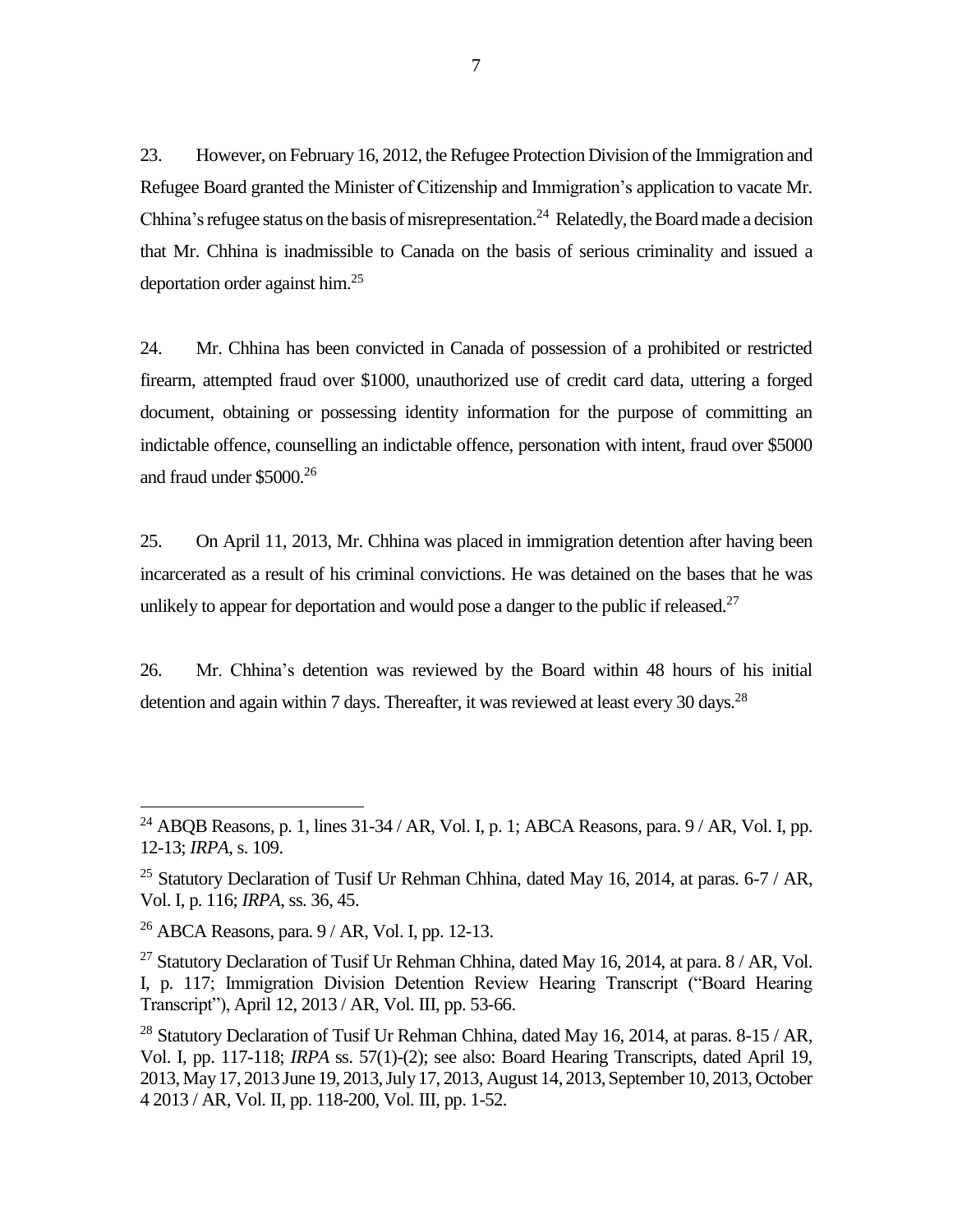23. However, on February 16, 2012, the Refugee Protection Division of the Immigration and Refugee Board granted the Minister of Citizenship and Immigration's application to vacate Mr. Chhina's refugee status on the basis of misrepresentation.[24] Relatedly, the Board made a decision that Mr. Chhina is inadmissible to Canada on the basis of serious criminality and issued a deportation order against him.[25]

24. Mr. Chhina has been convicted in Canada of possession of a prohibited or restricted firearm, attempted fraud over $1000, unauthorized use of credit card data, uttering a forged document, obtaining or possessing identity information for the purpose of committing an indictable offence, counselling an indictable offence, personation with intent, fraud over $5000 and fraud under $5000.[26]

25. On April 11, 2013, Mr. Chhina was placed in immigration detention after having been incarcerated as a result of his criminal convictions. He was detained on the bases that he was unlikely to appear for deportation and would pose a danger to the public if released.[27]

26. Mr. Chhina's detention was reviewed by the Board within 48 hours of his initial detention and again within 7 days. Thereafter, it was reviewed at least every 30 days.[28]

---

[24] ABQB Reasons, p. 1, lines 31-34 / AR, Vol. I, p. 1; ABCA Reasons, para. 9 / AR, Vol. I, pp. 12-13; *IRPA*, s. 109.

[25] Statutory Declaration of Tusif Ur Rehman Chhina, dated May 16, 2014, at paras. 6-7 / AR, Vol. I, p. 116; *IRPA*, ss. 36, 45.

[26] ABCA Reasons, para. 9 / AR, Vol. I, pp. 12-13.

[27] Statutory Declaration of Tusif Ur Rehman Chhina, dated May 16, 2014, at para. 8 / AR, Vol. I, p. 117; Immigration Division Detention Review Hearing Transcript ("Board Hearing Transcript"), April 12, 2013 / AR, Vol. III, pp. 53-66.

[28] Statutory Declaration of Tusif Ur Rehman Chhina, dated May 16, 2014, at paras. 8-15 / AR, Vol. I, pp. 117-118; *IRPA* ss. 57(1)-(2); see also: Board Hearing Transcripts, dated April 19, 2013, May 17, 2013 June 19, 2013, July 17, 2013, August 14, 2013, September 10, 2013, October 4 2013 / AR, Vol. II, pp. 118-200, Vol. III, pp. 1-52.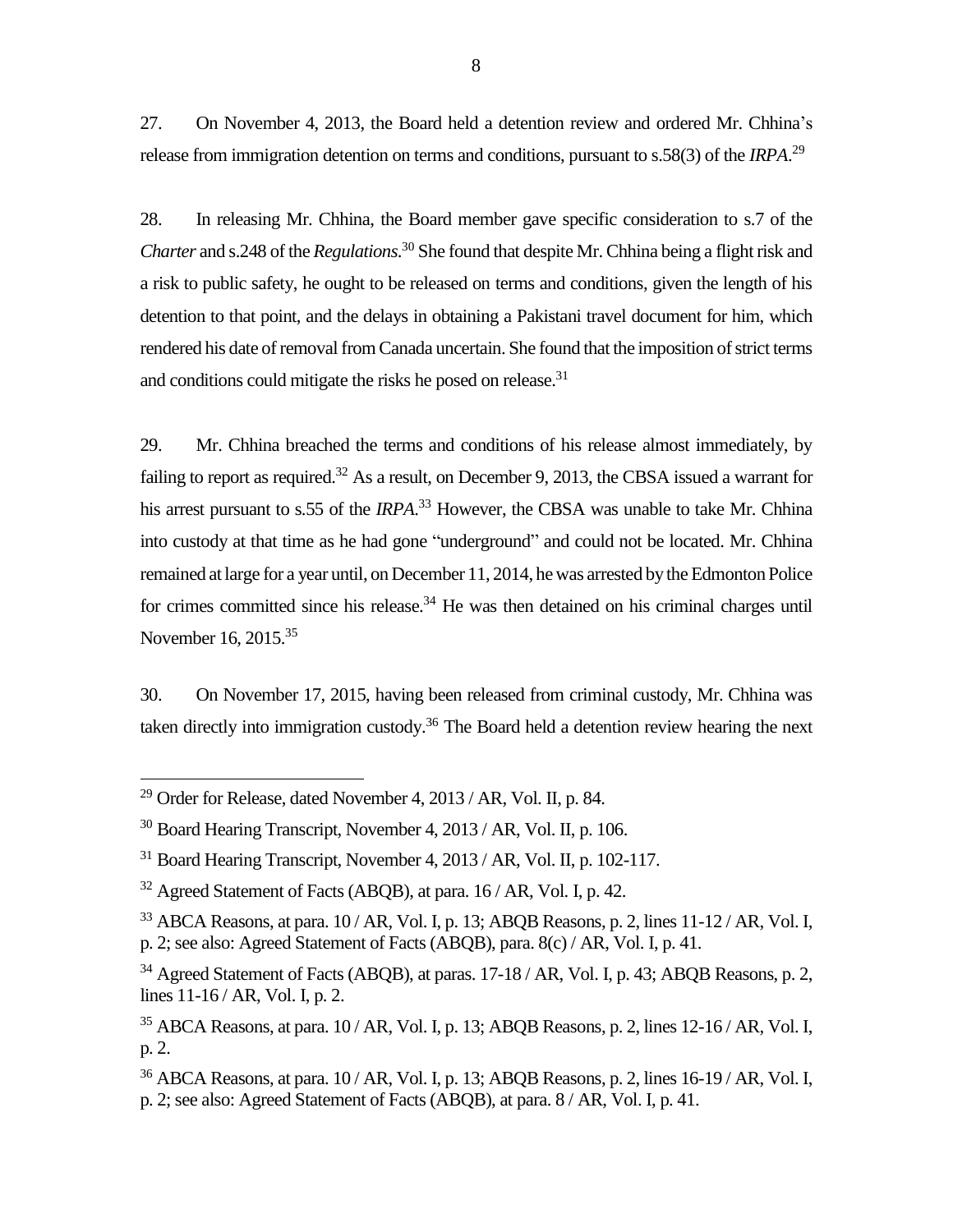27. On November 4, 2013, the Board held a detention review and ordered Mr. Chhina's release from immigration detention on terms and conditions, pursuant to s.58(3) of the *IRPA*.[29]

28. In releasing Mr. Chhina, the Board member gave specific consideration to s.7 of the *Charter* and s.248 of the *Regulations*.[30] She found that despite Mr. Chhina being a flight risk and a risk to public safety, he ought to be released on terms and conditions, given the length of his detention to that point, and the delays in obtaining a Pakistani travel document for him, which rendered his date of removal from Canada uncertain. She found that the imposition of strict terms and conditions could mitigate the risks he posed on release.[31]

29. Mr. Chhina breached the terms and conditions of his release almost immediately, by failing to report as required.[32] As a result, on December 9, 2013, the CBSA issued a warrant for his arrest pursuant to s.55 of the *IRPA*.[33] However, the CBSA was unable to take Mr. Chhina into custody at that time as he had gone "underground" and could not be located. Mr. Chhina remained at large for a year until, on December 11, 2014, he was arrested by the Edmonton Police for crimes committed since his release.[34] He was then detained on his criminal charges until November 16, 2015.[35]

30. On November 17, 2015, having been released from criminal custody, Mr. Chhina was taken directly into immigration custody.[36] The Board held a detention review hearing the next

---

[29] Order for Release, dated November 4, 2013 / AR, Vol. II, p. 84.

[30] Board Hearing Transcript, November 4, 2013 / AR, Vol. II, p. 106.

[31] Board Hearing Transcript, November 4, 2013 / AR, Vol. II, p. 102-117.

[32] Agreed Statement of Facts (ABQB), at para. 16 / AR, Vol. I, p. 42.

[33] ABCA Reasons, at para. 10 / AR, Vol. I, p. 13; ABQB Reasons, p. 2, lines 11-12 / AR, Vol. I, p. 2; see also: Agreed Statement of Facts (ABQB), para. 8(c) / AR, Vol. I, p. 41.

[34] Agreed Statement of Facts (ABQB), at paras. 17-18 / AR, Vol. I, p. 43; ABQB Reasons, p. 2, lines 11-16 / AR, Vol. I, p. 2.

[35] ABCA Reasons, at para. 10 / AR, Vol. I, p. 13; ABQB Reasons, p. 2, lines 12-16 / AR, Vol. I, p. 2.

[36] ABCA Reasons, at para. 10 / AR, Vol. I, p. 13; ABQB Reasons, p. 2, lines 16-19 / AR, Vol. I, p. 2; see also: Agreed Statement of Facts (ABQB), at para. 8 / AR, Vol. I, p. 41.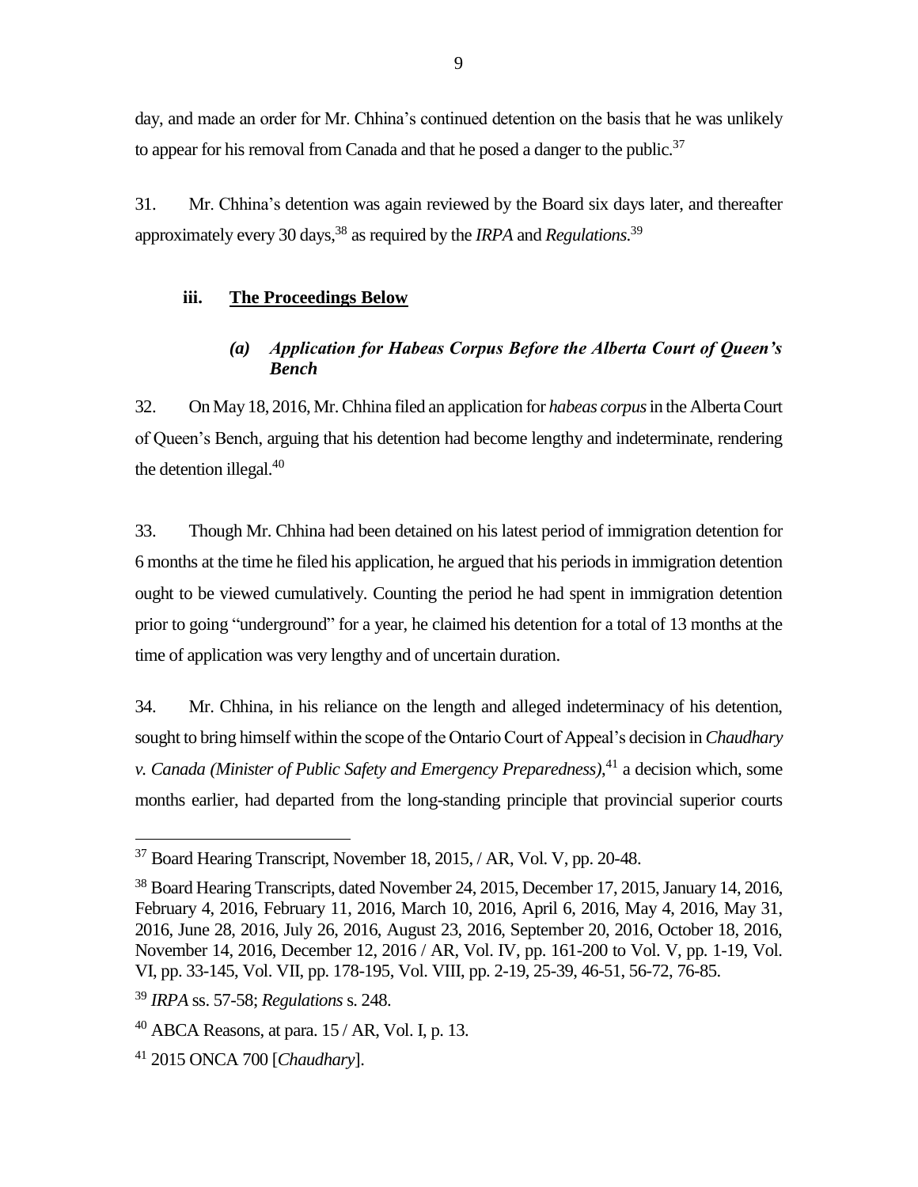day, and made an order for Mr. Chhina's continued detention on the basis that he was unlikely to appear for his removal from Canada and that he posed a danger to the public.[37]

31. Mr. Chhina's detention was again reviewed by the Board six days later, and thereafter approximately every 30 days,[38] as required by the *IRPA* and *Regulations*.[39]

### iii. <u>The Proceedings Below</u>

#### *(a) Application for Habeas Corpus Before the Alberta Court of Queen's Bench*

32. On May 18, 2016, Mr. Chhina filed an application for *habeas corpus* in the Alberta Court of Queen's Bench, arguing that his detention had become lengthy and indeterminate, rendering the detention illegal.[40]

33. Though Mr. Chhina had been detained on his latest period of immigration detention for 6 months at the time he filed his application, he argued that his periods in immigration detention ought to be viewed cumulatively. Counting the period he had spent in immigration detention prior to going "underground" for a year, he claimed his detention for a total of 13 months at the time of application was very lengthy and of uncertain duration.

34. Mr. Chhina, in his reliance on the length and alleged indeterminacy of his detention, sought to bring himself within the scope of the Ontario Court of Appeal's decision in *Chaudhary v. Canada (Minister of Public Safety and Emergency Preparedness)*,[41] a decision which, some months earlier, had departed from the long-standing principle that provincial superior courts

---

[37] Board Hearing Transcript, November 18, 2015, / AR, Vol. V, pp. 20-48.

[38] Board Hearing Transcripts, dated November 24, 2015, December 17, 2015, January 14, 2016, February 4, 2016, February 11, 2016, March 10, 2016, April 6, 2016, May 4, 2016, May 31, 2016, June 28, 2016, July 26, 2016, August 23, 2016, September 20, 2016, October 18, 2016, November 14, 2016, December 12, 2016 / AR, Vol. IV, pp. 161-200 to Vol. V, pp. 1-19, Vol. VI, pp. 33-145, Vol. VII, pp. 178-195, Vol. VIII, pp. 2-19, 25-39, 46-51, 56-72, 76-85.

[39] *IRPA* ss. 57-58; *Regulations* s. 248.

[40] ABCA Reasons, at para. 15 / AR, Vol. I, p. 13.

[41] 2015 ONCA 700 [*Chaudhary*].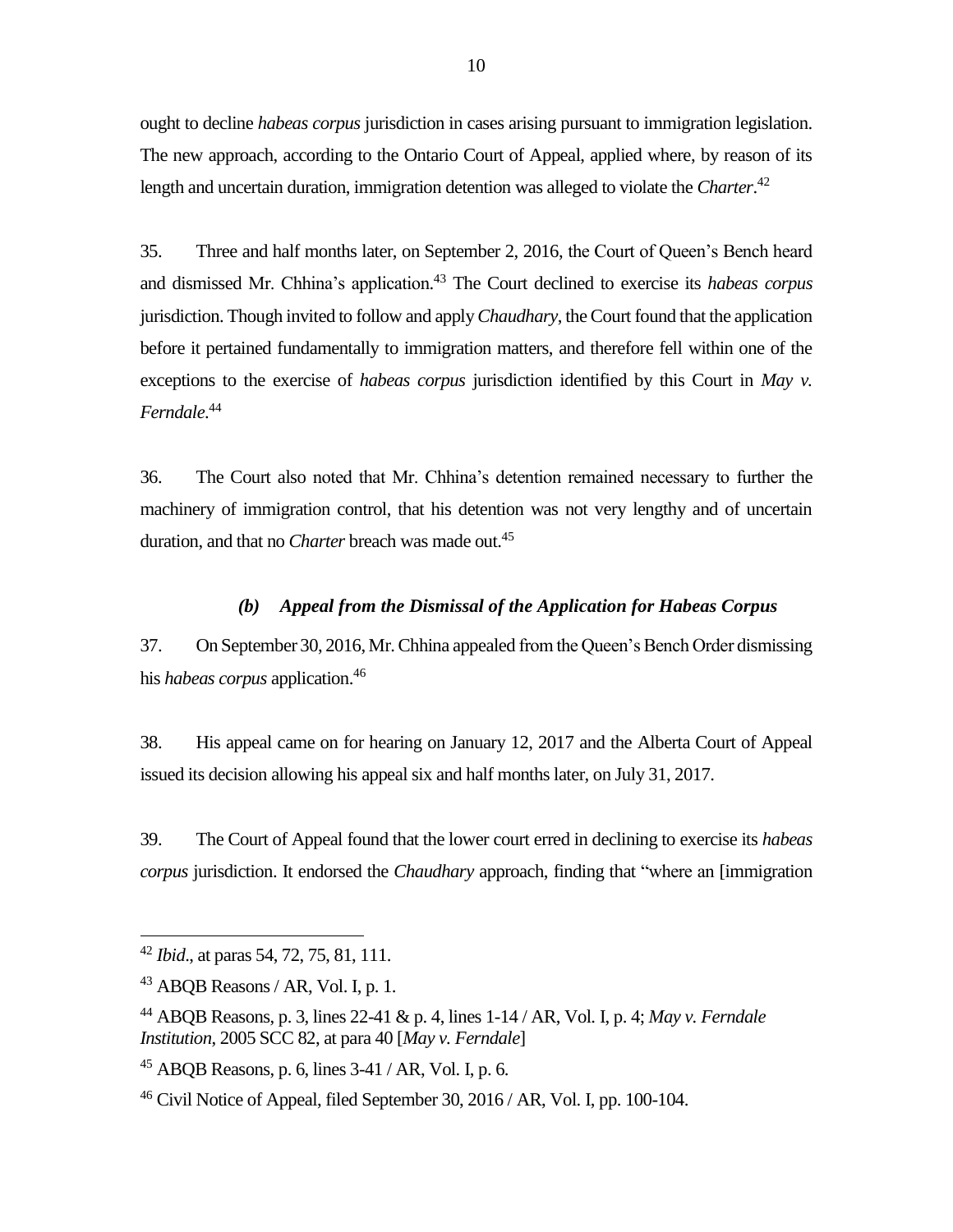ought to decline *habeas corpus* jurisdiction in cases arising pursuant to immigration legislation. The new approach, according to the Ontario Court of Appeal, applied where, by reason of its length and uncertain duration, immigration detention was alleged to violate the *Charter*.[42]

35. Three and half months later, on September 2, 2016, the Court of Queen's Bench heard and dismissed Mr. Chhina's application.[43] The Court declined to exercise its *habeas corpus* jurisdiction. Though invited to follow and apply *Chaudhary*, the Court found that the application before it pertained fundamentally to immigration matters, and therefore fell within one of the exceptions to the exercise of *habeas corpus* jurisdiction identified by this Court in *May v. Ferndale*.[44]

36. The Court also noted that Mr. Chhina's detention remained necessary to further the machinery of immigration control, that his detention was not very lengthy and of uncertain duration, and that no *Charter* breach was made out.[45]

### *(b) Appeal from the Dismissal of the Application for Habeas Corpus*

37. On September 30, 2016, Mr. Chhina appealed from the Queen's Bench Order dismissing his *habeas corpus* application.[46]

38. His appeal came on for hearing on January 12, 2017 and the Alberta Court of Appeal issued its decision allowing his appeal six and half months later, on July 31, 2017.

39. The Court of Appeal found that the lower court erred in declining to exercise its *habeas corpus* jurisdiction. It endorsed the *Chaudhary* approach, finding that "where an [immigration

---

[42] *Ibid*., at paras 54, 72, 75, 81, 111.

[43] ABQB Reasons / AR, Vol. I, p. 1.

[44] ABQB Reasons, p. 3, lines 22-41 & p. 4, lines 1-14 / AR, Vol. I, p. 4; *May v. Ferndale Institution*, 2005 SCC 82, at para 40 [*May v. Ferndale*]

[45] ABQB Reasons, p. 6, lines 3-41 / AR, Vol. I, p. 6.

[46] Civil Notice of Appeal, filed September 30, 2016 / AR, Vol. I, pp. 100-104.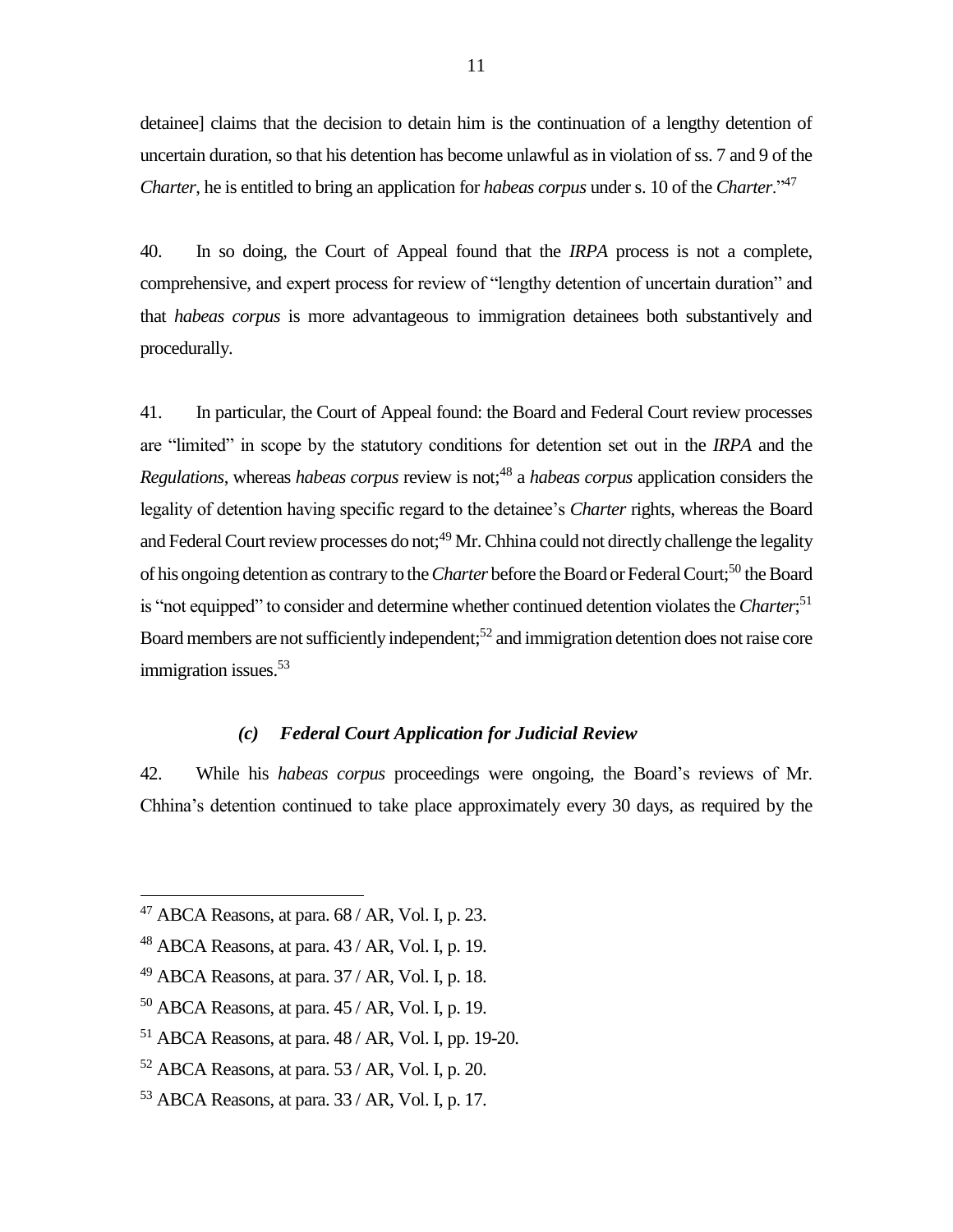detainee] claims that the decision to detain him is the continuation of a lengthy detention of uncertain duration, so that his detention has become unlawful as in violation of ss. 7 and 9 of the *Charter*, he is entitled to bring an application for *habeas corpus* under s. 10 of the *Charter*."[47]

40. In so doing, the Court of Appeal found that the *IRPA* process is not a complete, comprehensive, and expert process for review of "lengthy detention of uncertain duration" and that *habeas corpus* is more advantageous to immigration detainees both substantively and procedurally.

41. In particular, the Court of Appeal found: the Board and Federal Court review processes are "limited" in scope by the statutory conditions for detention set out in the *IRPA* and the *Regulations*, whereas *habeas corpus* review is not;[48] a *habeas corpus* application considers the legality of detention having specific regard to the detainee's *Charter* rights, whereas the Board and Federal Court review processes do not;[49] Mr. Chhina could not directly challenge the legality of his ongoing detention as contrary to the *Charter* before the Board or Federal Court;[50] the Board is "not equipped" to consider and determine whether continued detention violates the *Charter*;[51] Board members are not sufficiently independent;[52] and immigration detention does not raise core immigration issues.[53]

### *(c) Federal Court Application for Judicial Review*

42. While his *habeas corpus* proceedings were ongoing, the Board's reviews of Mr. Chhina's detention continued to take place approximately every 30 days, as required by the

---

[47] ABCA Reasons, at para. 68 / AR, Vol. I, p. 23.

[48] ABCA Reasons, at para. 43 / AR, Vol. I, p. 19.

[49] ABCA Reasons, at para. 37 / AR, Vol. I, p. 18.

[50] ABCA Reasons, at para. 45 / AR, Vol. I, p. 19.

[51] ABCA Reasons, at para. 48 / AR, Vol. I, pp. 19-20.

[52] ABCA Reasons, at para. 53 / AR, Vol. I, p. 20.

[53] ABCA Reasons, at para. 33 / AR, Vol. I, p. 17.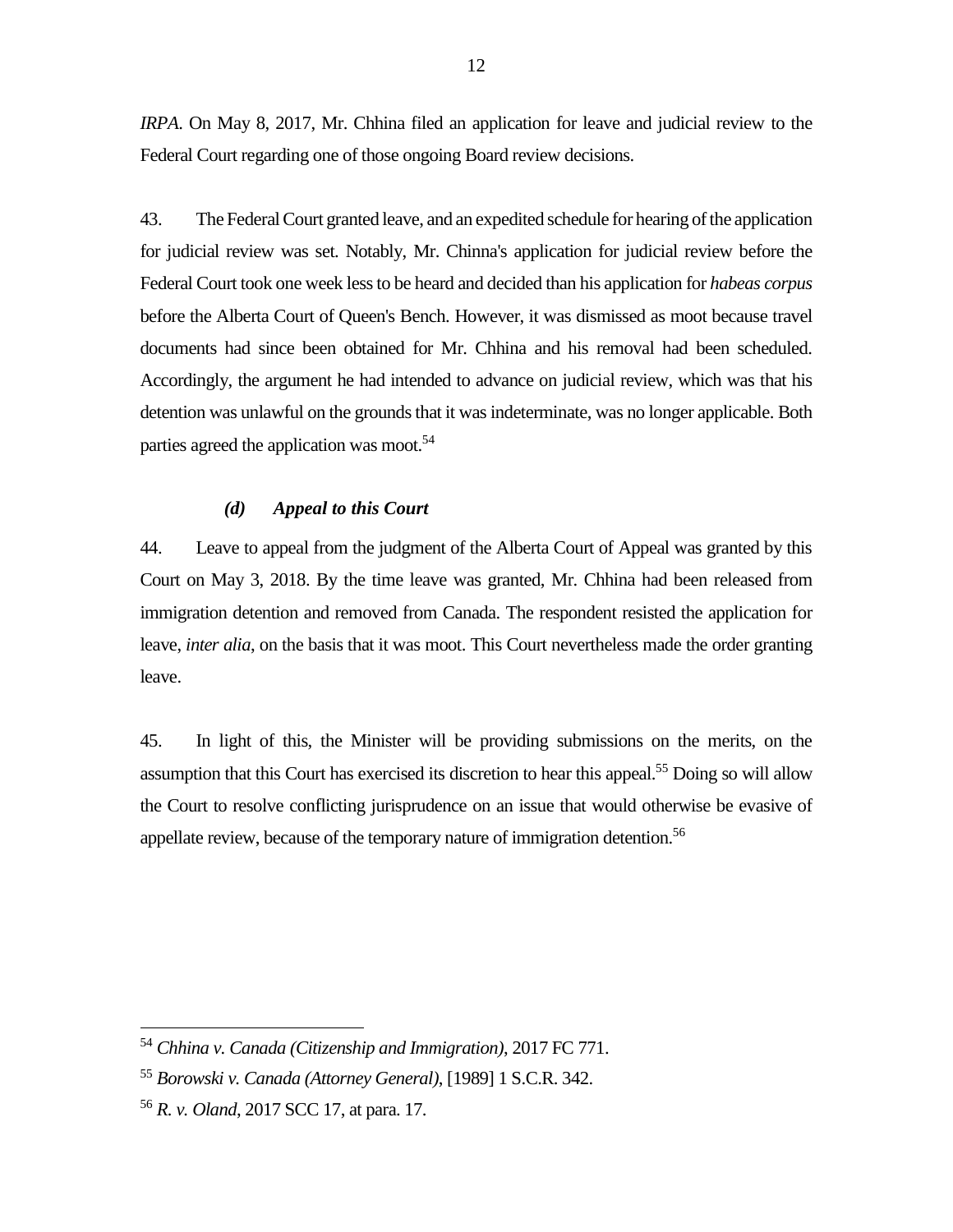*IRPA*. On May 8, 2017, Mr. Chhina filed an application for leave and judicial review to the Federal Court regarding one of those ongoing Board review decisions.

43. The Federal Court granted leave, and an expedited schedule for hearing of the application for judicial review was set. Notably, Mr. Chinna's application for judicial review before the Federal Court took one week less to be heard and decided than his application for *habeas corpus* before the Alberta Court of Queen's Bench. However, it was dismissed as moot because travel documents had since been obtained for Mr. Chhina and his removal had been scheduled. Accordingly, the argument he had intended to advance on judicial review, which was that his detention was unlawful on the grounds that it was indeterminate, was no longer applicable. Both parties agreed the application was moot.[54]

#### *(d) Appeal to this Court*

44. Leave to appeal from the judgment of the Alberta Court of Appeal was granted by this Court on May 3, 2018. By the time leave was granted, Mr. Chhina had been released from immigration detention and removed from Canada. The respondent resisted the application for leave, *inter alia*, on the basis that it was moot. This Court nevertheless made the order granting leave.

45. In light of this, the Minister will be providing submissions on the merits, on the assumption that this Court has exercised its discretion to hear this appeal.[55] Doing so will allow the Court to resolve conflicting jurisprudence on an issue that would otherwise be evasive of appellate review, because of the temporary nature of immigration detention.[56]

---

[54] *Chhina v. Canada (Citizenship and Immigration)*, 2017 FC 771.

[55] *Borowski v. Canada (Attorney General)*, [1989] 1 S.C.R. 342.

[56] *R. v. Oland*, 2017 SCC 17, at para. 17.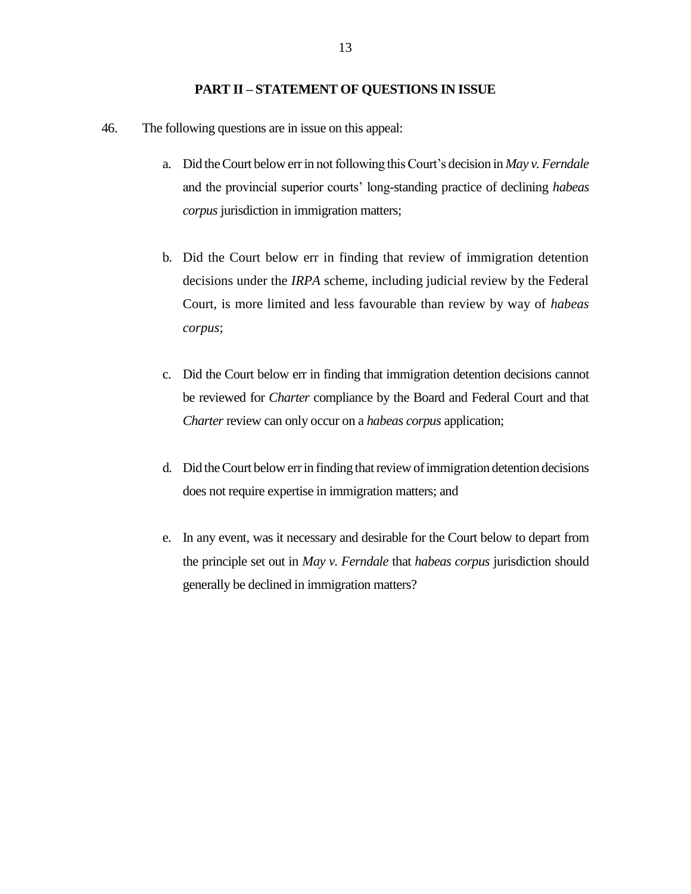## PART II – STATEMENT OF QUESTIONS IN ISSUE

46. The following questions are in issue on this appeal:

   a. Did the Court below err in not following this Court's decision in *May v. Ferndale* and the provincial superior courts' long-standing practice of declining *habeas corpus* jurisdiction in immigration matters;

   b. Did the Court below err in finding that review of immigration detention decisions under the *IRPA* scheme, including judicial review by the Federal Court, is more limited and less favourable than review by way of *habeas corpus*;

   c. Did the Court below err in finding that immigration detention decisions cannot be reviewed for *Charter* compliance by the Board and Federal Court and that *Charter* review can only occur on a *habeas corpus* application;

   d. Did the Court below err in finding that review of immigration detention decisions does not require expertise in immigration matters; and

   e. In any event, was it necessary and desirable for the Court below to depart from the principle set out in *May v. Ferndale* that *habeas corpus* jurisdiction should generally be declined in immigration matters?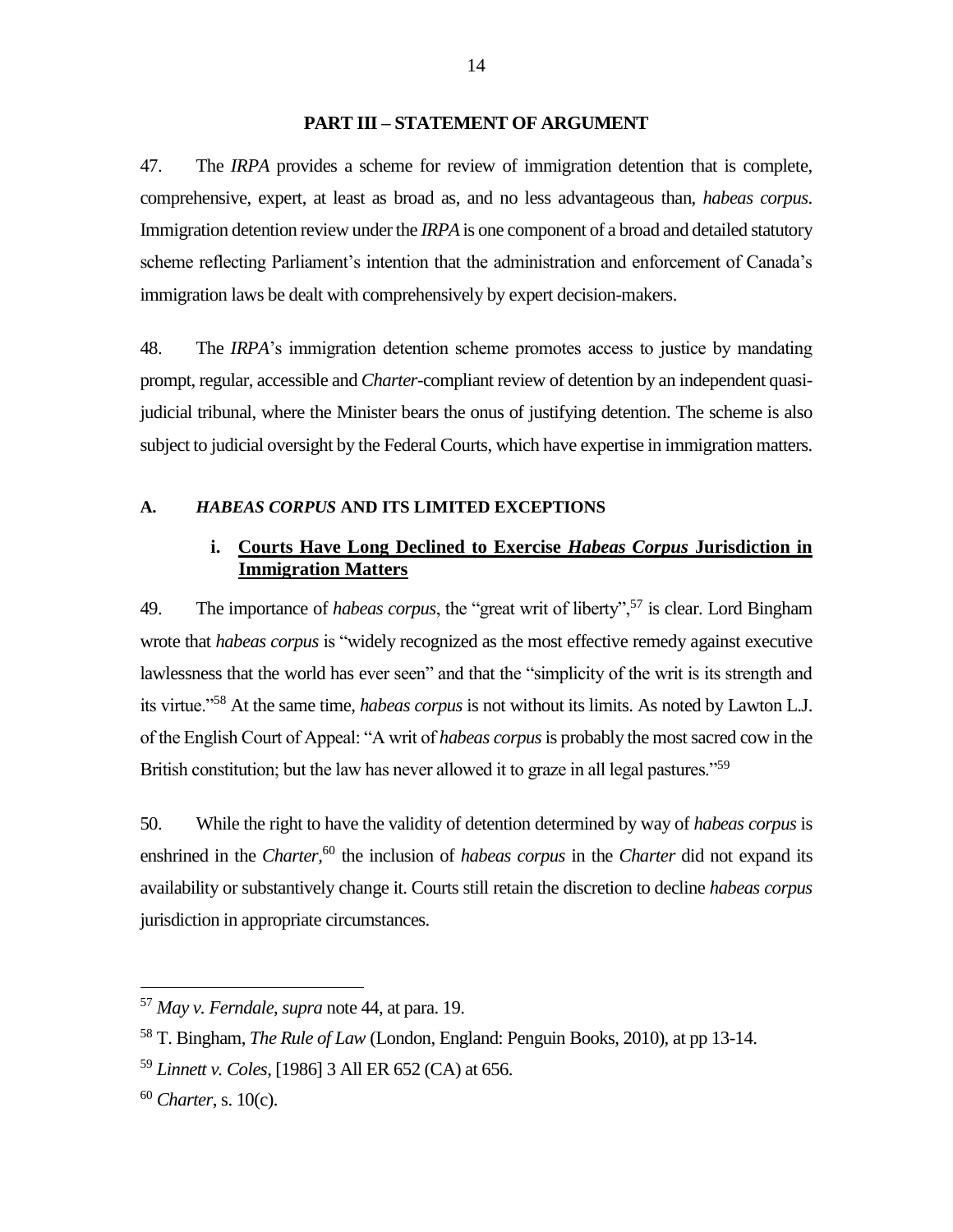## PART III – STATEMENT OF ARGUMENT

47. The *IRPA* provides a scheme for review of immigration detention that is complete, comprehensive, expert, at least as broad as, and no less advantageous than, *habeas corpus*. Immigration detention review under the *IRPA* is one component of a broad and detailed statutory scheme reflecting Parliament's intention that the administration and enforcement of Canada's immigration laws be dealt with comprehensively by expert decision-makers.

48. The *IRPA*'s immigration detention scheme promotes access to justice by mandating prompt, regular, accessible and *Charter*-compliant review of detention by an independent quasi-judicial tribunal, where the Minister bears the onus of justifying detention. The scheme is also subject to judicial oversight by the Federal Courts, which have expertise in immigration matters.

### A. *HABEAS CORPUS* AND ITS LIMITED EXCEPTIONS

#### i. <u>Courts Have Long Declined to Exercise *Habeas Corpus* Jurisdiction in Immigration Matters</u>

49. The importance of *habeas corpus*, the "great writ of liberty",[57] is clear. Lord Bingham wrote that *habeas corpus* is "widely recognized as the most effective remedy against executive lawlessness that the world has ever seen" and that the "simplicity of the writ is its strength and its virtue."[58] At the same time, *habeas corpus* is not without its limits. As noted by Lawton L.J. of the English Court of Appeal: "A writ of *habeas corpus* is probably the most sacred cow in the British constitution; but the law has never allowed it to graze in all legal pastures."[59]

50. While the right to have the validity of detention determined by way of *habeas corpus* is enshrined in the *Charter*,[60] the inclusion of *habeas corpus* in the *Charter* did not expand its availability or substantively change it. Courts still retain the discretion to decline *habeas corpus* jurisdiction in appropriate circumstances.

---

[57] *May v. Ferndale*, *supra* note 44, at para. 19.

[58] T. Bingham, *The Rule of Law* (London, England: Penguin Books, 2010), at pp 13-14.

[59] *Linnett v. Coles*, [1986] 3 All ER 652 (CA) at 656.

[60] *Charter*, s. 10(c).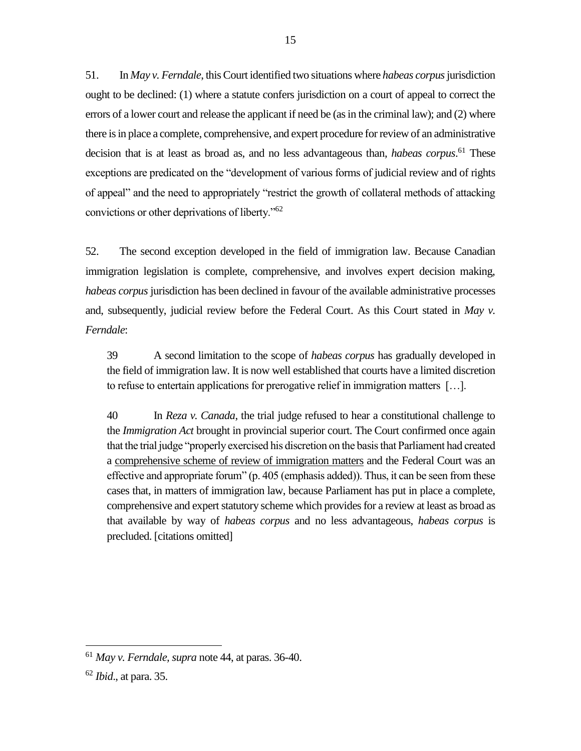51. In *May v. Ferndale*, this Court identified two situations where *habeas corpus* jurisdiction ought to be declined: (1) where a statute confers jurisdiction on a court of appeal to correct the errors of a lower court and release the applicant if need be (as in the criminal law); and (2) where there is in place a complete, comprehensive, and expert procedure for review of an administrative decision that is at least as broad as, and no less advantageous than, *habeas corpus*.[61] These exceptions are predicated on the "development of various forms of judicial review and of rights of appeal" and the need to appropriately "restrict the growth of collateral methods of attacking convictions or other deprivations of liberty."[62]

52. The second exception developed in the field of immigration law. Because Canadian immigration legislation is complete, comprehensive, and involves expert decision making, *habeas corpus* jurisdiction has been declined in favour of the available administrative processes and, subsequently, judicial review before the Federal Court. As this Court stated in *May v. Ferndale*:

> 39 A second limitation to the scope of *habeas corpus* has gradually developed in the field of immigration law. It is now well established that courts have a limited discretion to refuse to entertain applications for prerogative relief in immigration matters […].
>
> 40 In *Reza v. Canada*, the trial judge refused to hear a constitutional challenge to the *Immigration Act* brought in provincial superior court. The Court confirmed once again that the trial judge "properly exercised his discretion on the basis that Parliament had created a <u>comprehensive scheme of review of immigration matters</u> and the Federal Court was an effective and appropriate forum" (p. 405 (emphasis added)). Thus, it can be seen from these cases that, in matters of immigration law, because Parliament has put in place a complete, comprehensive and expert statutory scheme which provides for a review at least as broad as that available by way of *habeas corpus* and no less advantageous, *habeas corpus* is precluded. [citations omitted]

---

[61] *May v. Ferndale, supra* note 44, at paras. 36-40.

[62] *Ibid*., at para. 35.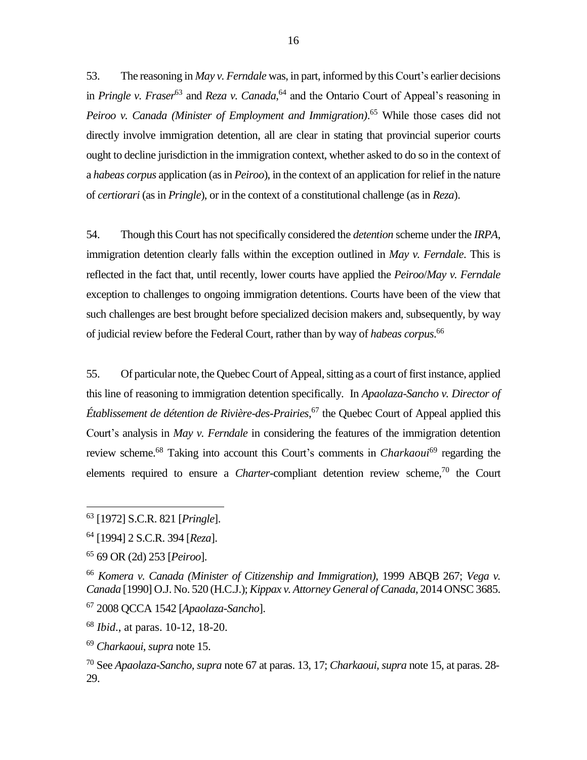53. The reasoning in *May v. Ferndale* was, in part, informed by this Court's earlier decisions in *Pringle v. Fraser*[63] and *Reza v. Canada*,[64] and the Ontario Court of Appeal's reasoning in *Peiroo v. Canada (Minister of Employment and Immigration)*.[65] While those cases did not directly involve immigration detention, all are clear in stating that provincial superior courts ought to decline jurisdiction in the immigration context, whether asked to do so in the context of a *habeas corpus* application (as in *Peiroo*), in the context of an application for relief in the nature of *certiorari* (as in *Pringle*), or in the context of a constitutional challenge (as in *Reza*).

54. Though this Court has not specifically considered the *detention* scheme under the *IRPA*, immigration detention clearly falls within the exception outlined in *May v. Ferndale*. This is reflected in the fact that, until recently, lower courts have applied the *Peiroo*/*May v. Ferndale* exception to challenges to ongoing immigration detentions. Courts have been of the view that such challenges are best brought before specialized decision makers and, subsequently, by way of judicial review before the Federal Court, rather than by way of *habeas corpus*.[66]

55. Of particular note, the Quebec Court of Appeal, sitting as a court of first instance, applied this line of reasoning to immigration detention specifically. In *Apaolaza-Sancho v. Director of Établissement de détention de Rivière-des-Prairies*,[67] the Quebec Court of Appeal applied this Court's analysis in *May v. Ferndale* in considering the features of the immigration detention review scheme.[68] Taking into account this Court's comments in *Charkaoui*[69] regarding the elements required to ensure a *Charter*-compliant detention review scheme,[70] the Court

---

[63] [1972] S.C.R. 821 [*Pringle*].

[64] [1994] 2 S.C.R. 394 [*Reza*].

[65] 69 OR (2d) 253 [*Peiroo*].

[66] *Komera v. Canada (Minister of Citizenship and Immigration)*, 1999 ABQB 267; *Vega v. Canada* [1990] O.J. No. 520 (H.C.J.); *Kippax v. Attorney General of Canada*, 2014 ONSC 3685.

[67] 2008 QCCA 1542 [*Apaolaza-Sancho*].

[68] *Ibid*., at paras. 10-12, 18-20.

[69] *Charkaoui*, *supra* note 15.

[70] See *Apaolaza-Sancho, supra* note 67 at paras. 13, 17; *Charkaoui, supra* note 15, at paras. 28-29.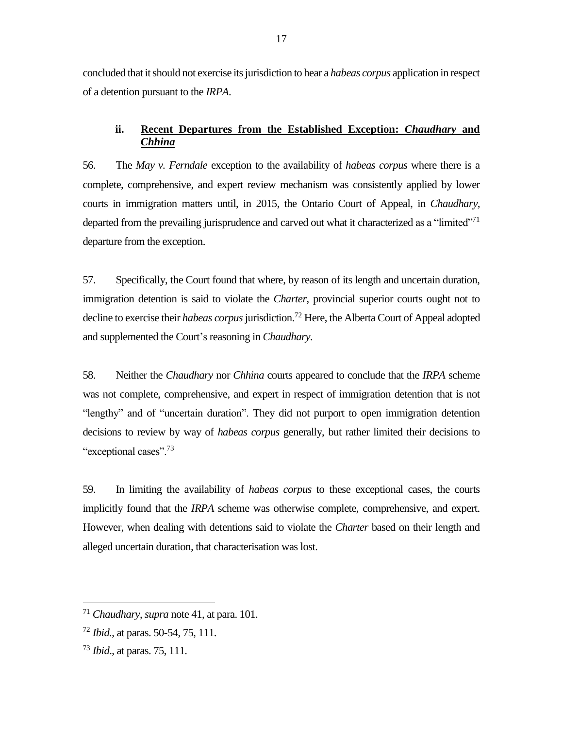concluded that it should not exercise its jurisdiction to hear a *habeas corpus* application in respect of a detention pursuant to the *IRPA*.

### ii. Recent Departures from the Established Exception: *Chaudhary* and *Chhina*

56. The *May v. Ferndale* exception to the availability of *habeas corpus* where there is a complete, comprehensive, and expert review mechanism was consistently applied by lower courts in immigration matters until, in 2015, the Ontario Court of Appeal, in *Chaudhary*, departed from the prevailing jurisprudence and carved out what it characterized as a "limited"[71] departure from the exception.

57. Specifically, the Court found that where, by reason of its length and uncertain duration, immigration detention is said to violate the *Charter*, provincial superior courts ought not to decline to exercise their *habeas corpus* jurisdiction.[72] Here, the Alberta Court of Appeal adopted and supplemented the Court's reasoning in *Chaudhary*.

58. Neither the *Chaudhary* nor *Chhina* courts appeared to conclude that the *IRPA* scheme was not complete, comprehensive, and expert in respect of immigration detention that is not "lengthy" and of "uncertain duration". They did not purport to open immigration detention decisions to review by way of *habeas corpus* generally, but rather limited their decisions to "exceptional cases".[73]

59. In limiting the availability of *habeas corpus* to these exceptional cases, the courts implicitly found that the *IRPA* scheme was otherwise complete, comprehensive, and expert. However, when dealing with detentions said to violate the *Charter* based on their length and alleged uncertain duration, that characterisation was lost.

---

[71] *Chaudhary*, *supra* note 41, at para. 101.

[72] *Ibid*., at paras. 50-54, 75, 111.

[73] *Ibid*., at paras. 75, 111.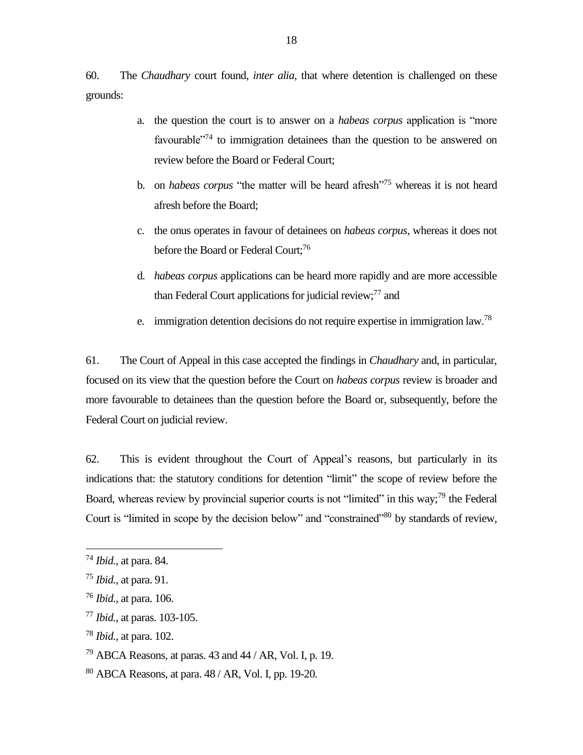60. The *Chaudhary* court found, *inter alia*, that where detention is challenged on these grounds:

a. the question the court is to answer on a *habeas corpus* application is "more favourable"[74] to immigration detainees than the question to be answered on review before the Board or Federal Court;

b. on *habeas corpus* "the matter will be heard afresh"[75] whereas it is not heard afresh before the Board;

c. the onus operates in favour of detainees on *habeas corpus*, whereas it does not before the Board or Federal Court;[76]

d. *habeas corpus* applications can be heard more rapidly and are more accessible than Federal Court applications for judicial review;[77] and

e. immigration detention decisions do not require expertise in immigration law.[78]

61. The Court of Appeal in this case accepted the findings in *Chaudhary* and, in particular, focused on its view that the question before the Court on *habeas corpus* review is broader and more favourable to detainees than the question before the Board or, subsequently, before the Federal Court on judicial review.

62. This is evident throughout the Court of Appeal's reasons, but particularly in its indications that: the statutory conditions for detention "limit" the scope of review before the Board, whereas review by provincial superior courts is not "limited" in this way;[79] the Federal Court is "limited in scope by the decision below" and "constrained"[80] by standards of review,

---

[74] *Ibid.*, at para. 84.

[75] *Ibid.*, at para. 91.

[76] *Ibid.*, at para. 106.

[77] *Ibid.*, at paras. 103-105.

[78] *Ibid.*, at para. 102.

[79] ABCA Reasons, at paras. 43 and 44 / AR, Vol. I, p. 19.

[80] ABCA Reasons, at para. 48 / AR, Vol. I, pp. 19-20.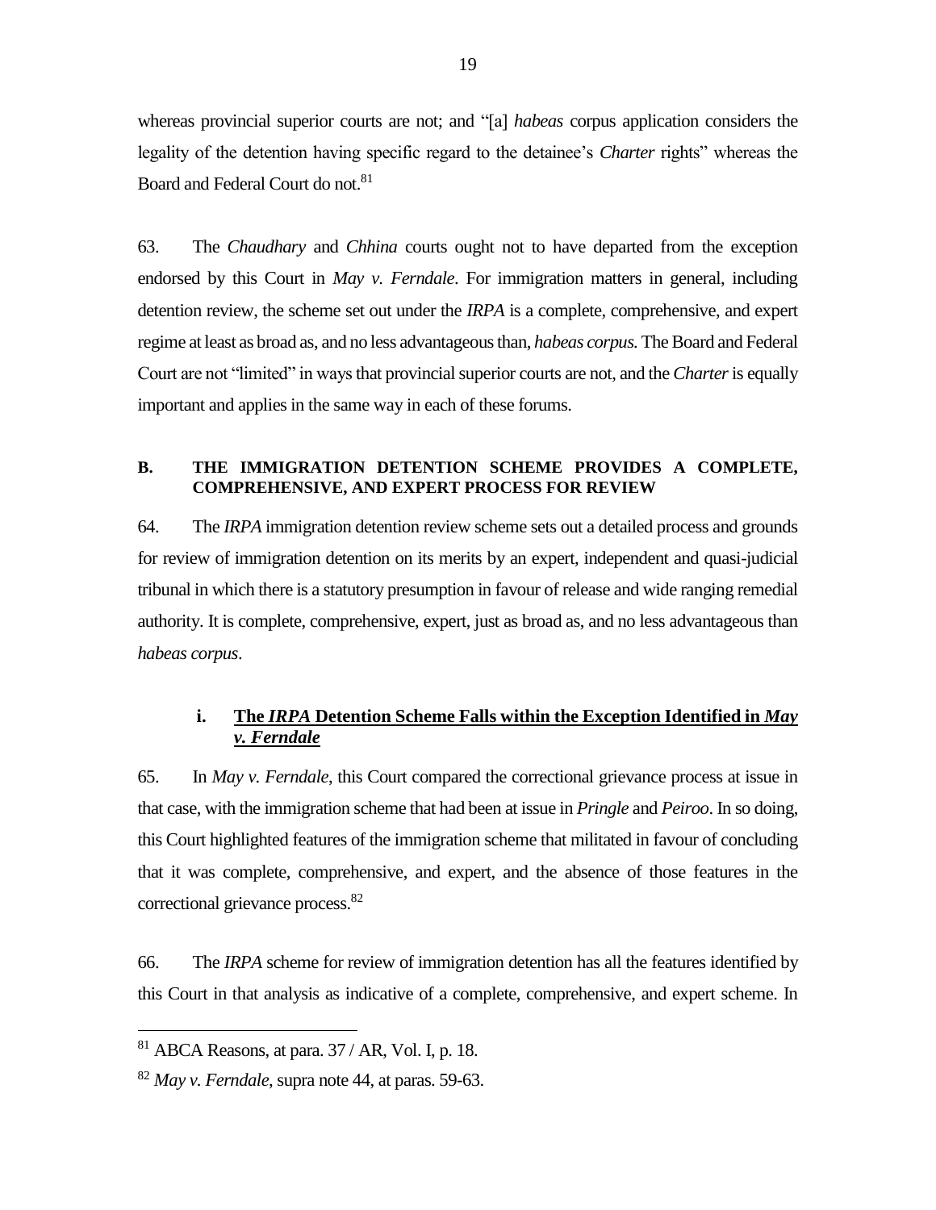whereas provincial superior courts are not; and "[a] *habeas* corpus application considers the legality of the detention having specific regard to the detainee's *Charter* rights" whereas the Board and Federal Court do not.[81]

63. The *Chaudhary* and *Chhina* courts ought not to have departed from the exception endorsed by this Court in *May v. Ferndale*. For immigration matters in general, including detention review, the scheme set out under the *IRPA* is a complete, comprehensive, and expert regime at least as broad as, and no less advantageous than, *habeas corpus.* The Board and Federal Court are not "limited" in ways that provincial superior courts are not, and the *Charter* is equally important and applies in the same way in each of these forums.

### B. THE IMMIGRATION DETENTION SCHEME PROVIDES A COMPLETE, COMPREHENSIVE, AND EXPERT PROCESS FOR REVIEW

64. The *IRPA* immigration detention review scheme sets out a detailed process and grounds for review of immigration detention on its merits by an expert, independent and quasi-judicial tribunal in which there is a statutory presumption in favour of release and wide ranging remedial authority. It is complete, comprehensive, expert, just as broad as, and no less advantageous than *habeas corpus*.

#### i. The *IRPA* Detention Scheme Falls within the Exception Identified in *May v. Ferndale*

65. In *May v. Ferndale*, this Court compared the correctional grievance process at issue in that case, with the immigration scheme that had been at issue in *Pringle* and *Peiroo*. In so doing, this Court highlighted features of the immigration scheme that militated in favour of concluding that it was complete, comprehensive, and expert, and the absence of those features in the correctional grievance process.[82]

66. The *IRPA* scheme for review of immigration detention has all the features identified by this Court in that analysis as indicative of a complete, comprehensive, and expert scheme. In

---

[81] ABCA Reasons, at para. 37 / AR, Vol. I, p. 18.

[82] *May v. Ferndale*, supra note 44, at paras. 59-63.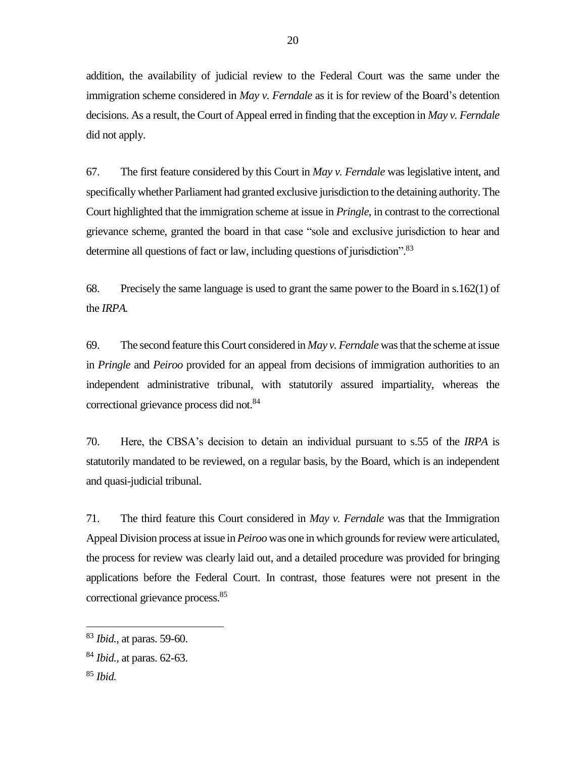addition, the availability of judicial review to the Federal Court was the same under the immigration scheme considered in *May v. Ferndale* as it is for review of the Board's detention decisions. As a result, the Court of Appeal erred in finding that the exception in *May v. Ferndale* did not apply.

67. The first feature considered by this Court in *May v. Ferndale* was legislative intent, and specifically whether Parliament had granted exclusive jurisdiction to the detaining authority. The Court highlighted that the immigration scheme at issue in *Pringle*, in contrast to the correctional grievance scheme, granted the board in that case "sole and exclusive jurisdiction to hear and determine all questions of fact or law, including questions of jurisdiction".[83]

68. Precisely the same language is used to grant the same power to the Board in s.162(1) of the *IRPA.*

69. The second feature this Court considered in *May v. Ferndale* was that the scheme at issue in *Pringle* and *Peiroo* provided for an appeal from decisions of immigration authorities to an independent administrative tribunal, with statutorily assured impartiality, whereas the correctional grievance process did not.[84]

70. Here, the CBSA's decision to detain an individual pursuant to s.55 of the *IRPA* is statutorily mandated to be reviewed, on a regular basis, by the Board, which is an independent and quasi-judicial tribunal.

71. The third feature this Court considered in *May v. Ferndale* was that the Immigration Appeal Division process at issue in *Peiroo* was one in which grounds for review were articulated, the process for review was clearly laid out, and a detailed procedure was provided for bringing applications before the Federal Court. In contrast, those features were not present in the correctional grievance process.[85]

---

[83] *Ibid.*, at paras. 59-60.

[84] *Ibid.*, at paras. 62-63.

[85] *Ibid.*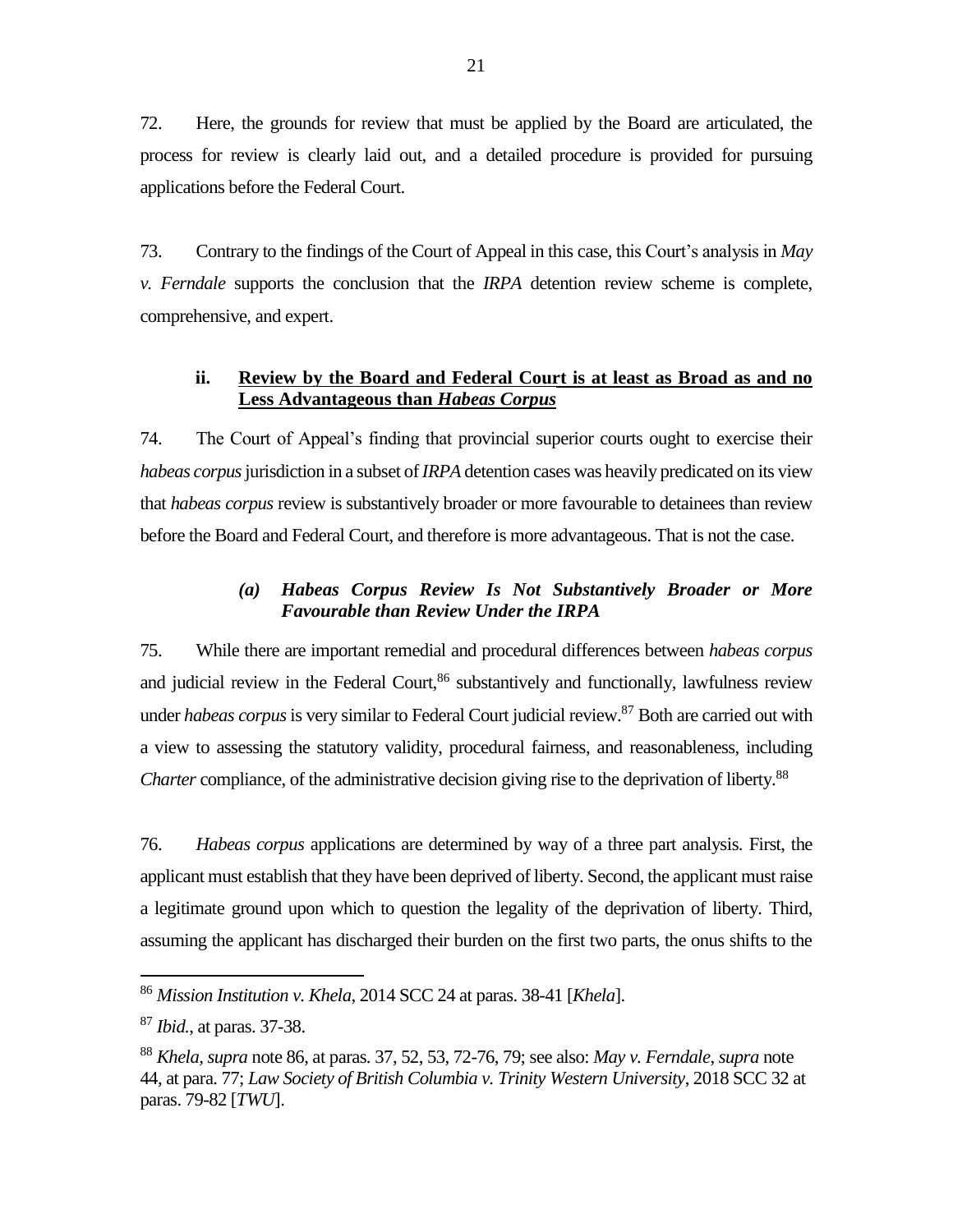72. Here, the grounds for review that must be applied by the Board are articulated, the process for review is clearly laid out, and a detailed procedure is provided for pursuing applications before the Federal Court.

73. Contrary to the findings of the Court of Appeal in this case, this Court's analysis in *May v. Ferndale* supports the conclusion that the *IRPA* detention review scheme is complete, comprehensive, and expert.

### ii. **Review by the Board and Federal Court is at least as Broad as and no Less Advantageous than *Habeas Corpus***

74. The Court of Appeal's finding that provincial superior courts ought to exercise their *habeas corpus* jurisdiction in a subset of *IRPA* detention cases was heavily predicated on its view that *habeas corpus* review is substantively broader or more favourable to detainees than review before the Board and Federal Court, and therefore is more advantageous. That is not the case.

#### *(a) Habeas Corpus Review Is Not Substantively Broader or More Favourable than Review Under the IRPA*

75. While there are important remedial and procedural differences between *habeas corpus* and judicial review in the Federal Court,[86] substantively and functionally, lawfulness review under *habeas corpus* is very similar to Federal Court judicial review.[87] Both are carried out with a view to assessing the statutory validity, procedural fairness, and reasonableness, including *Charter* compliance, of the administrative decision giving rise to the deprivation of liberty.[88]

76. *Habeas corpus* applications are determined by way of a three part analysis. First, the applicant must establish that they have been deprived of liberty. Second, the applicant must raise a legitimate ground upon which to question the legality of the deprivation of liberty. Third, assuming the applicant has discharged their burden on the first two parts, the onus shifts to the

---

[86] *Mission Institution v. Khela*, 2014 SCC 24 at paras. 38-41 [*Khela*].

[87] *Ibid.*, at paras. 37-38.

[88] *Khela, supra* note 86, at paras. 37, 52, 53, 72-76, 79; see also: *May v. Ferndale*, *supra* note 44, at para. 77; *Law Society of British Columbia v. Trinity Western University*, 2018 SCC 32 at paras. 79-82 [*TWU*].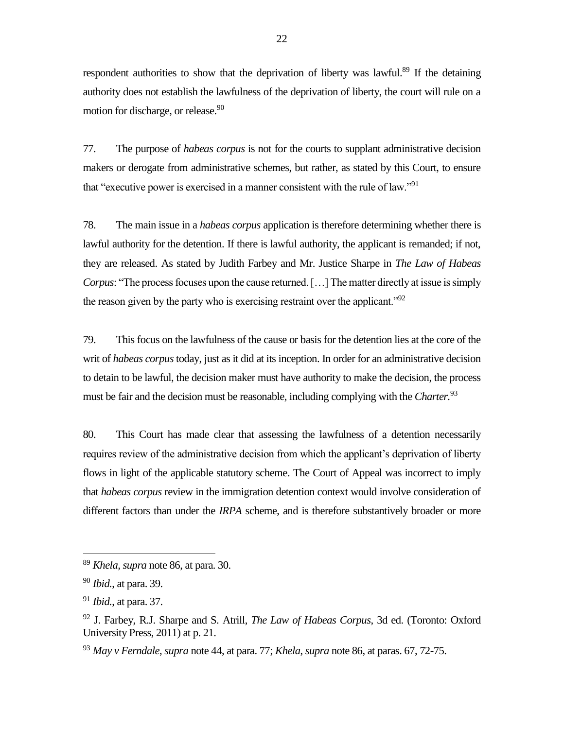respondent authorities to show that the deprivation of liberty was lawful.[89] If the detaining authority does not establish the lawfulness of the deprivation of liberty, the court will rule on a motion for discharge, or release.[90]

77. The purpose of *habeas corpus* is not for the courts to supplant administrative decision makers or derogate from administrative schemes, but rather, as stated by this Court, to ensure that "executive power is exercised in a manner consistent with the rule of law."[91]

78. The main issue in a *habeas corpus* application is therefore determining whether there is lawful authority for the detention. If there is lawful authority, the applicant is remanded; if not, they are released. As stated by Judith Farbey and Mr. Justice Sharpe in *The Law of Habeas Corpus*: "The process focuses upon the cause returned. […] The matter directly at issue is simply the reason given by the party who is exercising restraint over the applicant."[92]

79. This focus on the lawfulness of the cause or basis for the detention lies at the core of the writ of *habeas corpus* today, just as it did at its inception. In order for an administrative decision to detain to be lawful, the decision maker must have authority to make the decision, the process must be fair and the decision must be reasonable, including complying with the *Charter*.[93]

80. This Court has made clear that assessing the lawfulness of a detention necessarily requires review of the administrative decision from which the applicant's deprivation of liberty flows in light of the applicable statutory scheme. The Court of Appeal was incorrect to imply that *habeas corpus* review in the immigration detention context would involve consideration of different factors than under the *IRPA* scheme, and is therefore substantively broader or more

---

[89] *Khela, supra* note 86, at para. 30.

[90] *Ibid.*, at para. 39.

[91] *Ibid.*, at para. 37.

[92] J. Farbey, R.J. Sharpe and S. Atrill, *The Law of Habeas Corpus*, 3d ed. (Toronto: Oxford University Press, 2011) at p. 21.

[93] *May v Ferndale*, *supra* note 44, at para. 77; *Khela*, *supra* note 86, at paras. 67, 72-75.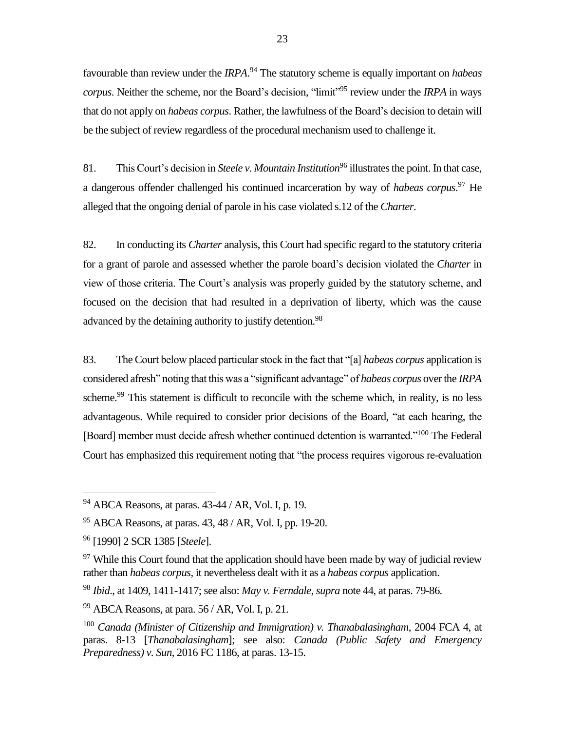favourable than review under the *IRPA*.[94] The statutory scheme is equally important on *habeas corpus*. Neither the scheme, nor the Board's decision, "limit"[95] review under the *IRPA* in ways that do not apply on *habeas corpus*. Rather, the lawfulness of the Board's decision to detain will be the subject of review regardless of the procedural mechanism used to challenge it.

81. This Court's decision in *Steele v. Mountain Institution*[96] illustrates the point. In that case, a dangerous offender challenged his continued incarceration by way of *habeas corpus*.[97] He alleged that the ongoing denial of parole in his case violated s.12 of the *Charter*.

82. In conducting its *Charter* analysis, this Court had specific regard to the statutory criteria for a grant of parole and assessed whether the parole board's decision violated the *Charter* in view of those criteria. The Court's analysis was properly guided by the statutory scheme, and focused on the decision that had resulted in a deprivation of liberty, which was the cause advanced by the detaining authority to justify detention.[98]

83. The Court below placed particular stock in the fact that "[a] *habeas corpus* application is considered afresh" noting that this was a "significant advantage" of *habeas corpus* over the *IRPA* scheme.[99] This statement is difficult to reconcile with the scheme which, in reality, is no less advantageous. While required to consider prior decisions of the Board, "at each hearing, the [Board] member must decide afresh whether continued detention is warranted."[100] The Federal Court has emphasized this requirement noting that "the process requires vigorous re-evaluation

---

[94] ABCA Reasons, at paras. 43-44 / AR, Vol. I, p. 19.

[95] ABCA Reasons, at paras. 43, 48 / AR, Vol. I, pp. 19-20.

[96] [1990] 2 SCR 1385 [*Steele*].

[97] While this Court found that the application should have been made by way of judicial review rather than *habeas corpus*, it nevertheless dealt with it as a *habeas corpus* application.

[98] *Ibid*., at 1409, 1411-1417; see also: *May v. Ferndale*, *supra* note 44, at paras. 79-86.

[99] ABCA Reasons, at para. 56 / AR, Vol. I, p. 21.

[100] *Canada (Minister of Citizenship and Immigration) v. Thanabalasingham*, 2004 FCA 4, at paras. 8-13 [*Thanabalasingham*]; see also: *Canada (Public Safety and Emergency Preparedness) v. Sun*, 2016 FC 1186, at paras. 13-15.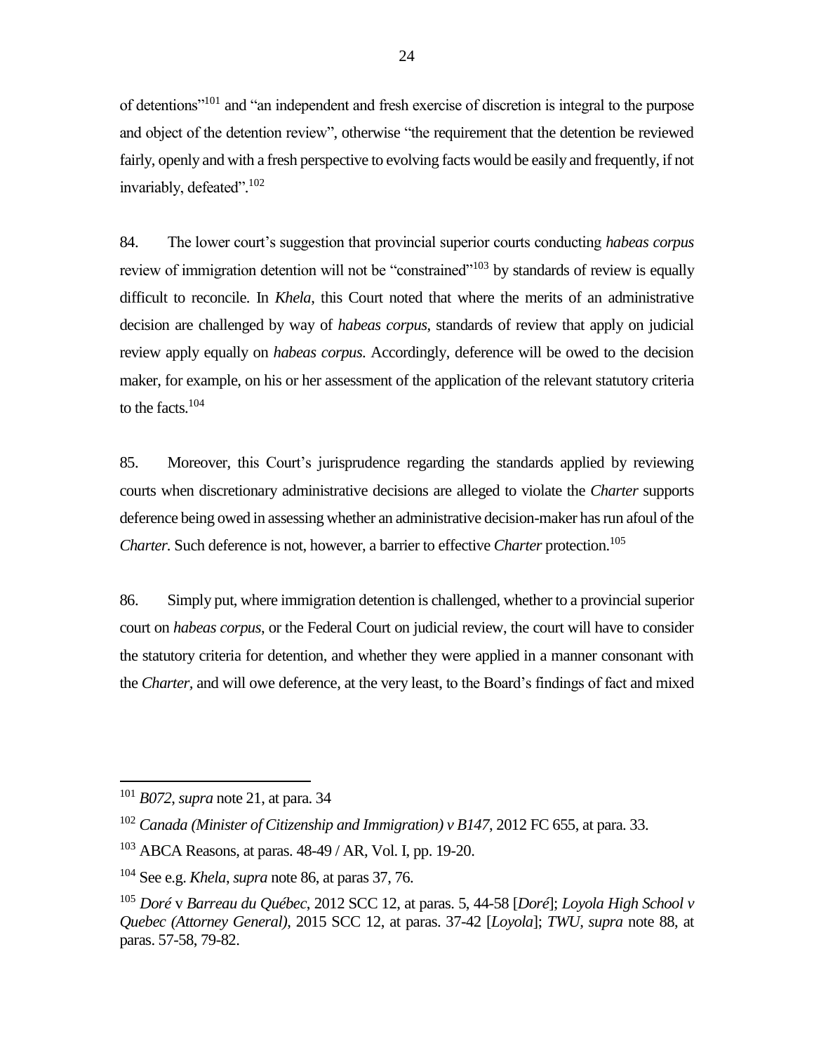of detentions"[101] and "an independent and fresh exercise of discretion is integral to the purpose and object of the detention review", otherwise "the requirement that the detention be reviewed fairly, openly and with a fresh perspective to evolving facts would be easily and frequently, if not invariably, defeated".[102]

84. The lower court's suggestion that provincial superior courts conducting *habeas corpus* review of immigration detention will not be "constrained"[103] by standards of review is equally difficult to reconcile. In *Khela*, this Court noted that where the merits of an administrative decision are challenged by way of *habeas corpus*, standards of review that apply on judicial review apply equally on *habeas corpus*. Accordingly, deference will be owed to the decision maker, for example, on his or her assessment of the application of the relevant statutory criteria to the facts.[104]

85. Moreover, this Court's jurisprudence regarding the standards applied by reviewing courts when discretionary administrative decisions are alleged to violate the *Charter* supports deference being owed in assessing whether an administrative decision-maker has run afoul of the *Charter*. Such deference is not, however, a barrier to effective *Charter* protection.[105]

86. Simply put, where immigration detention is challenged, whether to a provincial superior court on *habeas corpus*, or the Federal Court on judicial review, the court will have to consider the statutory criteria for detention, and whether they were applied in a manner consonant with the *Charter*, and will owe deference, at the very least, to the Board's findings of fact and mixed

---

[101] *B072*, *supra* note 21, at para. 34

[102] *Canada (Minister of Citizenship and Immigration) v B147*, 2012 FC 655, at para. 33.

[103] ABCA Reasons, at paras. 48-49 / AR, Vol. I, pp. 19-20.

[104] See e.g. *Khela*, *supra* note 86, at paras 37, 76.

[105] *Doré* v *Barreau du Québec*, 2012 SCC 12, at paras. 5, 44-58 [*Doré*]; *Loyola High School v Quebec (Attorney General)*, 2015 SCC 12, at paras. 37-42 [*Loyola*]; *TWU*, *supra* note 88, at paras. 57-58, 79-82.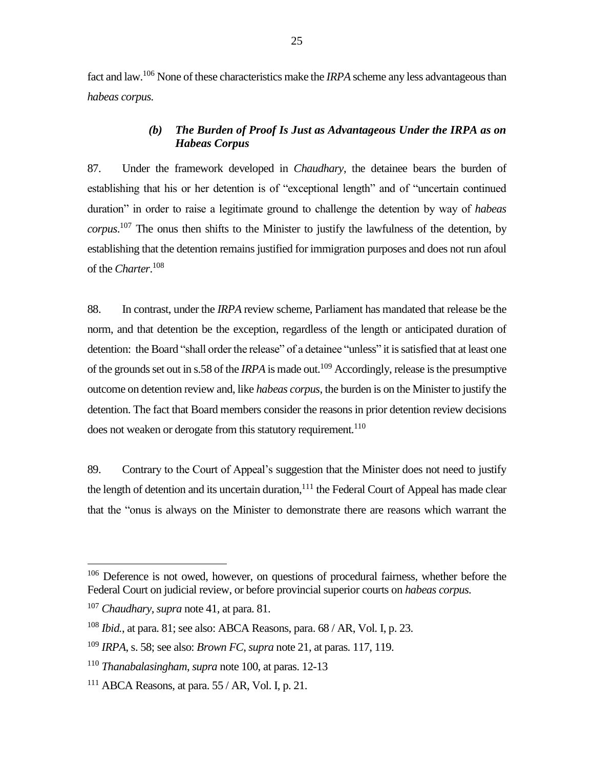fact and law.[106] None of these characteristics make the *IRPA* scheme any less advantageous than *habeas corpus.*

#### *(b) The Burden of Proof Is Just as Advantageous Under the IRPA as on Habeas Corpus*

87. Under the framework developed in *Chaudhary*, the detainee bears the burden of establishing that his or her detention is of "exceptional length" and of "uncertain continued duration" in order to raise a legitimate ground to challenge the detention by way of *habeas corpus*.[107] The onus then shifts to the Minister to justify the lawfulness of the detention, by establishing that the detention remains justified for immigration purposes and does not run afoul of the *Charter*.[108]

88. In contrast, under the *IRPA* review scheme, Parliament has mandated that release be the norm, and that detention be the exception, regardless of the length or anticipated duration of detention: the Board "shall order the release" of a detainee "unless" it is satisfied that at least one of the grounds set out in s.58 of the *IRPA* is made out.[109] Accordingly, release is the presumptive outcome on detention review and, like *habeas corpus*, the burden is on the Minister to justify the detention. The fact that Board members consider the reasons in prior detention review decisions does not weaken or derogate from this statutory requirement.[110]

89. Contrary to the Court of Appeal's suggestion that the Minister does not need to justify the length of detention and its uncertain duration,[111] the Federal Court of Appeal has made clear that the "onus is always on the Minister to demonstrate there are reasons which warrant the

---

[106] Deference is not owed, however, on questions of procedural fairness, whether before the Federal Court on judicial review, or before provincial superior courts on *habeas corpus.*

[107] *Chaudhary, supra* note 41, at para. 81.

[108] *Ibid.*, at para. 81; see also: ABCA Reasons, para. 68 / AR, Vol. I, p. 23.

[109] *IRPA*, s. 58; see also: *Brown FC*, *supra* note 21, at paras. 117, 119.

[110] *Thanabalasingham*, *supra* note 100, at paras. 12-13

[111] ABCA Reasons, at para. 55 / AR, Vol. I, p. 21.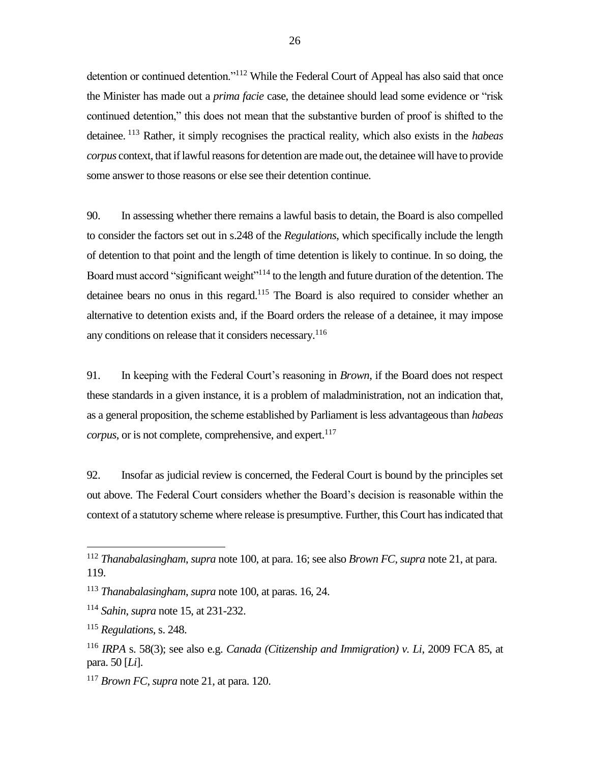detention or continued detention."[112] While the Federal Court of Appeal has also said that once the Minister has made out a *prima facie* case, the detainee should lead some evidence or "risk continued detention," this does not mean that the substantive burden of proof is shifted to the detainee.[113] Rather, it simply recognises the practical reality, which also exists in the *habeas corpus* context, that if lawful reasons for detention are made out, the detainee will have to provide some answer to those reasons or else see their detention continue.

90. In assessing whether there remains a lawful basis to detain, the Board is also compelled to consider the factors set out in s.248 of the *Regulations*, which specifically include the length of detention to that point and the length of time detention is likely to continue. In so doing, the Board must accord "significant weight"[114] to the length and future duration of the detention. The detainee bears no onus in this regard.[115] The Board is also required to consider whether an alternative to detention exists and, if the Board orders the release of a detainee, it may impose any conditions on release that it considers necessary.[116]

91. In keeping with the Federal Court's reasoning in *Brown*, if the Board does not respect these standards in a given instance, it is a problem of maladministration, not an indication that, as a general proposition, the scheme established by Parliament is less advantageous than *habeas corpus*, or is not complete, comprehensive, and expert.[117]

92. Insofar as judicial review is concerned, the Federal Court is bound by the principles set out above. The Federal Court considers whether the Board's decision is reasonable within the context of a statutory scheme where release is presumptive. Further, this Court has indicated that

---

[112] *Thanabalasingham*, *supra* note 100, at para. 16; see also *Brown FC*, *supra* note 21, at para. 119.

[113] *Thanabalasingham*, *supra* note 100, at paras. 16, 24.

[114] *Sahin*, *supra* note 15, at 231-232.

[115] *Regulations*, s. 248.

[116] *IRPA* s. 58(3); see also e.g. *Canada (Citizenship and Immigration) v. Li*, 2009 FCA 85, at para. 50 [*Li*].

[117] *Brown FC*, *supra* note 21, at para. 120.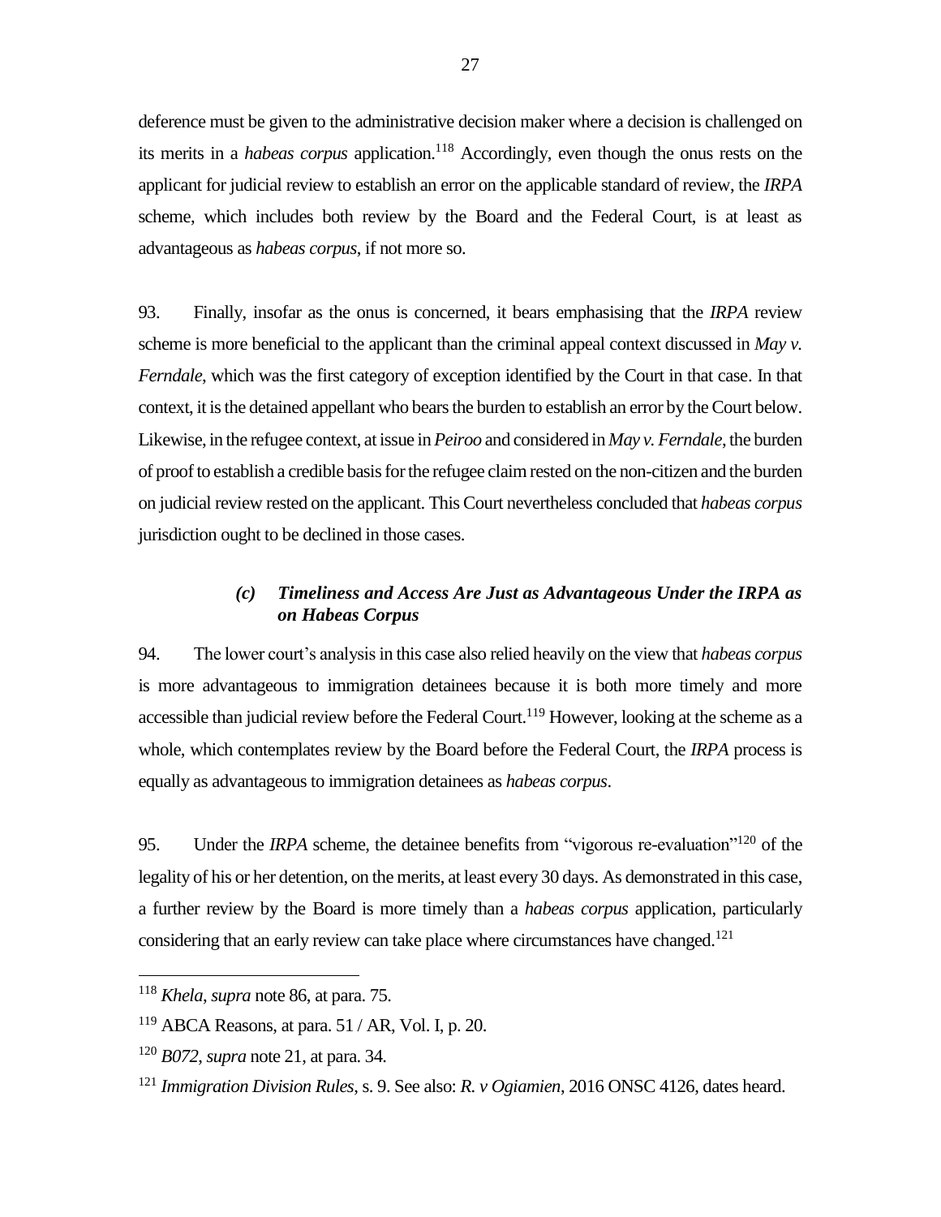deference must be given to the administrative decision maker where a decision is challenged on its merits in a *habeas corpus* application.[118] Accordingly, even though the onus rests on the applicant for judicial review to establish an error on the applicable standard of review, the *IRPA* scheme, which includes both review by the Board and the Federal Court, is at least as advantageous as *habeas corpus*, if not more so.

93. Finally, insofar as the onus is concerned, it bears emphasising that the *IRPA* review scheme is more beneficial to the applicant than the criminal appeal context discussed in *May v. Ferndale*, which was the first category of exception identified by the Court in that case. In that context, it is the detained appellant who bears the burden to establish an error by the Court below. Likewise, in the refugee context, at issue in *Peiroo* and considered in *May v. Ferndale*, the burden of proof to establish a credible basis for the refugee claim rested on the non-citizen and the burden on judicial review rested on the applicant. This Court nevertheless concluded that *habeas corpus* jurisdiction ought to be declined in those cases.

### *(c) Timeliness and Access Are Just as Advantageous Under the IRPA as on Habeas Corpus*

94. The lower court's analysis in this case also relied heavily on the view that *habeas corpus* is more advantageous to immigration detainees because it is both more timely and more accessible than judicial review before the Federal Court.[119] However, looking at the scheme as a whole, which contemplates review by the Board before the Federal Court, the *IRPA* process is equally as advantageous to immigration detainees as *habeas corpus*.

95. Under the *IRPA* scheme, the detainee benefits from "vigorous re-evaluation"[120] of the legality of his or her detention, on the merits, at least every 30 days. As demonstrated in this case, a further review by the Board is more timely than a *habeas corpus* application, particularly considering that an early review can take place where circumstances have changed.[121]

---

[118] *Khela*, *supra* note 86, at para. 75.

[119] ABCA Reasons, at para. 51 / AR, Vol. I, p. 20.

[120] *B072*, *supra* note 21, at para. 34.

[121] *Immigration Division Rules*, s. 9. See also: *R. v Ogiamien*, 2016 ONSC 4126, dates heard.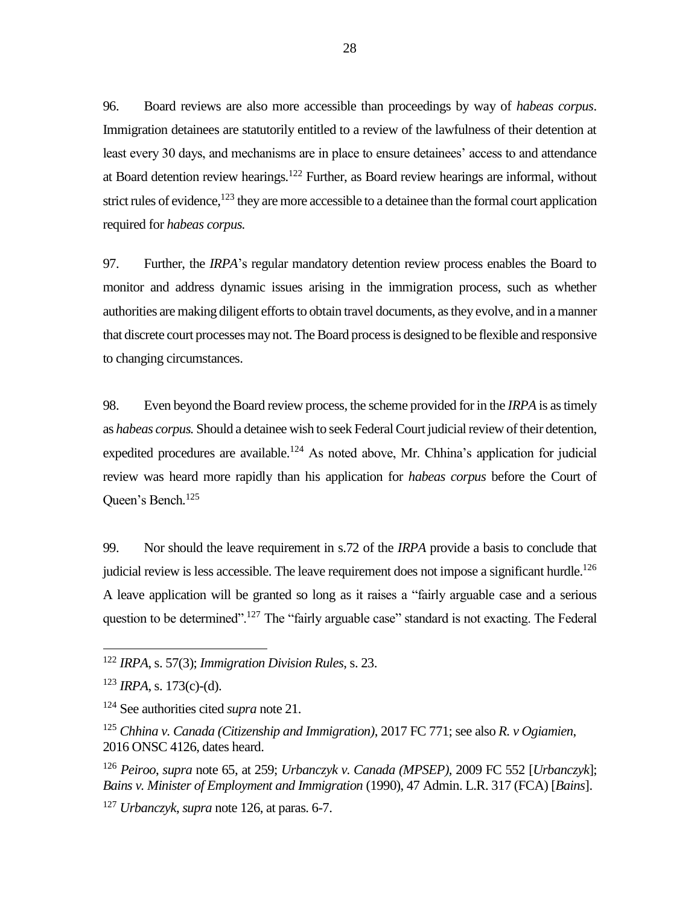96. Board reviews are also more accessible than proceedings by way of *habeas corpus*. Immigration detainees are statutorily entitled to a review of the lawfulness of their detention at least every 30 days, and mechanisms are in place to ensure detainees' access to and attendance at Board detention review hearings.[122] Further, as Board review hearings are informal, without strict rules of evidence,[123] they are more accessible to a detainee than the formal court application required for *habeas corpus.*

97. Further, the *IRPA*'s regular mandatory detention review process enables the Board to monitor and address dynamic issues arising in the immigration process, such as whether authorities are making diligent efforts to obtain travel documents, as they evolve, and in a manner that discrete court processes may not. The Board process is designed to be flexible and responsive to changing circumstances.

98. Even beyond the Board review process, the scheme provided for in the *IRPA* is as timely as *habeas corpus.* Should a detainee wish to seek Federal Court judicial review of their detention, expedited procedures are available.[124] As noted above, Mr. Chhina's application for judicial review was heard more rapidly than his application for *habeas corpus* before the Court of Queen's Bench.[125]

99. Nor should the leave requirement in s.72 of the *IRPA* provide a basis to conclude that judicial review is less accessible. The leave requirement does not impose a significant hurdle.[126] A leave application will be granted so long as it raises a "fairly arguable case and a serious question to be determined".[127] The "fairly arguable case" standard is not exacting. The Federal

---

[122] *IRPA*, s. 57(3); *Immigration Division Rules*, s. 23.

[123] *IRPA*, s. 173(c)-(d).

[124] See authorities cited *supra* note 21.

[125] *Chhina v. Canada (Citizenship and Immigration)*, 2017 FC 771; see also *R. v Ogiamien*, 2016 ONSC 4126, dates heard.

[126] *Peiroo*, *supra* note 65, at 259; *Urbanczyk v. Canada (MPSEP)*, 2009 FC 552 [*Urbanczyk*]; *Bains v. Minister of Employment and Immigration* (1990), 47 Admin. L.R. 317 (FCA) [*Bains*].

[127] *Urbanczyk*, *supra* note 126, at paras. 6-7.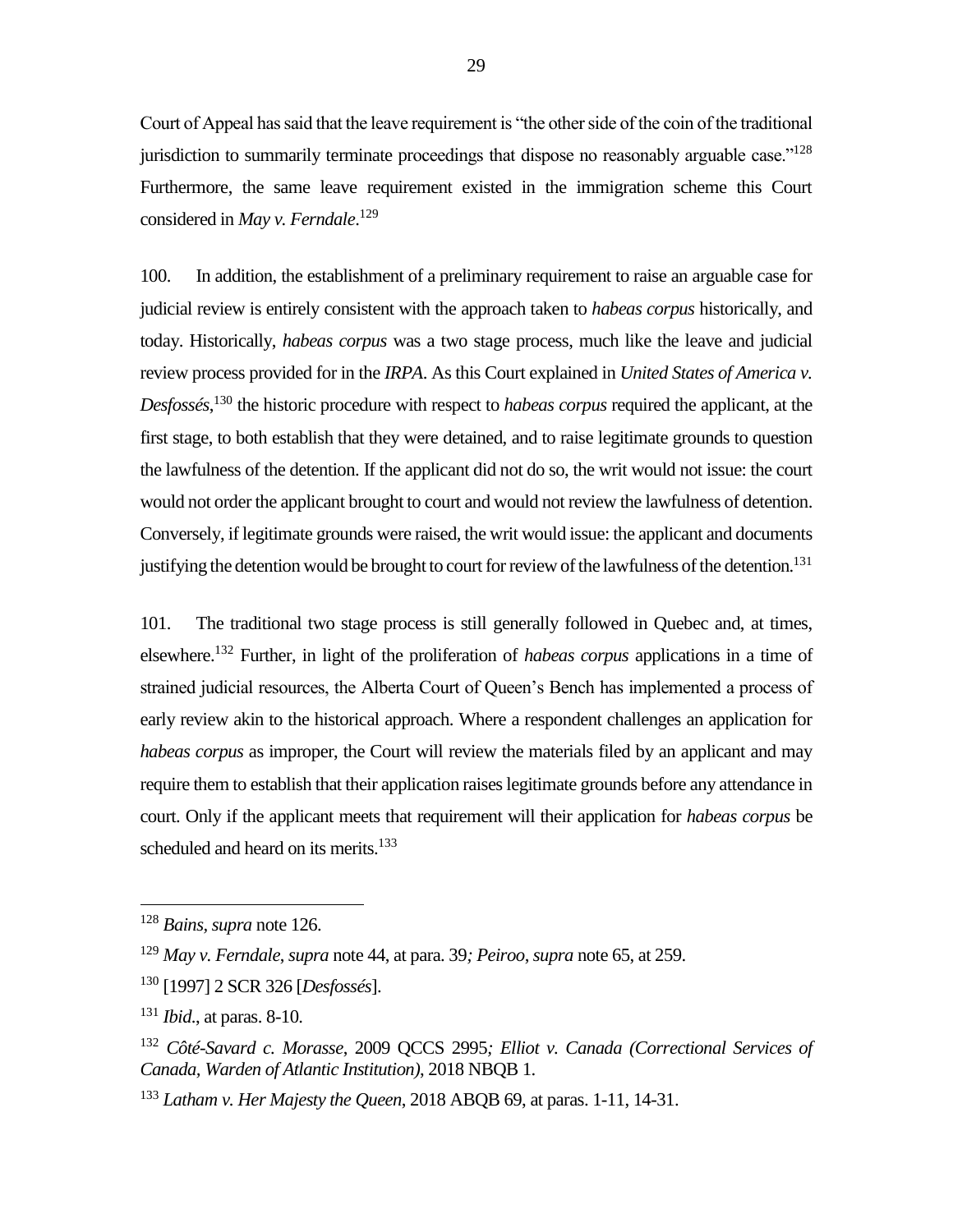Court of Appeal has said that the leave requirement is "the other side of the coin of the traditional jurisdiction to summarily terminate proceedings that dispose no reasonably arguable case."[128] Furthermore, the same leave requirement existed in the immigration scheme this Court considered in *May v. Ferndale*.[129]

100. In addition, the establishment of a preliminary requirement to raise an arguable case for judicial review is entirely consistent with the approach taken to *habeas corpus* historically, and today. Historically, *habeas corpus* was a two stage process, much like the leave and judicial review process provided for in the *IRPA*. As this Court explained in *United States of America v. Desfossés*,[130] the historic procedure with respect to *habeas corpus* required the applicant, at the first stage, to both establish that they were detained, and to raise legitimate grounds to question the lawfulness of the detention. If the applicant did not do so, the writ would not issue: the court would not order the applicant brought to court and would not review the lawfulness of detention. Conversely, if legitimate grounds were raised, the writ would issue: the applicant and documents justifying the detention would be brought to court for review of the lawfulness of the detention.[131]

101. The traditional two stage process is still generally followed in Quebec and, at times, elsewhere.[132] Further, in light of the proliferation of *habeas corpus* applications in a time of strained judicial resources, the Alberta Court of Queen's Bench has implemented a process of early review akin to the historical approach. Where a respondent challenges an application for *habeas corpus* as improper, the Court will review the materials filed by an applicant and may require them to establish that their application raises legitimate grounds before any attendance in court. Only if the applicant meets that requirement will their application for *habeas corpus* be scheduled and heard on its merits.[133]

---

[128] *Bains*, *supra* note 126.

[129] *May v. Ferndale*, *supra* note 44, at para. 39*; Peiroo*, *supra* note 65, at 259.

[130] [1997] 2 SCR 326 [*Desfossés*].

[131] *Ibid.*, at paras. 8-10.

[132] *Côté-Savard c. Morasse*, 2009 QCCS 2995*; Elliot v. Canada (Correctional Services of Canada, Warden of Atlantic Institution)*, 2018 NBQB 1.

[133] *Latham v. Her Majesty the Queen*, 2018 ABQB 69, at paras. 1-11, 14-31.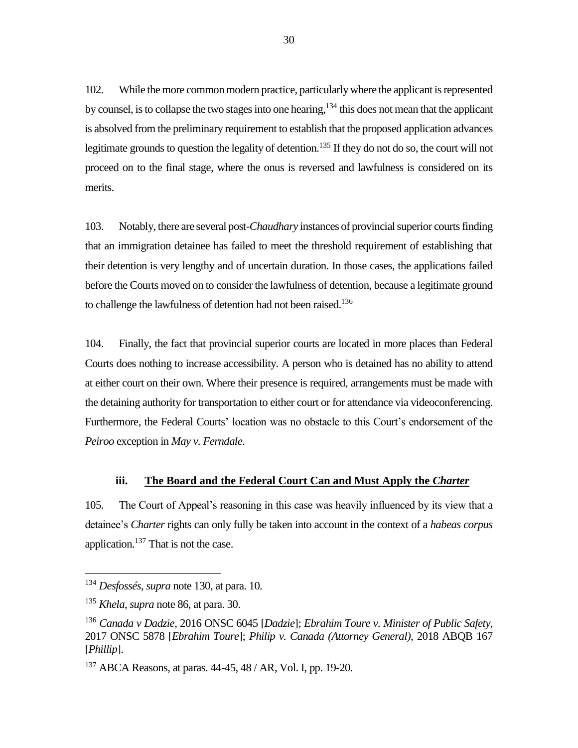102. While the more common modern practice, particularly where the applicant is represented by counsel, is to collapse the two stages into one hearing,[134] this does not mean that the applicant is absolved from the preliminary requirement to establish that the proposed application advances legitimate grounds to question the legality of detention.[135] If they do not do so, the court will not proceed on to the final stage, where the onus is reversed and lawfulness is considered on its merits.

103. Notably, there are several post-*Chaudhary* instances of provincial superior courts finding that an immigration detainee has failed to meet the threshold requirement of establishing that their detention is very lengthy and of uncertain duration. In those cases, the applications failed before the Courts moved on to consider the lawfulness of detention, because a legitimate ground to challenge the lawfulness of detention had not been raised.[136]

104. Finally, the fact that provincial superior courts are located in more places than Federal Courts does nothing to increase accessibility. A person who is detained has no ability to attend at either court on their own. Where their presence is required, arrangements must be made with the detaining authority for transportation to either court or for attendance via videoconferencing. Furthermore, the Federal Courts' location was no obstacle to this Court's endorsement of the *Peiroo* exception in *May v. Ferndale*.

### iii. <u>The Board and the Federal Court Can and Must Apply the *Charter*</u>

105. The Court of Appeal's reasoning in this case was heavily influenced by its view that a detainee's *Charter* rights can only fully be taken into account in the context of a *habeas corpus* application.[137] That is not the case.

---

[134] *Desfossés*, *supra* note 130, at para. 10.

[135] *Khela*, *supra* note 86, at para. 30.

[136] *Canada v Dadzie*, 2016 ONSC 6045 [*Dadzie*]; *Ebrahim Toure v. Minister of Public Safety*, 2017 ONSC 5878 [*Ebrahim Toure*]; *Philip v. Canada (Attorney General)*, 2018 ABQB 167 [*Phillip*].

[137] ABCA Reasons, at paras. 44-45, 48 / AR, Vol. I, pp. 19-20.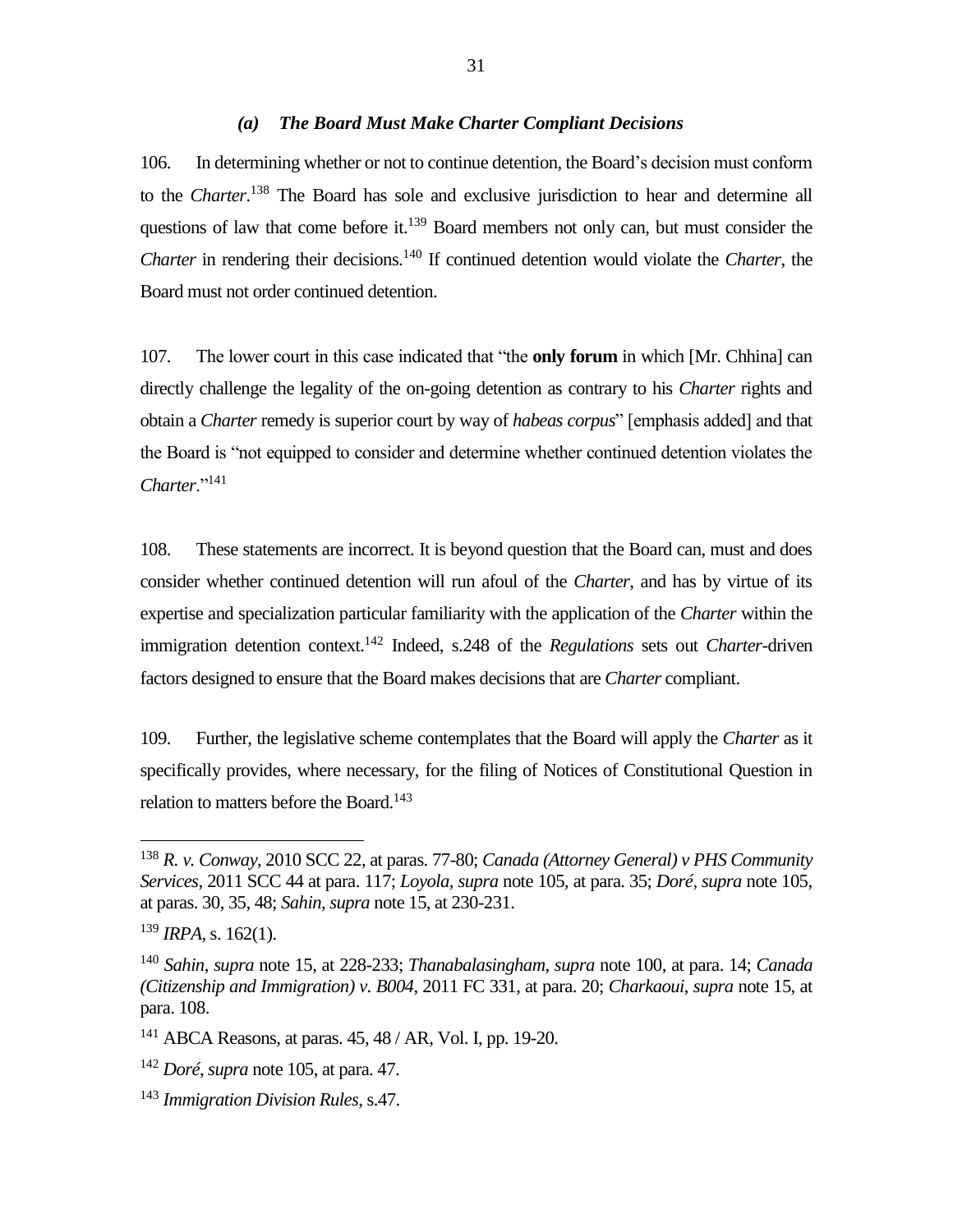### *(a) The Board Must Make Charter Compliant Decisions*

106. In determining whether or not to continue detention, the Board's decision must conform to the *Charter*.[138] The Board has sole and exclusive jurisdiction to hear and determine all questions of law that come before it.[139] Board members not only can, but must consider the *Charter* in rendering their decisions.[140] If continued detention would violate the *Charter*, the Board must not order continued detention.

107. The lower court in this case indicated that "the **only forum** in which [Mr. Chhina] can directly challenge the legality of the on-going detention as contrary to his *Charter* rights and obtain a *Charter* remedy is superior court by way of *habeas corpus*" [emphasis added] and that the Board is "not equipped to consider and determine whether continued detention violates the *Charter*."[141]

108. These statements are incorrect. It is beyond question that the Board can, must and does consider whether continued detention will run afoul of the *Charter*, and has by virtue of its expertise and specialization particular familiarity with the application of the *Charter* within the immigration detention context.[142] Indeed, s.248 of the *Regulations* sets out *Charter*-driven factors designed to ensure that the Board makes decisions that are *Charter* compliant.

109. Further, the legislative scheme contemplates that the Board will apply the *Charter* as it specifically provides, where necessary, for the filing of Notices of Constitutional Question in relation to matters before the Board.[143]

---

[138] *R. v. Conway*, 2010 SCC 22, at paras. 77-80; *Canada (Attorney General) v PHS Community Services*, 2011 SCC 44 at para. 117; *Loyola*, *supra* note 105, at para. 35; *Doré*, *supra* note 105, at paras. 30, 35, 48; *Sahin*, *supra* note 15, at 230-231.

[139] *IRPA*, s. 162(1).

[140] *Sahin*, *supra* note 15, at 228-233; *Thanabalasingham*, *supra* note 100, at para. 14; *Canada (Citizenship and Immigration) v. B004*, 2011 FC 331, at para. 20; *Charkaoui*, *supra* note 15, at para. 108.

[141] ABCA Reasons, at paras. 45, 48 / AR, Vol. I, pp. 19-20.

[142] *Doré*, *supra* note 105, at para. 47.

[143] *Immigration Division Rules*, s.47.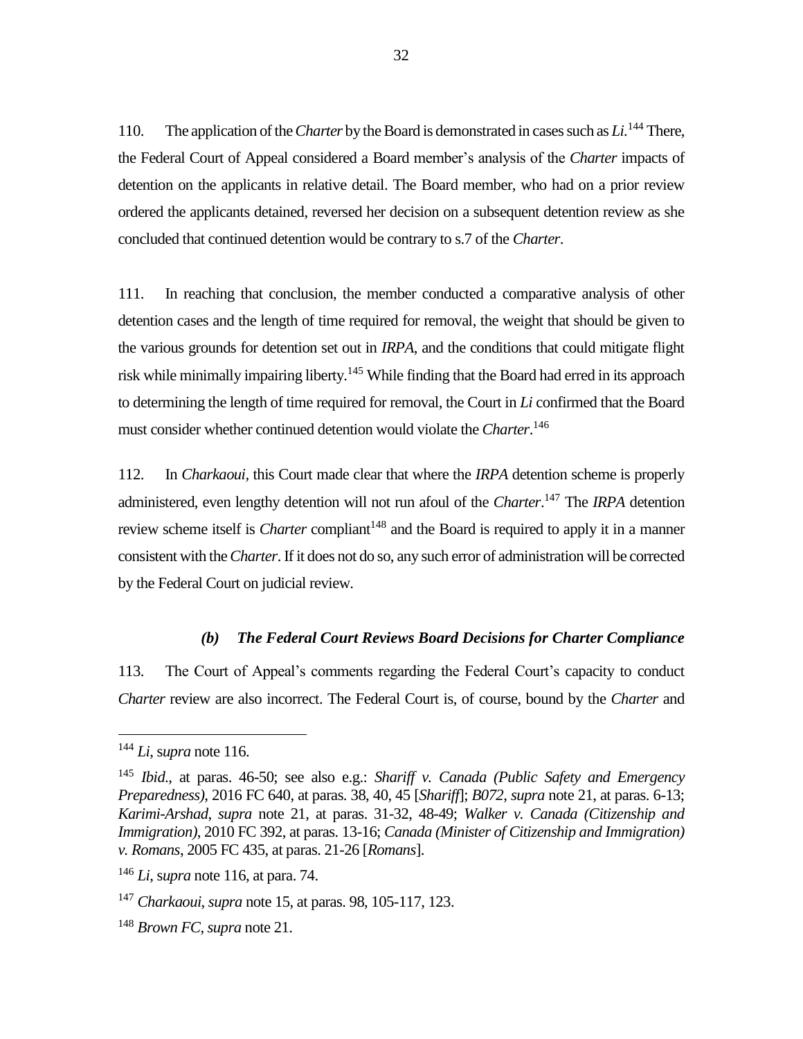110. The application of the *Charter* by the Board is demonstrated in cases such as *Li*.[144] There, the Federal Court of Appeal considered a Board member's analysis of the *Charter* impacts of detention on the applicants in relative detail. The Board member, who had on a prior review ordered the applicants detained, reversed her decision on a subsequent detention review as she concluded that continued detention would be contrary to s.7 of the *Charter*.

111. In reaching that conclusion, the member conducted a comparative analysis of other detention cases and the length of time required for removal, the weight that should be given to the various grounds for detention set out in *IRPA*, and the conditions that could mitigate flight risk while minimally impairing liberty.[145] While finding that the Board had erred in its approach to determining the length of time required for removal, the Court in *Li* confirmed that the Board must consider whether continued detention would violate the *Charter*.[146]

112. In *Charkaoui*, this Court made clear that where the *IRPA* detention scheme is properly administered, even lengthy detention will not run afoul of the *Charter*.[147] The *IRPA* detention review scheme itself is *Charter* compliant[148] and the Board is required to apply it in a manner consistent with the *Charter*. If it does not do so, any such error of administration will be corrected by the Federal Court on judicial review.

### *(b) The Federal Court Reviews Board Decisions for Charter Compliance*

113. The Court of Appeal's comments regarding the Federal Court's capacity to conduct *Charter* review are also incorrect. The Federal Court is, of course, bound by the *Charter* and

---

[144] *Li*, *supra* note 116.

[145] *Ibid*., at paras. 46-50; see also e.g.: *Shariff v. Canada (Public Safety and Emergency Preparedness)*, 2016 FC 640, at paras. 38, 40, 45 [*Shariff*]; *B072*, *supra* note 21, at paras. 6-13; *Karimi-Arshad*, *supra* note 21, at paras. 31-32, 48-49; *Walker v. Canada (Citizenship and Immigration)*, 2010 FC 392, at paras. 13-16; *Canada (Minister of Citizenship and Immigration) v. Romans*, 2005 FC 435, at paras. 21-26 [*Romans*].

[146] *Li*, *supra* note 116, at para. 74.

[147] *Charkaoui*, *supra* note 15, at paras. 98, 105-117, 123.

[148] *Brown FC*, *supra* note 21.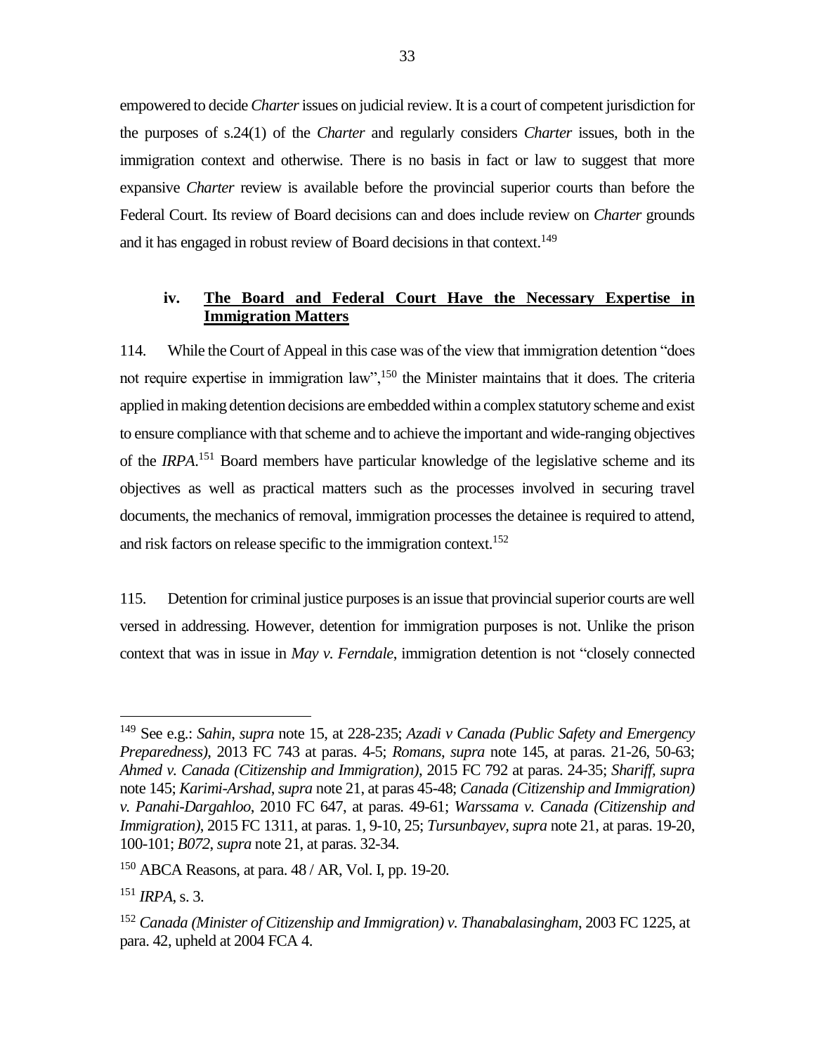empowered to decide *Charter* issues on judicial review. It is a court of competent jurisdiction for the purposes of s.24(1) of the *Charter* and regularly considers *Charter* issues, both in the immigration context and otherwise. There is no basis in fact or law to suggest that more expansive *Charter* review is available before the provincial superior courts than before the Federal Court. Its review of Board decisions can and does include review on *Charter* grounds and it has engaged in robust review of Board decisions in that context.[149]

### iv. The Board and Federal Court Have the Necessary Expertise in Immigration Matters

114. While the Court of Appeal in this case was of the view that immigration detention "does not require expertise in immigration law",[150] the Minister maintains that it does. The criteria applied in making detention decisions are embedded within a complex statutory scheme and exist to ensure compliance with that scheme and to achieve the important and wide-ranging objectives of the *IRPA*.[151] Board members have particular knowledge of the legislative scheme and its objectives as well as practical matters such as the processes involved in securing travel documents, the mechanics of removal, immigration processes the detainee is required to attend, and risk factors on release specific to the immigration context.[152]

115. Detention for criminal justice purposes is an issue that provincial superior courts are well versed in addressing. However, detention for immigration purposes is not. Unlike the prison context that was in issue in *May v. Ferndale*, immigration detention is not "closely connected

---

[149] See e.g.: *Sahin*, *supra* note 15, at 228-235; *Azadi v Canada (Public Safety and Emergency Preparedness)*, 2013 FC 743 at paras. 4-5; *Romans*, *supra* note 145, at paras. 21-26, 50-63; *Ahmed v. Canada (Citizenship and Immigration)*, 2015 FC 792 at paras. 24-35; *Shariff*, *supra* note 145; *Karimi-Arshad*, *supra* note 21, at paras 45-48; *Canada (Citizenship and Immigration) v. Panahi-Dargahloo*, 2010 FC 647, at paras. 49-61; *Warssama v. Canada (Citizenship and Immigration)*, 2015 FC 1311, at paras. 1, 9-10, 25; *Tursunbayev*, *supra* note 21, at paras. 19-20, 100-101; *B072*, *supra* note 21, at paras. 32-34.

[150] ABCA Reasons, at para. 48 / AR, Vol. I, pp. 19-20.

[151] *IRPA*, s. 3.

[152] *Canada (Minister of Citizenship and Immigration) v. Thanabalasingham*, 2003 FC 1225, at para. 42, upheld at 2004 FCA 4.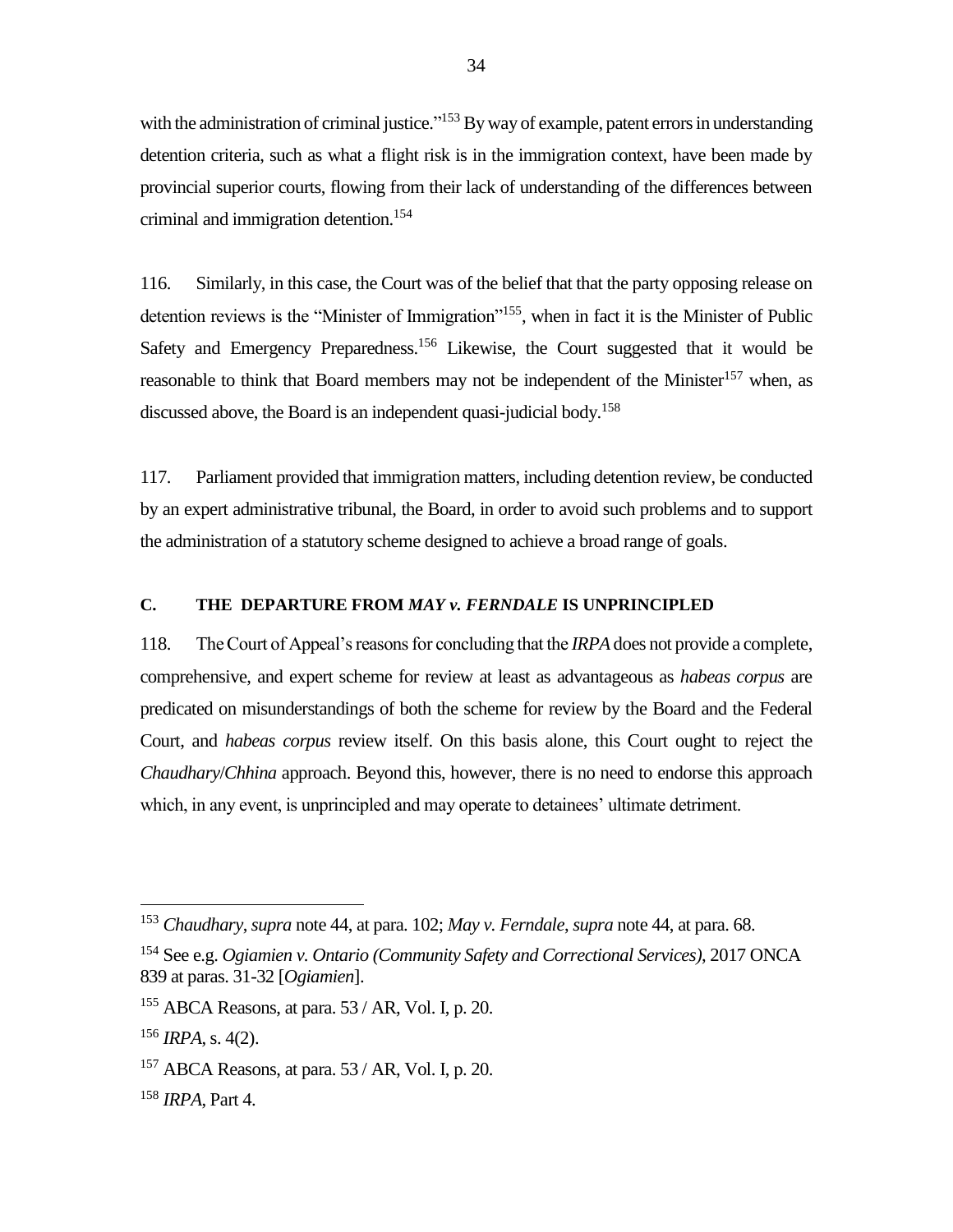with the administration of criminal justice."[153] By way of example, patent errors in understanding detention criteria, such as what a flight risk is in the immigration context, have been made by provincial superior courts, flowing from their lack of understanding of the differences between criminal and immigration detention.[154]

116. Similarly, in this case, the Court was of the belief that that the party opposing release on detention reviews is the "Minister of Immigration"[155], when in fact it is the Minister of Public Safety and Emergency Preparedness.[156] Likewise, the Court suggested that it would be reasonable to think that Board members may not be independent of the Minister[157] when, as discussed above, the Board is an independent quasi-judicial body.[158]

117. Parliament provided that immigration matters, including detention review, be conducted by an expert administrative tribunal, the Board, in order to avoid such problems and to support the administration of a statutory scheme designed to achieve a broad range of goals.

### C. THE DEPARTURE FROM *MAY v. FERNDALE* IS UNPRINCIPLED

118. The Court of Appeal's reasons for concluding that the *IRPA* does not provide a complete, comprehensive, and expert scheme for review at least as advantageous as *habeas corpus* are predicated on misunderstandings of both the scheme for review by the Board and the Federal Court, and *habeas corpus* review itself. On this basis alone, this Court ought to reject the *Chaudhary*/*Chhina* approach. Beyond this, however, there is no need to endorse this approach which, in any event, is unprincipled and may operate to detainees' ultimate detriment.

---

[153] *Chaudhary*, *supra* note 44, at para. 102; *May v. Ferndale*, *supra* note 44, at para. 68.

[154] See e.g. *Ogiamien v. Ontario (Community Safety and Correctional Services)*, 2017 ONCA 839 at paras. 31-32 [*Ogiamien*].

[155] ABCA Reasons, at para. 53 / AR, Vol. I, p. 20.

[156] *IRPA*, s. 4(2).

[157] ABCA Reasons, at para. 53 / AR, Vol. I, p. 20.

[158] *IRPA*, Part 4.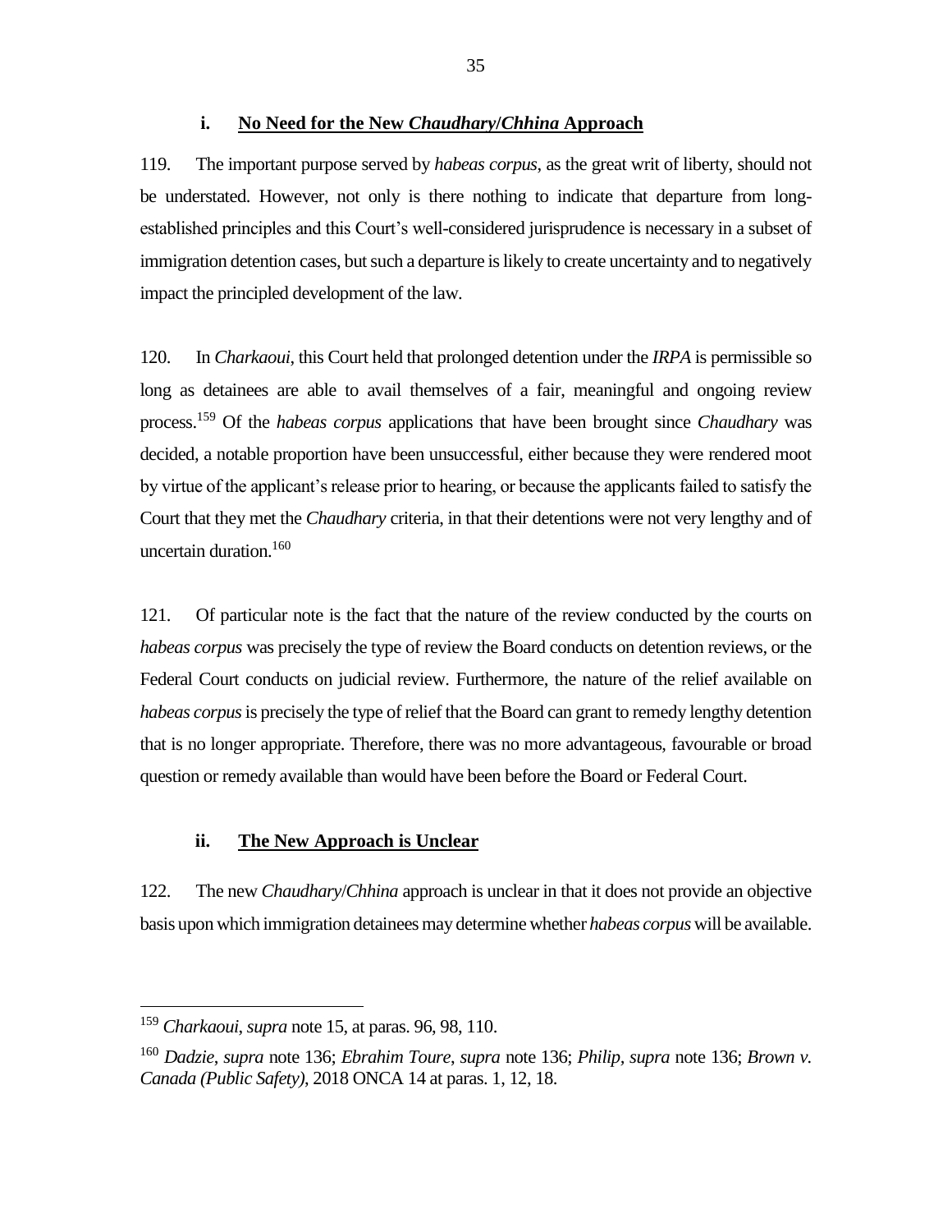### i. <u>No Need for the New *Chaudhary/Chhina* Approach</u>

119. The important purpose served by *habeas corpus*, as the great writ of liberty, should not be understated. However, not only is there nothing to indicate that departure from long-established principles and this Court's well-considered jurisprudence is necessary in a subset of immigration detention cases, but such a departure is likely to create uncertainty and to negatively impact the principled development of the law.

120. In *Charkaoui*, this Court held that prolonged detention under the *IRPA* is permissible so long as detainees are able to avail themselves of a fair, meaningful and ongoing review process.[159] Of the *habeas corpus* applications that have been brought since *Chaudhary* was decided, a notable proportion have been unsuccessful, either because they were rendered moot by virtue of the applicant's release prior to hearing, or because the applicants failed to satisfy the Court that they met the *Chaudhary* criteria, in that their detentions were not very lengthy and of uncertain duration.[160]

121. Of particular note is the fact that the nature of the review conducted by the courts on *habeas corpus* was precisely the type of review the Board conducts on detention reviews, or the Federal Court conducts on judicial review. Furthermore, the nature of the relief available on *habeas corpus* is precisely the type of relief that the Board can grant to remedy lengthy detention that is no longer appropriate. Therefore, there was no more advantageous, favourable or broad question or remedy available than would have been before the Board or Federal Court.

### ii. <u>The New Approach is Unclear</u>

122. The new *Chaudhary/Chhina* approach is unclear in that it does not provide an objective basis upon which immigration detainees may determine whether *habeas corpus* will be available.

---

[159] *Charkaoui*, *supra* note 15, at paras. 96, 98, 110.

[160] *Dadzie*, *supra* note 136; *Ebrahim Toure*, *supra* note 136; *Philip*, *supra* note 136; *Brown v. Canada (Public Safety)*, 2018 ONCA 14 at paras. 1, 12, 18.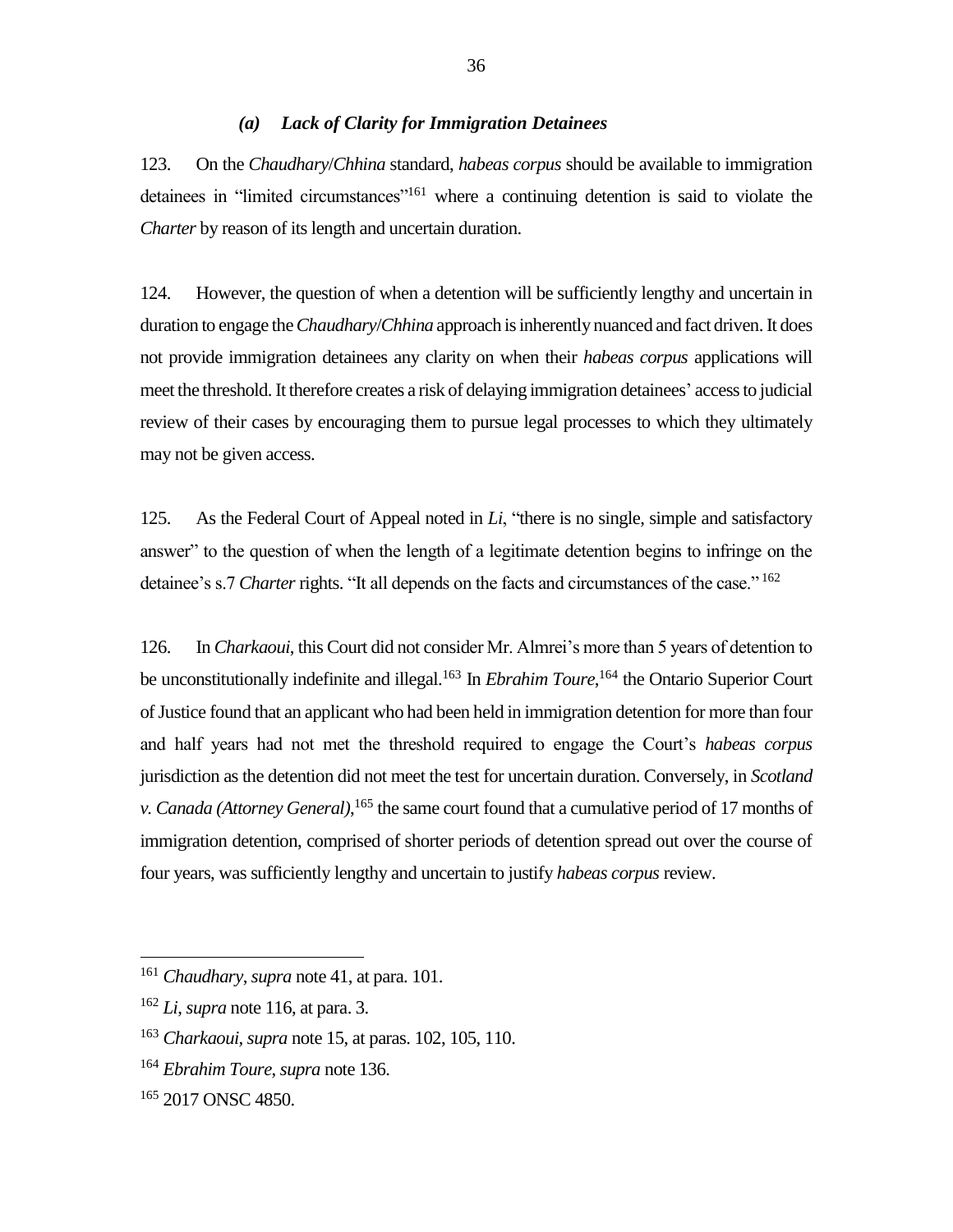### *(a) Lack of Clarity for Immigration Detainees*

123. On the *Chaudhary*/*Chhina* standard, *habeas corpus* should be available to immigration detainees in "limited circumstances"[161] where a continuing detention is said to violate the *Charter* by reason of its length and uncertain duration.

124. However, the question of when a detention will be sufficiently lengthy and uncertain in duration to engage the *Chaudhary*/*Chhina* approach is inherently nuanced and fact driven. It does not provide immigration detainees any clarity on when their *habeas corpus* applications will meet the threshold. It therefore creates a risk of delaying immigration detainees' access to judicial review of their cases by encouraging them to pursue legal processes to which they ultimately may not be given access.

125. As the Federal Court of Appeal noted in *Li*, "there is no single, simple and satisfactory answer" to the question of when the length of a legitimate detention begins to infringe on the detainee's s.7 *Charter* rights. "It all depends on the facts and circumstances of the case."[162]

126. In *Charkaoui*, this Court did not consider Mr. Almrei's more than 5 years of detention to be unconstitutionally indefinite and illegal.[163] In *Ebrahim Toure*,[164] the Ontario Superior Court of Justice found that an applicant who had been held in immigration detention for more than four and half years had not met the threshold required to engage the Court's *habeas corpus* jurisdiction as the detention did not meet the test for uncertain duration. Conversely, in *Scotland v. Canada (Attorney General)*,[165] the same court found that a cumulative period of 17 months of immigration detention, comprised of shorter periods of detention spread out over the course of four years, was sufficiently lengthy and uncertain to justify *habeas corpus* review.

---

[161] *Chaudhary*, *supra* note 41, at para. 101.

[162] *Li*, *supra* note 116, at para. 3.

[163] *Charkaoui*, *supra* note 15, at paras. 102, 105, 110.

[164] *Ebrahim Toure*, *supra* note 136.

[165] 2017 ONSC 4850.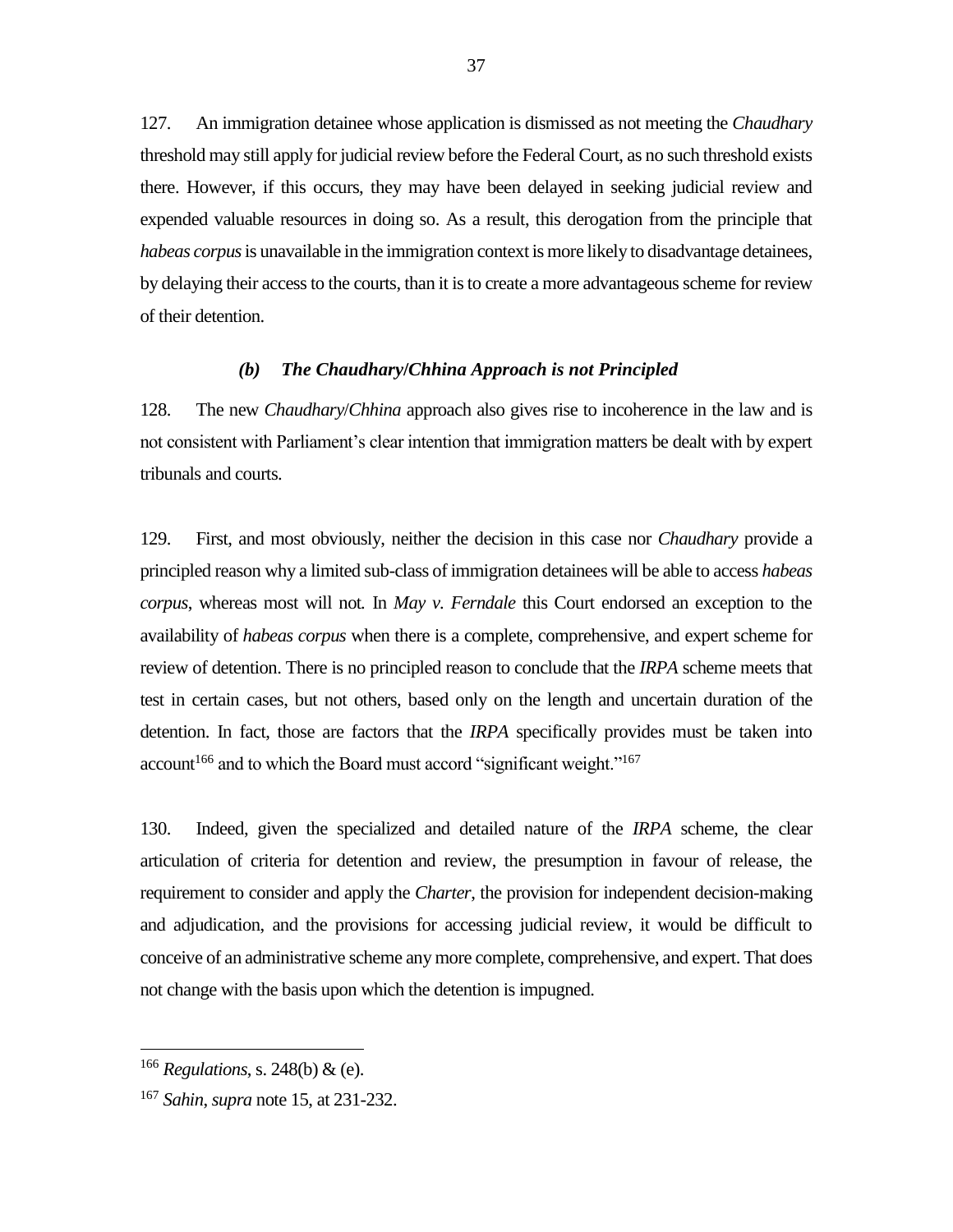127. An immigration detainee whose application is dismissed as not meeting the *Chaudhary* threshold may still apply for judicial review before the Federal Court, as no such threshold exists there. However, if this occurs, they may have been delayed in seeking judicial review and expended valuable resources in doing so. As a result, this derogation from the principle that *habeas corpus* is unavailable in the immigration context is more likely to disadvantage detainees, by delaying their access to the courts, than it is to create a more advantageous scheme for review of their detention.

### *(b) The Chaudhary/Chhina Approach is not Principled*

128. The new *Chaudhary*/*Chhina* approach also gives rise to incoherence in the law and is not consistent with Parliament's clear intention that immigration matters be dealt with by expert tribunals and courts.

129. First, and most obviously, neither the decision in this case nor *Chaudhary* provide a principled reason why a limited sub-class of immigration detainees will be able to access *habeas corpus*, whereas most will not. In *May v. Ferndale* this Court endorsed an exception to the availability of *habeas corpus* when there is a complete, comprehensive, and expert scheme for review of detention. There is no principled reason to conclude that the *IRPA* scheme meets that test in certain cases, but not others, based only on the length and uncertain duration of the detention. In fact, those are factors that the *IRPA* specifically provides must be taken into account[166] and to which the Board must accord "significant weight."[167]

130. Indeed, given the specialized and detailed nature of the *IRPA* scheme, the clear articulation of criteria for detention and review, the presumption in favour of release, the requirement to consider and apply the *Charter*, the provision for independent decision-making and adjudication, and the provisions for accessing judicial review, it would be difficult to conceive of an administrative scheme any more complete, comprehensive, and expert. That does not change with the basis upon which the detention is impugned.

---

[166] *Regulations*, s. 248(b) & (e).

[167] *Sahin*, *supra* note 15, at 231-232.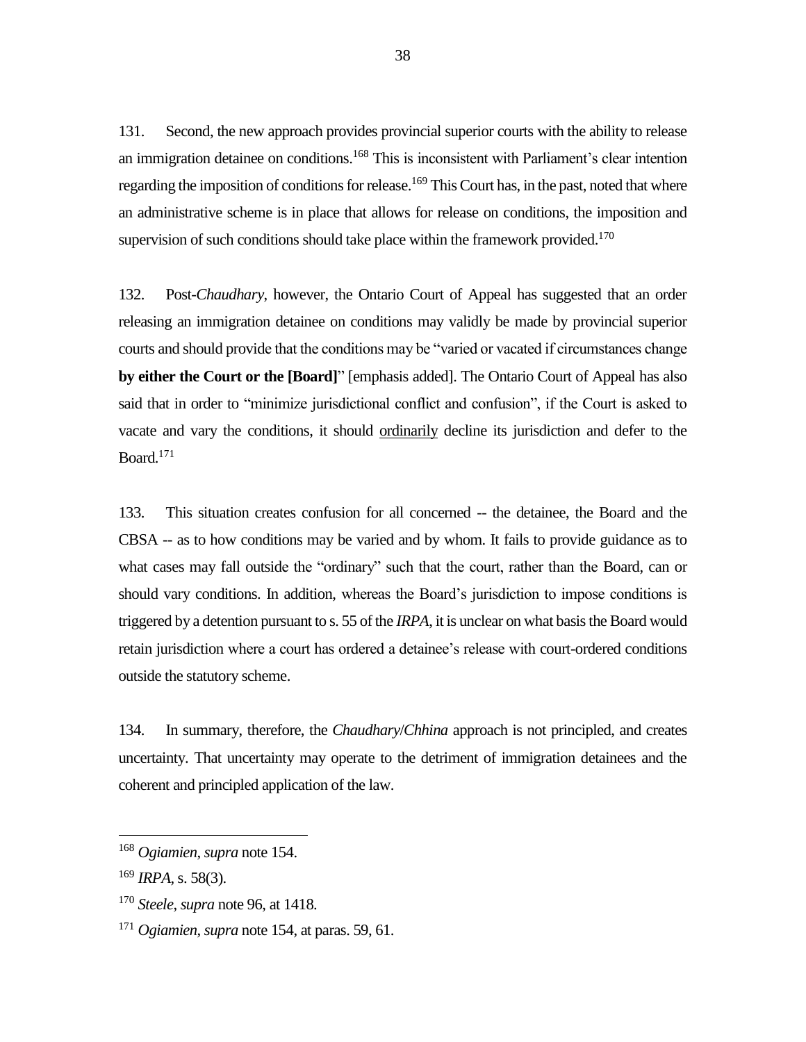131. Second, the new approach provides provincial superior courts with the ability to release an immigration detainee on conditions.[168] This is inconsistent with Parliament's clear intention regarding the imposition of conditions for release.[169] This Court has, in the past, noted that where an administrative scheme is in place that allows for release on conditions, the imposition and supervision of such conditions should take place within the framework provided.[170]

132. Post-*Chaudhary*, however, the Ontario Court of Appeal has suggested that an order releasing an immigration detainee on conditions may validly be made by provincial superior courts and should provide that the conditions may be "varied or vacated if circumstances change **by either the Court or the [Board]**" [emphasis added]. The Ontario Court of Appeal has also said that in order to "minimize jurisdictional conflict and confusion", if the Court is asked to vacate and vary the conditions, it should <u>ordinarily</u> decline its jurisdiction and defer to the Board.[171]

133. This situation creates confusion for all concerned -- the detainee, the Board and the CBSA -- as to how conditions may be varied and by whom. It fails to provide guidance as to what cases may fall outside the "ordinary" such that the court, rather than the Board, can or should vary conditions. In addition, whereas the Board's jurisdiction to impose conditions is triggered by a detention pursuant to s. 55 of the *IRPA*, it is unclear on what basis the Board would retain jurisdiction where a court has ordered a detainee's release with court-ordered conditions outside the statutory scheme.

134. In summary, therefore, the *Chaudhary*/*Chhina* approach is not principled, and creates uncertainty. That uncertainty may operate to the detriment of immigration detainees and the coherent and principled application of the law.

---

[168] *Ogiamien*, *supra* note 154.

[169] *IRPA*, s. 58(3).

[170] *Steele*, *supra* note 96, at 1418.

[171] *Ogiamien*, *supra* note 154, at paras. 59, 61.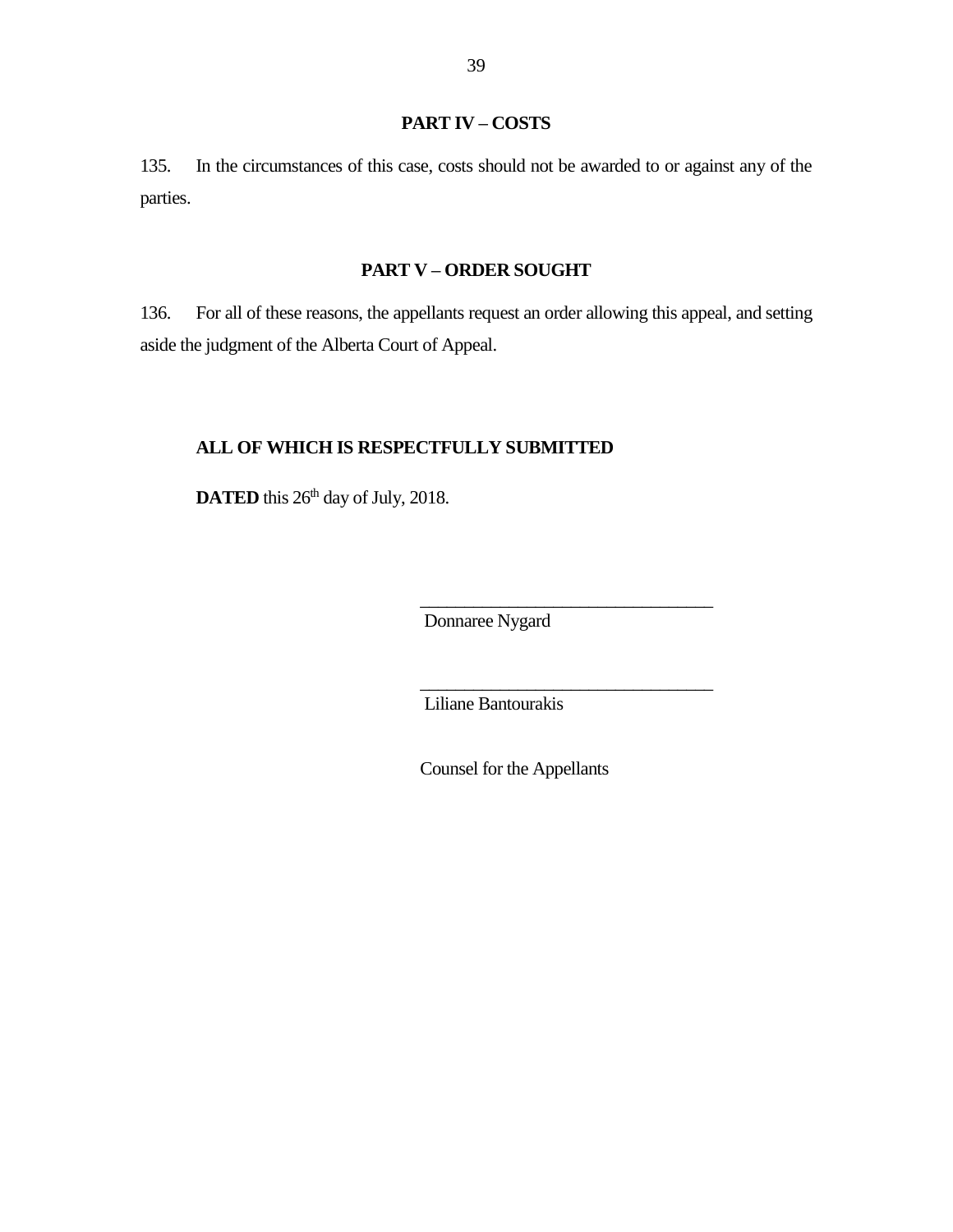## PART IV – COSTS

135. In the circumstances of this case, costs should not be awarded to or against any of the parties.

## PART V – ORDER SOUGHT

136. For all of these reasons, the appellants request an order allowing this appeal, and setting aside the judgment of the Alberta Court of Appeal.

**ALL OF WHICH IS RESPECTFULLY SUBMITTED**

**DATED** this 26th day of July, 2018.

________________________________
Donnaree Nygard

________________________________
Liliane Bantourakis

Counsel for the Appellants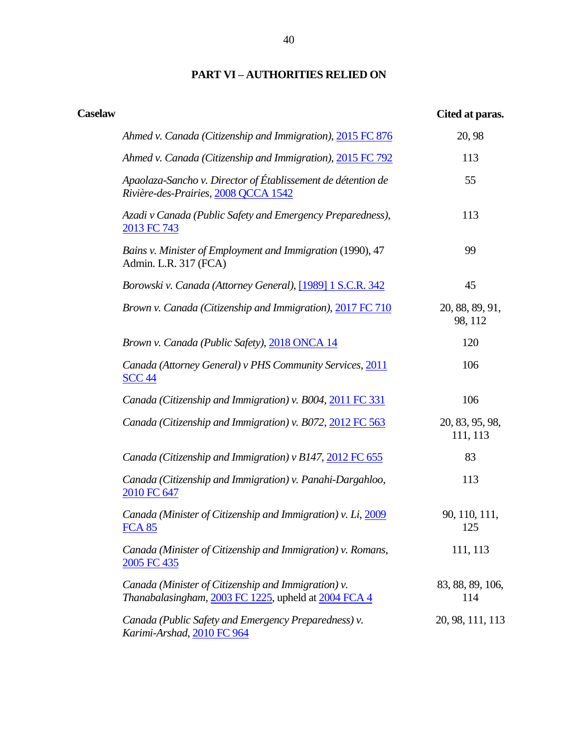# PART VI – AUTHORITIES RELIED ON

| **Caselaw** | **Cited at paras.** |
|---|---|
| *Ahmed v. Canada (Citizenship and Immigration)*, 2015 FC 876 | 20, 98 |
| *Ahmed v. Canada (Citizenship and Immigration)*, 2015 FC 792 | 113 |
| *Apaolaza-Sancho v. Director of Établissement de détention de Rivière-des-Prairies*, 2008 QCCA 1542 | 55 |
| *Azadi v Canada (Public Safety and Emergency Preparedness)*, 2013 FC 743 | 113 |
| *Bains v. Minister of Employment and Immigration* (1990), 47 Admin. L.R. 317 (FCA) | 99 |
| *Borowski v. Canada (Attorney General)*, [1989] 1 S.C.R. 342 | 45 |
| *Brown v. Canada (Citizenship and Immigration)*, 2017 FC 710 | 20, 88, 89, 91, 98, 112 |
| *Brown v. Canada (Public Safety)*, 2018 ONCA 14 | 120 |
| *Canada (Attorney General) v PHS Community Services*, 2011 SCC 44 | 106 |
| *Canada (Citizenship and Immigration) v. B004*, 2011 FC 331 | 106 |
| *Canada (Citizenship and Immigration) v. B072*, 2012 FC 563 | 20, 83, 95, 98, 111, 113 |
| *Canada (Citizenship and Immigration) v B147*, 2012 FC 655 | 83 |
| *Canada (Citizenship and Immigration) v. Panahi-Dargahloo*, 2010 FC 647 | 113 |
| *Canada (Minister of Citizenship and Immigration) v. Li*, 2009 FCA 85 | 90, 110, 111, 125 |
| *Canada (Minister of Citizenship and Immigration) v. Romans*, 2005 FC 435 | 111, 113 |
| *Canada (Minister of Citizenship and Immigration) v. Thanabalasingham*, 2003 FC 1225, upheld at 2004 FCA 4 | 83, 88, 89, 106, 114 |
| *Canada (Public Safety and Emergency Preparedness) v. Karimi-Arshad*, 2010 FC 964 | 20, 98, 111, 113 |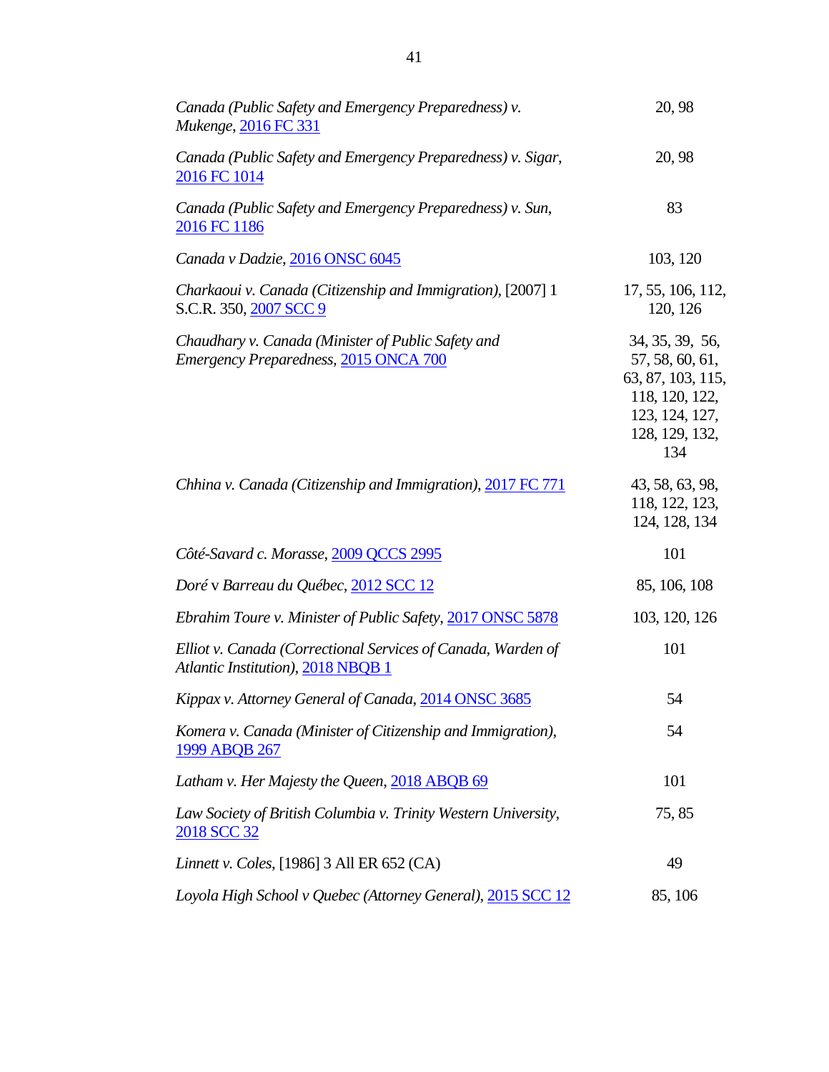| | |
|---|---|
| *Canada (Public Safety and Emergency Preparedness) v. Mukenge*, 2016 FC 331 | 20, 98 |
| *Canada (Public Safety and Emergency Preparedness) v. Sigar*, 2016 FC 1014 | 20, 98 |
| *Canada (Public Safety and Emergency Preparedness) v. Sun*, 2016 FC 1186 | 83 |
| *Canada v Dadzie*, 2016 ONSC 6045 | 103, 120 |
| *Charkaoui v. Canada (Citizenship and Immigration)*, [2007] 1 S.C.R. 350, 2007 SCC 9 | 17, 55, 106, 112, 120, 126 |
| *Chaudhary v. Canada (Minister of Public Safety and Emergency Preparedness*, 2015 ONCA 700 | 34, 35, 39, 56, 57, 58, 60, 61, 63, 87, 103, 115, 118, 120, 122, 123, 124, 127, 128, 129, 132, 134 |
| *Chhina v. Canada (Citizenship and Immigration)*, 2017 FC 771 | 43, 58, 63, 98, 118, 122, 123, 124, 128, 134 |
| *Côté-Savard c. Morasse*, 2009 QCCS 2995 | 101 |
| *Doré* v *Barreau du Québec*, 2012 SCC 12 | 85, 106, 108 |
| *Ebrahim Toure v. Minister of Public Safety*, 2017 ONSC 5878 | 103, 120, 126 |
| *Elliot v. Canada (Correctional Services of Canada, Warden of Atlantic Institution)*, 2018 NBQB 1 | 101 |
| *Kippax v. Attorney General of Canada*, 2014 ONSC 3685 | 54 |
| *Komera v. Canada (Minister of Citizenship and Immigration)*, 1999 ABQB 267 | 54 |
| *Latham v. Her Majesty the Queen*, 2018 ABQB 69 | 101 |
| *Law Society of British Columbia v. Trinity Western University*, 2018 SCC 32 | 75, 85 |
| *Linnett v. Coles*, [1986] 3 All ER 652 (CA) | 49 |
| *Loyola High School v Quebec (Attorney General)*, 2015 SCC 12 | 85, 106 |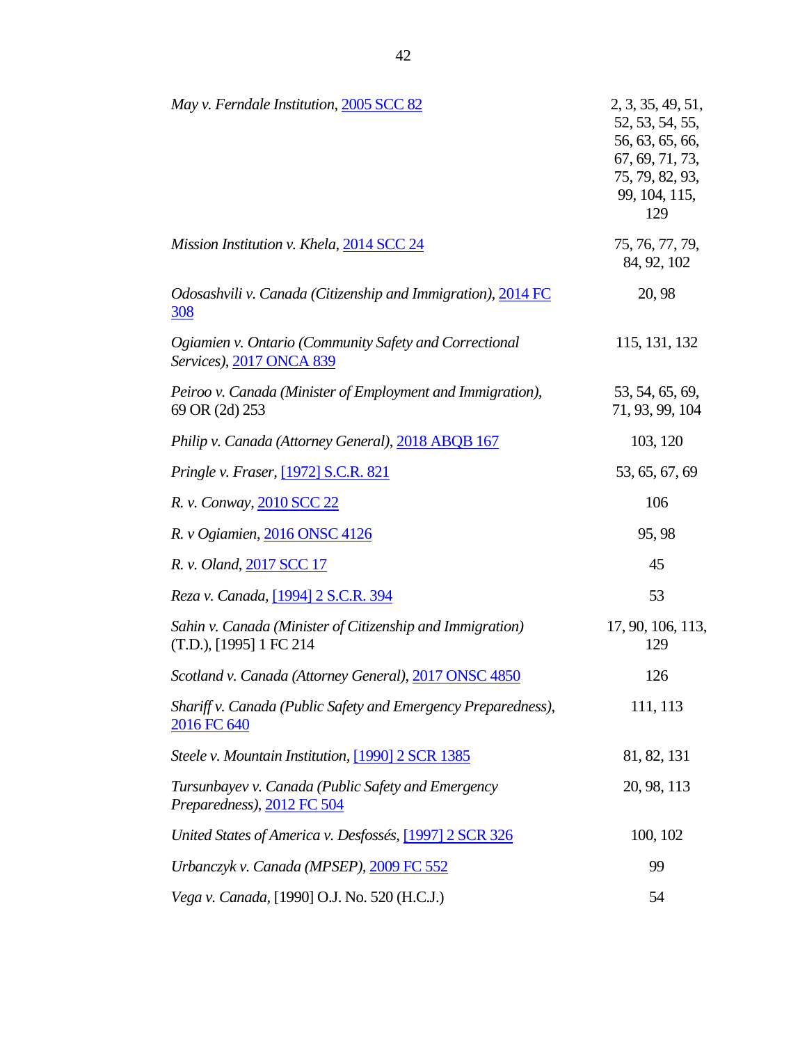| | |
|---|---|
| *May v. Ferndale Institution*, 2005 SCC 82 | 2, 3, 35, 49, 51, 52, 53, 54, 55, 56, 63, 65, 66, 67, 69, 71, 73, 75, 79, 82, 93, 99, 104, 115, 129 |
| *Mission Institution v. Khela*, 2014 SCC 24 | 75, 76, 77, 79, 84, 92, 102 |
| *Odosashvili v. Canada (Citizenship and Immigration)*, 2014 FC 308 | 20, 98 |
| *Ogiamien v. Ontario (Community Safety and Correctional Services)*, 2017 ONCA 839 | 115, 131, 132 |
| *Peiroo v. Canada (Minister of Employment and Immigration)*, 69 OR (2d) 253 | 53, 54, 65, 69, 71, 93, 99, 104 |
| *Philip v. Canada (Attorney General)*, 2018 ABQB 167 | 103, 120 |
| *Pringle v. Fraser*, [1972] S.C.R. 821 | 53, 65, 67, 69 |
| *R. v. Conway*, 2010 SCC 22 | 106 |
| *R. v Ogiamien*, 2016 ONSC 4126 | 95, 98 |
| *R. v. Oland*, 2017 SCC 17 | 45 |
| *Reza v. Canada*, [1994] 2 S.C.R. 394 | 53 |
| *Sahin v. Canada (Minister of Citizenship and Immigration)* (T.D.), [1995] 1 FC 214 | 17, 90, 106, 113, 129 |
| *Scotland v. Canada (Attorney General)*, 2017 ONSC 4850 | 126 |
| *Shariff v. Canada (Public Safety and Emergency Preparedness)*, 2016 FC 640 | 111, 113 |
| *Steele v. Mountain Institution*, [1990] 2 SCR 1385 | 81, 82, 131 |
| *Tursunbayev v. Canada (Public Safety and Emergency Preparedness)*, 2012 FC 504 | 20, 98, 113 |
| *United States of America v. Desfossés*, [1997] 2 SCR 326 | 100, 102 |
| *Urbanczyk v. Canada (MPSEP)*, 2009 FC 552 | 99 |
| *Vega v. Canada*, [1990] O.J. No. 520 (H.C.J.) | 54 |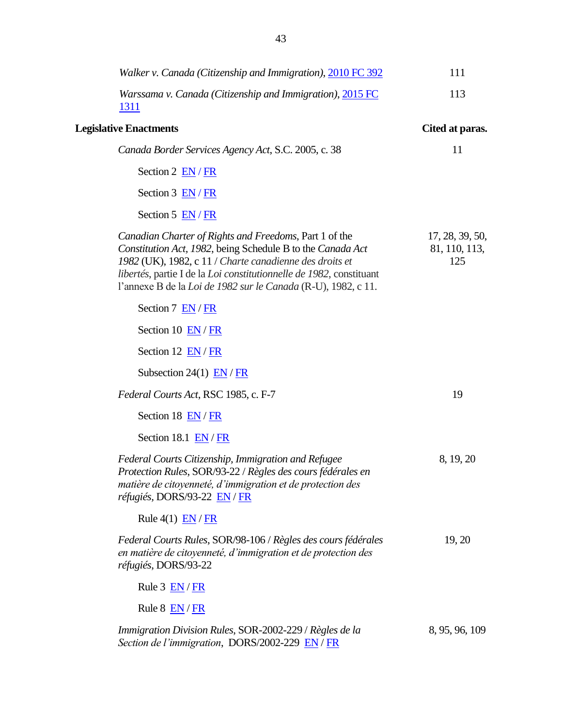| | |
|---|---|
| *Walker v. Canada (Citizenship and Immigration)*, 2010 FC 392 | 111 |
| *Warssama v. Canada (Citizenship and Immigration)*, 2015 FC 1311 | 113 |

| **Legislative Enactments** | **Cited at paras.** |
|---|---|
| *Canada Border Services Agency Act*, S.C. 2005, c. 38 | 11 |
| Section 2 EN / FR | |
| Section 3 EN / FR | |
| Section 5 EN / FR | |
| *Canadian Charter of Rights and Freedoms*, Part 1 of the *Constitution Act, 1982*, being Schedule B to the *Canada Act 1982* (UK), 1982, c 11 / *Charte canadienne des droits et libertés*, partie I de la *Loi constitutionnelle de 1982*, constituant l'annexe B de la *Loi de 1982 sur le Canada* (R-U), 1982, c 11. | 17, 28, 39, 50, 81, 110, 113, 125 |
| Section 7 EN / FR | |
| Section 10 EN / FR | |
| Section 12 EN / FR | |
| Subsection 24(1) EN / FR | |
| *Federal Courts Act*, RSC 1985, c. F-7 | 19 |
| Section 18 EN / FR | |
| Section 18.1 EN / FR | |
| *Federal Courts Citizenship, Immigration and Refugee Protection Rules*, SOR/93-22 / *Règles des cours fédérales en matière de citoyenneté, d'immigration et de protection des réfugiés*, DORS/93-22 EN / FR | 8, 19, 20 |
| Rule 4(1) EN / FR | |
| *Federal Courts Rules*, SOR/98-106 / *Règles des cours fédérales en matière de citoyenneté, d'immigration et de protection des réfugiés*, DORS/93-22 | 19, 20 |
| Rule 3 EN / FR | |
| Rule 8 EN / FR | |
| *Immigration Division Rules*, SOR-2002-229 / *Règles de la Section de l'immigration*, DORS/2002-229 EN / FR | 8, 95, 96, 109 |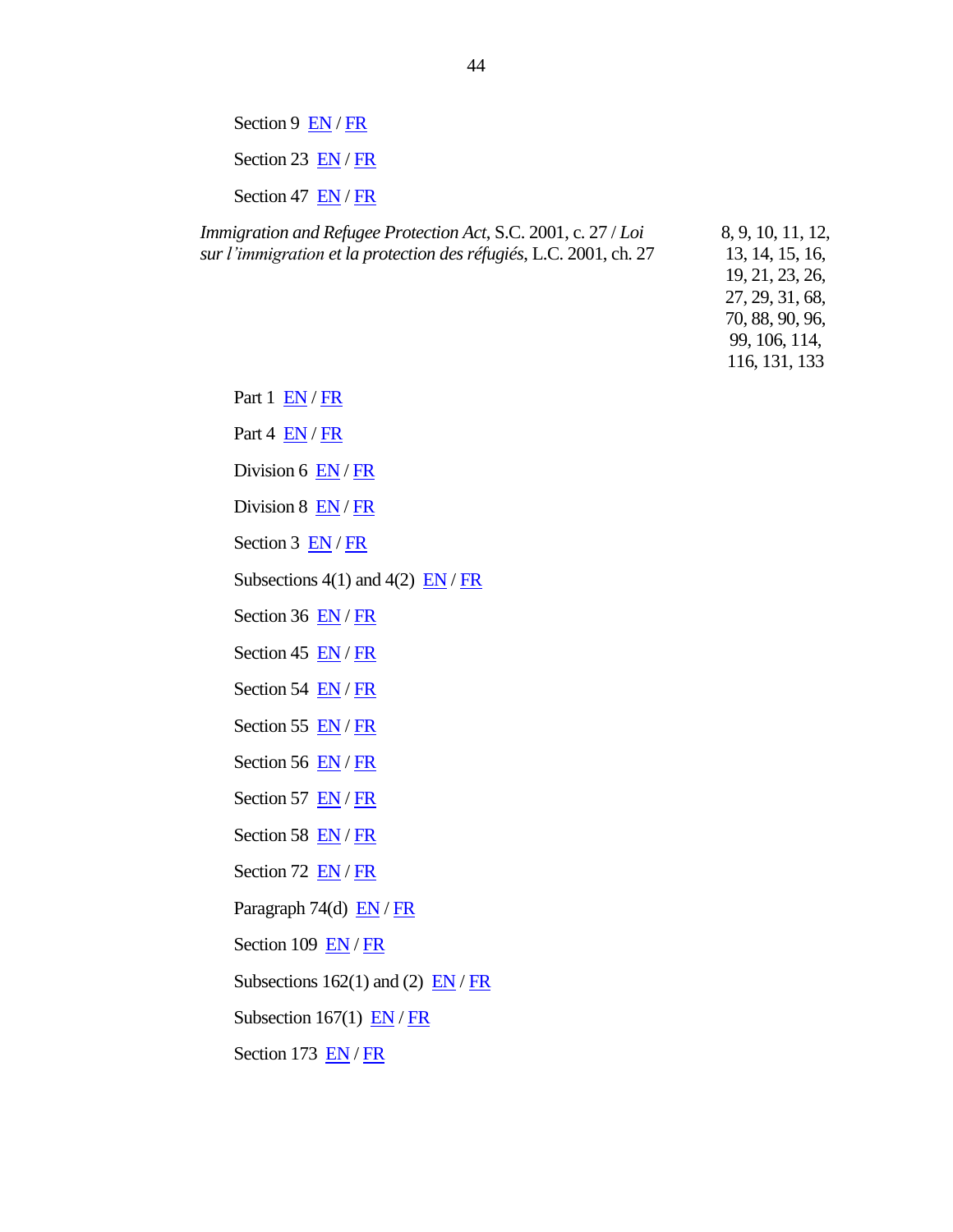Section 9 EN / FR

Section 23 EN / FR

Section 47 EN / FR

| | |
|---|---|
| *Immigration and Refugee Protection Act*, S.C. 2001, c. 27 / *Loi sur l'immigration et la protection des réfugiés*, L.C. 2001, ch. 27 | 8, 9, 10, 11, 12, 13, 14, 15, 16, 19, 21, 23, 26, 27, 29, 31, 68, 70, 88, 90, 96, 99, 106, 114, 116, 131, 133 |

Part 1 EN / FR

Part 4 EN / FR

Division 6 EN / FR

Division 8 EN / FR

Section 3 EN / FR

Subsections 4(1) and 4(2) EN / FR

Section 36 EN / FR

Section 45 EN / FR

Section 54 EN / FR

Section 55 EN / FR

Section 56 EN / FR

Section 57 EN / FR

Section 58 EN / FR

Section 72 EN / FR

Paragraph 74(d) EN / FR

Section 109 EN / FR

Subsections 162(1) and (2) EN / FR

Subsection 167(1) EN / FR

Section 173 EN / FR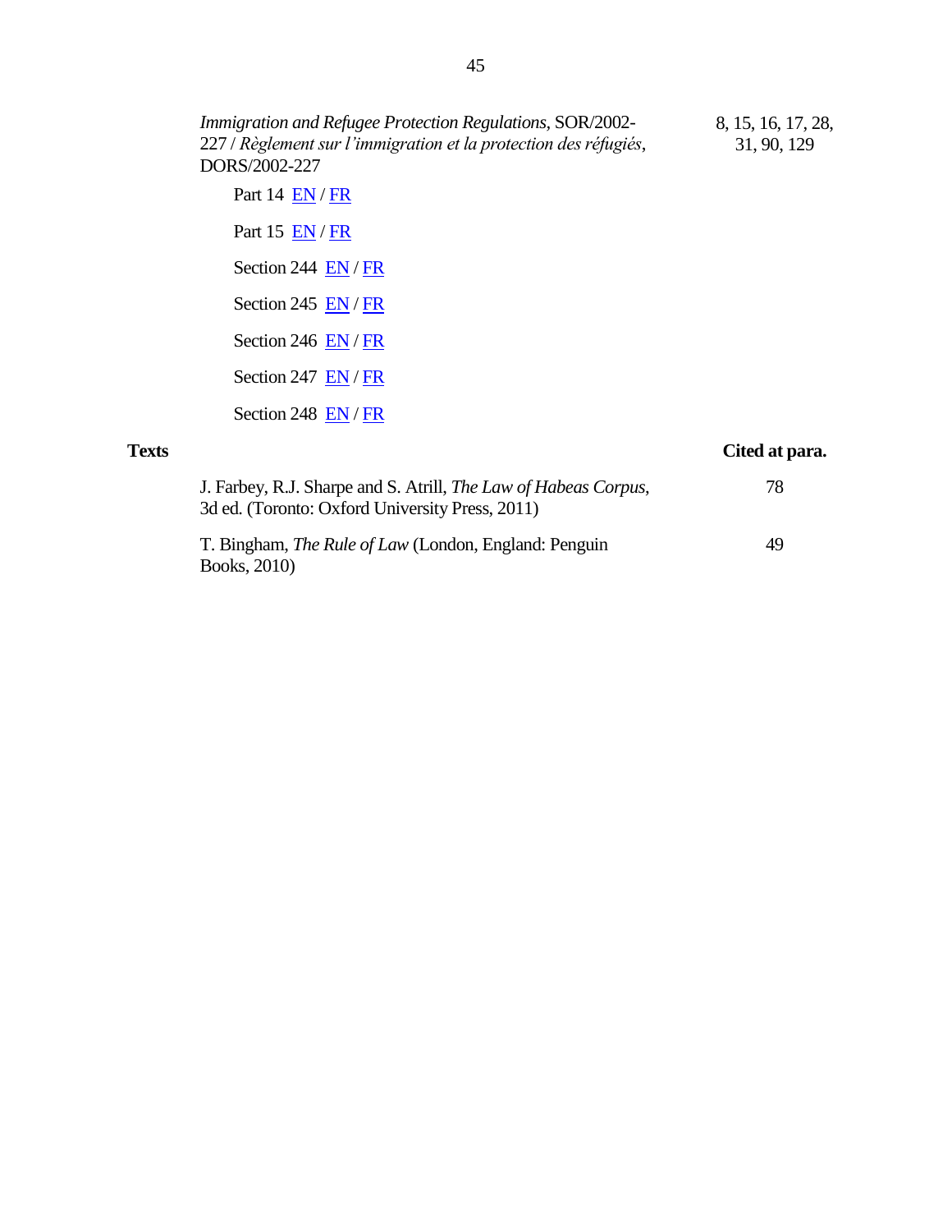| | |
|---|---|
| *Immigration and Refugee Protection Regulations*, SOR/2002-227 / *Règlement sur l'immigration et la protection des réfugiés*, DORS/2002-227 | 8, 15, 16, 17, 28, 31, 90, 129 |
| Part 14 EN / FR | |
| Part 15 EN / FR | |
| Section 244 EN / FR | |
| Section 245 EN / FR | |
| Section 246 EN / FR | |
| Section 247 EN / FR | |
| Section 248 EN / FR | |

| **Texts** | **Cited at para.** |
|---|---|
| J. Farbey, R.J. Sharpe and S. Atrill, *The Law of Habeas Corpus*, 3d ed. (Toronto: Oxford University Press, 2011) | 78 |
| T. Bingham, *The Rule of Law* (London, England: Penguin Books, 2010) | 49 |